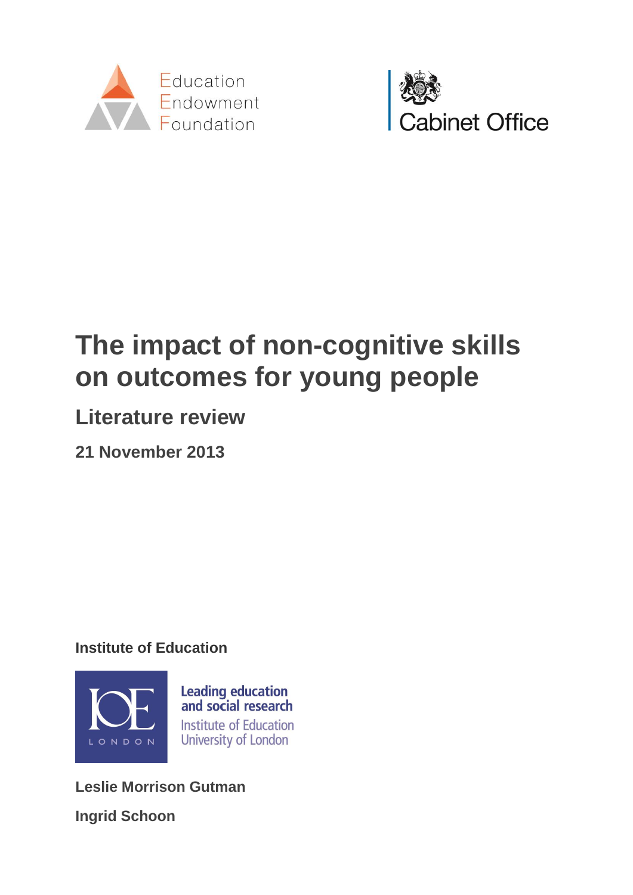Education Endowment Foundation

Cabinet Office

# The impact of non-cognitive skills on outcomes for young people

## Literature review

**21 November 2013**

**Institute of Education**

Leading education and social research
Institute of Education
University of London

**Leslie Morrison Gutman**

**Ingrid Schoon**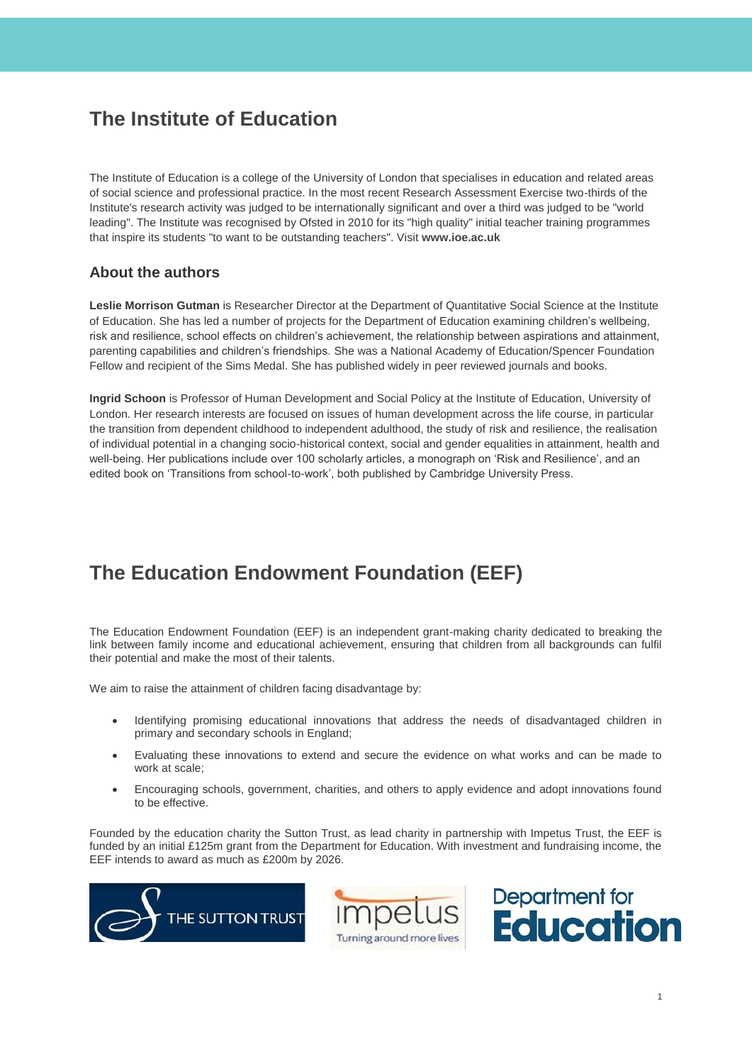# The Institute of Education

The Institute of Education is a college of the University of London that specialises in education and related areas of social science and professional practice. In the most recent Research Assessment Exercise two-thirds of the Institute's research activity was judged to be internationally significant and over a third was judged to be "world leading". The Institute was recognised by Ofsted in 2010 for its "high quality" initial teacher training programmes that inspire its students "to want to be outstanding teachers". Visit **www.ioe.ac.uk**

## About the authors

**Leslie Morrison Gutman** is Researcher Director at the Department of Quantitative Social Science at the Institute of Education. She has led a number of projects for the Department of Education examining children's wellbeing, risk and resilience, school effects on children's achievement, the relationship between aspirations and attainment, parenting capabilities and children's friendships. She was a National Academy of Education/Spencer Foundation Fellow and recipient of the Sims Medal. She has published widely in peer reviewed journals and books.

**Ingrid Schoon** is Professor of Human Development and Social Policy at the Institute of Education, University of London. Her research interests are focused on issues of human development across the life course, in particular the transition from dependent childhood to independent adulthood, the study of risk and resilience, the realisation of individual potential in a changing socio-historical context, social and gender equalities in attainment, health and well-being. Her publications include over 100 scholarly articles, a monograph on 'Risk and Resilience', and an edited book on 'Transitions from school-to-work', both published by Cambridge University Press.

# The Education Endowment Foundation (EEF)

The Education Endowment Foundation (EEF) is an independent grant-making charity dedicated to breaking the link between family income and educational achievement, ensuring that children from all backgrounds can fulfil their potential and make the most of their talents.

We aim to raise the attainment of children facing disadvantage by:

- Identifying promising educational innovations that address the needs of disadvantaged children in primary and secondary schools in England;
- Evaluating these innovations to extend and secure the evidence on what works and can be made to work at scale;
- Encouraging schools, government, charities, and others to apply evidence and adopt innovations found to be effective.

Founded by the education charity the Sutton Trust, as lead charity in partnership with Impetus Trust, the EEF is funded by an initial £125m grant from the Department for Education. With investment and fundraising income, the EEF intends to award as much as £200m by 2026.

THE SUTTON TRUST

impetus
Turning around more lives

Department for Education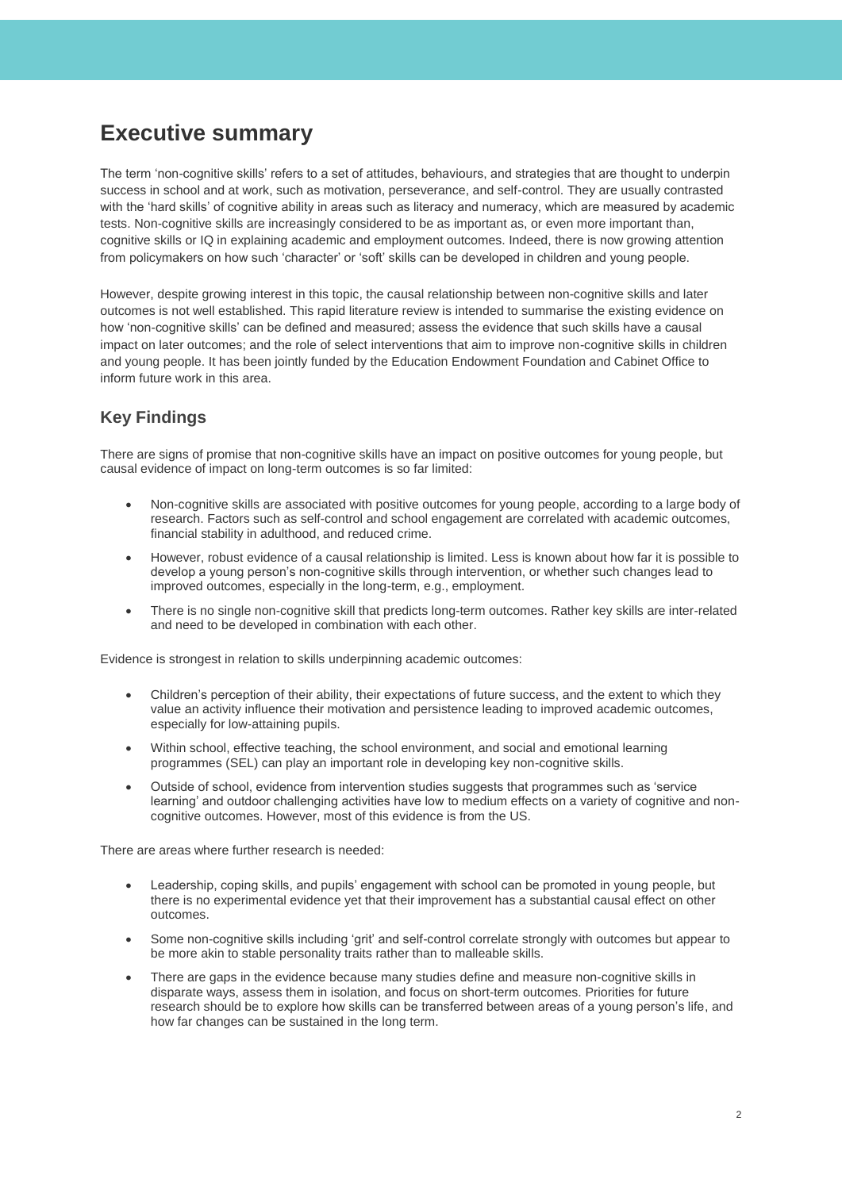# Executive summary

The term 'non-cognitive skills' refers to a set of attitudes, behaviours, and strategies that are thought to underpin success in school and at work, such as motivation, perseverance, and self-control. They are usually contrasted with the 'hard skills' of cognitive ability in areas such as literacy and numeracy, which are measured by academic tests. Non-cognitive skills are increasingly considered to be as important as, or even more important than, cognitive skills or IQ in explaining academic and employment outcomes. Indeed, there is now growing attention from policymakers on how such 'character' or 'soft' skills can be developed in children and young people.

However, despite growing interest in this topic, the causal relationship between non-cognitive skills and later outcomes is not well established. This rapid literature review is intended to summarise the existing evidence on how 'non-cognitive skills' can be defined and measured; assess the evidence that such skills have a causal impact on later outcomes; and the role of select interventions that aim to improve non-cognitive skills in children and young people. It has been jointly funded by the Education Endowment Foundation and Cabinet Office to inform future work in this area.

## Key Findings

There are signs of promise that non-cognitive skills have an impact on positive outcomes for young people, but causal evidence of impact on long-term outcomes is so far limited:

- Non-cognitive skills are associated with positive outcomes for young people, according to a large body of research. Factors such as self-control and school engagement are correlated with academic outcomes, financial stability in adulthood, and reduced crime.
- However, robust evidence of a causal relationship is limited. Less is known about how far it is possible to develop a young person's non-cognitive skills through intervention, or whether such changes lead to improved outcomes, especially in the long-term, e.g., employment.
- There is no single non-cognitive skill that predicts long-term outcomes. Rather key skills are inter-related and need to be developed in combination with each other.

Evidence is strongest in relation to skills underpinning academic outcomes:

- Children's perception of their ability, their expectations of future success, and the extent to which they value an activity influence their motivation and persistence leading to improved academic outcomes, especially for low-attaining pupils.
- Within school, effective teaching, the school environment, and social and emotional learning programmes (SEL) can play an important role in developing key non-cognitive skills.
- Outside of school, evidence from intervention studies suggests that programmes such as 'service learning' and outdoor challenging activities have low to medium effects on a variety of cognitive and non-cognitive outcomes. However, most of this evidence is from the US.

There are areas where further research is needed:

- Leadership, coping skills, and pupils' engagement with school can be promoted in young people, but there is no experimental evidence yet that their improvement has a substantial causal effect on other outcomes.
- Some non-cognitive skills including 'grit' and self-control correlate strongly with outcomes but appear to be more akin to stable personality traits rather than to malleable skills.
- There are gaps in the evidence because many studies define and measure non-cognitive skills in disparate ways, assess them in isolation, and focus on short-term outcomes. Priorities for future research should be to explore how skills can be transferred between areas of a young person's life, and how far changes can be sustained in the long term.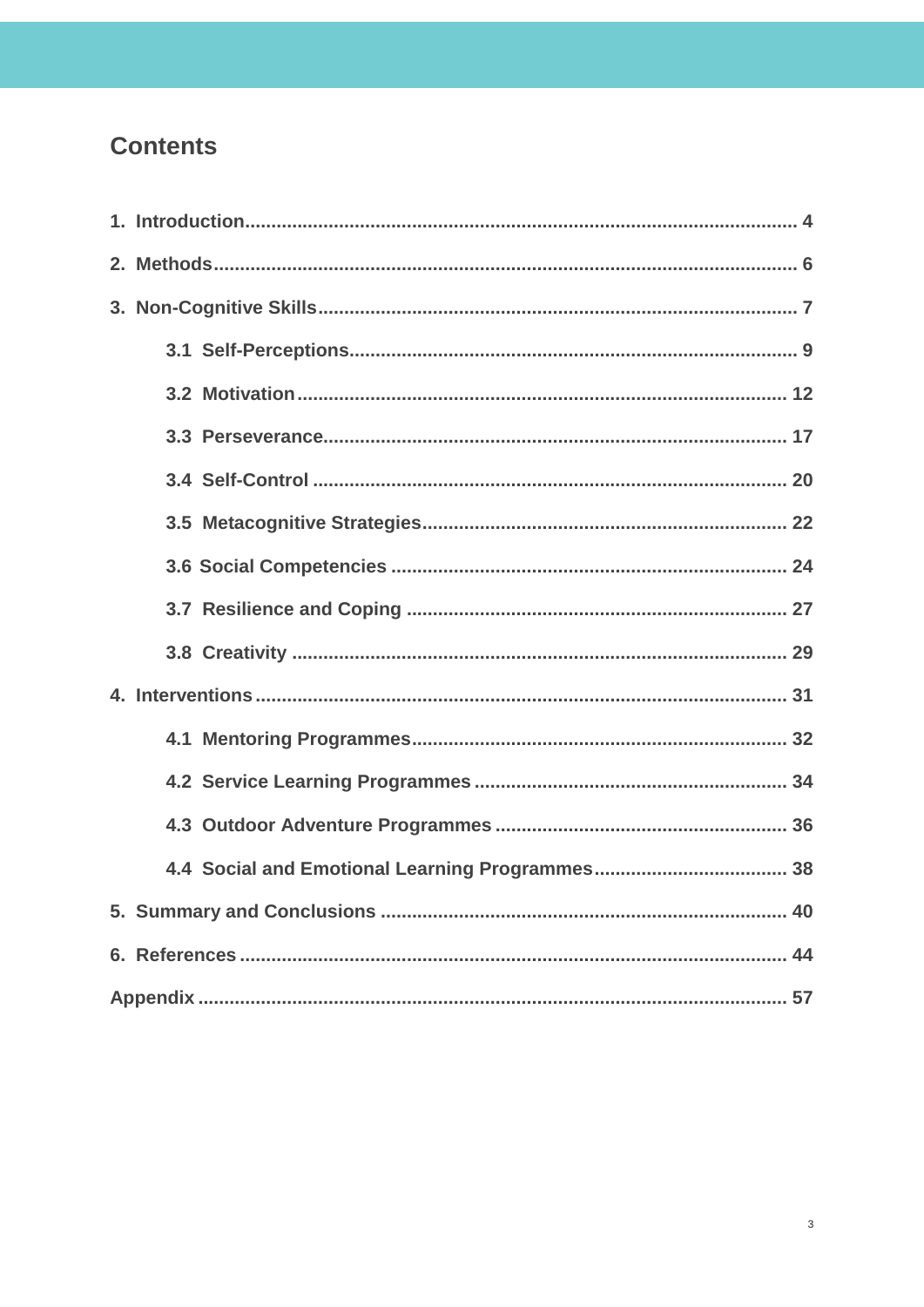## Contents

1. Introduction........................................................................................................ 4
2. Methods............................................................................................................... 6
3. Non-Cognitive Skills........................................................................................... 7
    - 3.1 Self-Perceptions..................................................................................... 9
    - 3.2 Motivation ............................................................................................. 12
    - 3.3 Perseverance......................................................................................... 17
    - 3.4 Self-Control .......................................................................................... 20
    - 3.5 Metacognitive Strategies...................................................................... 22
    - 3.6 Social Competencies ............................................................................ 24
    - 3.7 Resilience and Coping ......................................................................... 27
    - 3.8 Creativity .............................................................................................. 29
4. Interventions .................................................................................................... 31
    - 4.1 Mentoring Programmes........................................................................ 32
    - 4.2 Service Learning Programmes ............................................................ 34
    - 4.3 Outdoor Adventure Programmes ........................................................ 36
    - 4.4 Social and Emotional Learning Programmes..................................... 38
5. Summary and Conclusions ............................................................................. 40
6. References ........................................................................................................ 44

Appendix ................................................................................................................ 57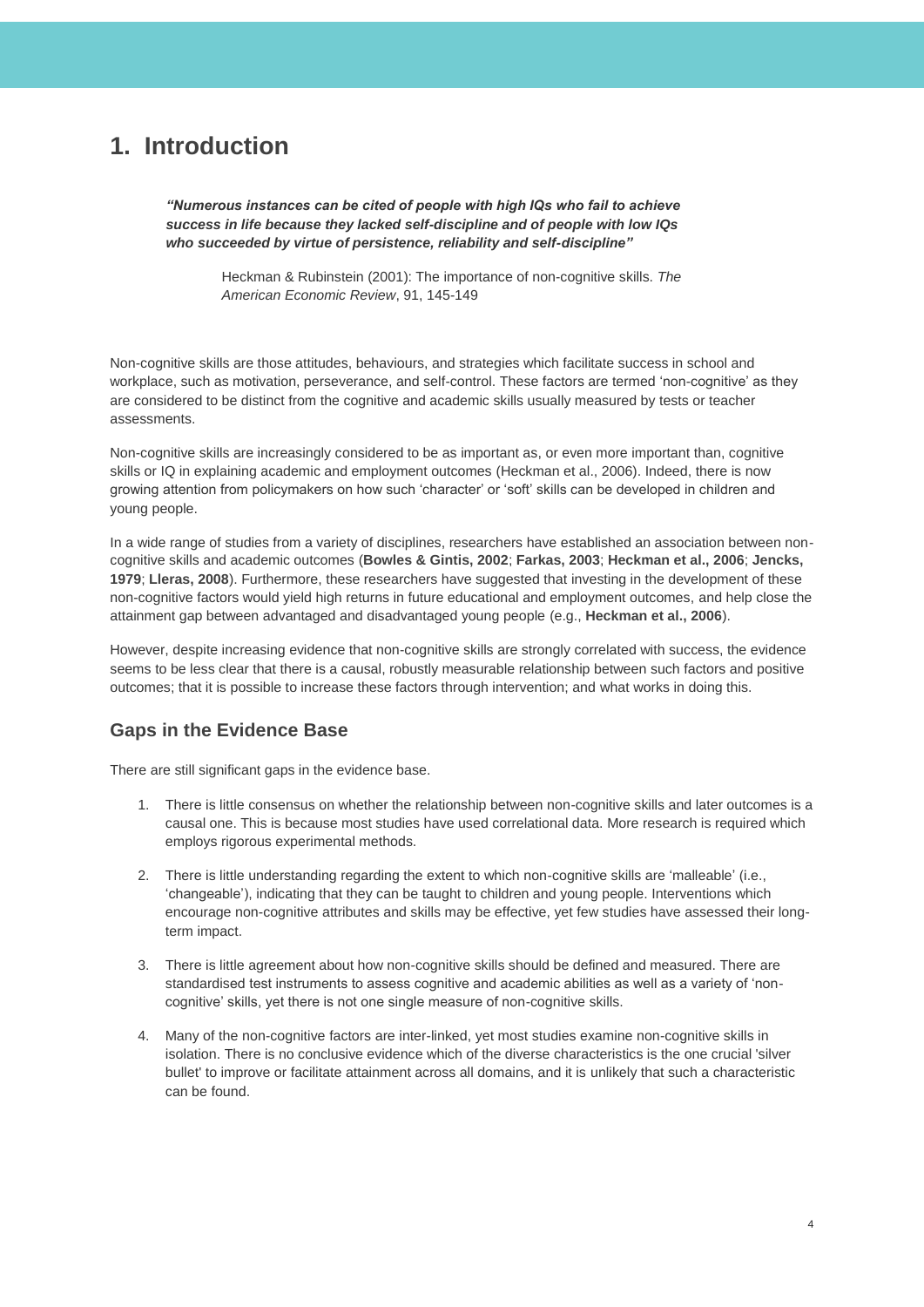# 1. Introduction

> ***"Numerous instances can be cited of people with high IQs who fail to achieve success in life because they lacked self-discipline and of people with low IQs who succeeded by virtue of persistence, reliability and self-discipline"***
>
> Heckman & Rubinstein (2001): The importance of non-cognitive skills. *The American Economic Review*, 91, 145-149

Non-cognitive skills are those attitudes, behaviours, and strategies which facilitate success in school and workplace, such as motivation, perseverance, and self-control. These factors are termed 'non-cognitive' as they are considered to be distinct from the cognitive and academic skills usually measured by tests or teacher assessments.

Non-cognitive skills are increasingly considered to be as important as, or even more important than, cognitive skills or IQ in explaining academic and employment outcomes (Heckman et al., 2006). Indeed, there is now growing attention from policymakers on how such 'character' or 'soft' skills can be developed in children and young people.

In a wide range of studies from a variety of disciplines, researchers have established an association between non-cognitive skills and academic outcomes (**Bowles & Gintis, 2002**; **Farkas, 2003**; **Heckman et al., 2006**; **Jencks, 1979**; **Lleras, 2008**). Furthermore, these researchers have suggested that investing in the development of these non-cognitive factors would yield high returns in future educational and employment outcomes, and help close the attainment gap between advantaged and disadvantaged young people (e.g., **Heckman et al., 2006**).

However, despite increasing evidence that non-cognitive skills are strongly correlated with success, the evidence seems to be less clear that there is a causal, robustly measurable relationship between such factors and positive outcomes; that it is possible to increase these factors through intervention; and what works in doing this.

## Gaps in the Evidence Base

There are still significant gaps in the evidence base.

1. There is little consensus on whether the relationship between non-cognitive skills and later outcomes is a causal one. This is because most studies have used correlational data. More research is required which employs rigorous experimental methods.

2. There is little understanding regarding the extent to which non-cognitive skills are 'malleable' (i.e., 'changeable'), indicating that they can be taught to children and young people. Interventions which encourage non-cognitive attributes and skills may be effective, yet few studies have assessed their long-term impact.

3. There is little agreement about how non-cognitive skills should be defined and measured. There are standardised test instruments to assess cognitive and academic abilities as well as a variety of 'non-cognitive' skills, yet there is not one single measure of non-cognitive skills.

4. Many of the non-cognitive factors are inter-linked, yet most studies examine non-cognitive skills in isolation. There is no conclusive evidence which of the diverse characteristics is the one crucial 'silver bullet' to improve or facilitate attainment across all domains, and it is unlikely that such a characteristic can be found.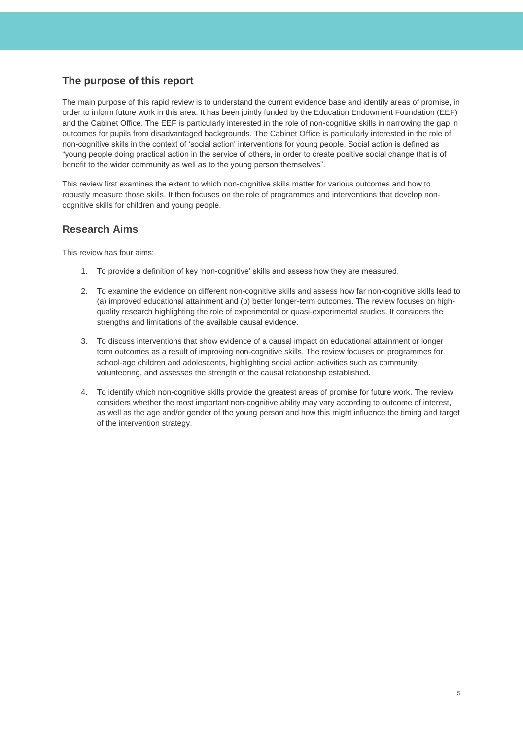## The purpose of this report

The main purpose of this rapid review is to understand the current evidence base and identify areas of promise, in order to inform future work in this area. It has been jointly funded by the Education Endowment Foundation (EEF) and the Cabinet Office. The EEF is particularly interested in the role of non-cognitive skills in narrowing the gap in outcomes for pupils from disadvantaged backgrounds. The Cabinet Office is particularly interested in the role of non-cognitive skills in the context of 'social action' interventions for young people. Social action is defined as "young people doing practical action in the service of others, in order to create positive social change that is of benefit to the wider community as well as to the young person themselves".

This review first examines the extent to which non-cognitive skills matter for various outcomes and how to robustly measure those skills. It then focuses on the role of programmes and interventions that develop non-cognitive skills for children and young people.

## Research Aims

This review has four aims:

1. To provide a definition of key 'non-cognitive' skills and assess how they are measured.

2. To examine the evidence on different non-cognitive skills and assess how far non-cognitive skills lead to (a) improved educational attainment and (b) better longer-term outcomes. The review focuses on high-quality research highlighting the role of experimental or quasi-experimental studies. It considers the strengths and limitations of the available causal evidence.

3. To discuss interventions that show evidence of a causal impact on educational attainment or longer term outcomes as a result of improving non-cognitive skills. The review focuses on programmes for school-age children and adolescents, highlighting social action activities such as community volunteering, and assesses the strength of the causal relationship established.

4. To identify which non-cognitive skills provide the greatest areas of promise for future work. The review considers whether the most important non-cognitive ability may vary according to outcome of interest, as well as the age and/or gender of the young person and how this might influence the timing and target of the intervention strategy.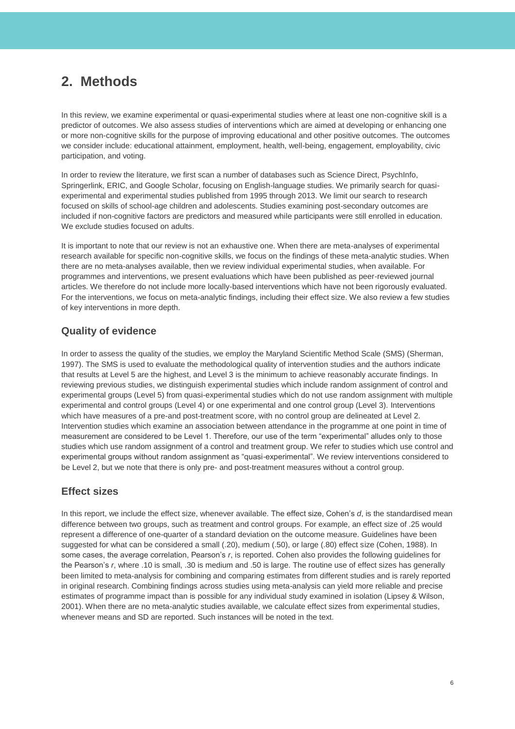# 2. Methods

In this review, we examine experimental or quasi-experimental studies where at least one non-cognitive skill is a predictor of outcomes. We also assess studies of interventions which are aimed at developing or enhancing one or more non-cognitive skills for the purpose of improving educational and other positive outcomes. The outcomes we consider include: educational attainment, employment, health, well-being, engagement, employability, civic participation, and voting.

In order to review the literature, we first scan a number of databases such as Science Direct, PsychInfo, Springerlink, ERIC, and Google Scholar, focusing on English-language studies. We primarily search for quasi-experimental and experimental studies published from 1995 through 2013. We limit our search to research focused on skills of school-age children and adolescents. Studies examining post-secondary outcomes are included if non-cognitive factors are predictors and measured while participants were still enrolled in education. We exclude studies focused on adults.

It is important to note that our review is not an exhaustive one. When there are meta-analyses of experimental research available for specific non-cognitive skills, we focus on the findings of these meta-analytic studies. When there are no meta-analyses available, then we review individual experimental studies, when available. For programmes and interventions, we present evaluations which have been published as peer-reviewed journal articles. We therefore do not include more locally-based interventions which have not been rigorously evaluated. For the interventions, we focus on meta-analytic findings, including their effect size. We also review a few studies of key interventions in more depth.

## Quality of evidence

In order to assess the quality of the studies, we employ the Maryland Scientific Method Scale (SMS) (Sherman, 1997). The SMS is used to evaluate the methodological quality of intervention studies and the authors indicate that results at Level 5 are the highest, and Level 3 is the minimum to achieve reasonably accurate findings. In reviewing previous studies, we distinguish experimental studies which include random assignment of control and experimental groups (Level 5) from quasi-experimental studies which do not use random assignment with multiple experimental and control groups (Level 4) or one experimental and one control group (Level 3). Interventions which have measures of a pre-and post-treatment score, with no control group are delineated at Level 2. Intervention studies which examine an association between attendance in the programme at one point in time of measurement are considered to be Level 1. Therefore, our use of the term "experimental" alludes only to those studies which use random assignment of a control and treatment group. We refer to studies which use control and experimental groups without random assignment as "quasi-experimental". We review interventions considered to be Level 2, but we note that there is only pre- and post-treatment measures without a control group.

## Effect sizes

In this report, we include the effect size, whenever available. The effect size, Cohen's *d*, is the standardised mean difference between two groups, such as treatment and control groups. For example, an effect size of .25 would represent a difference of one-quarter of a standard deviation on the outcome measure. Guidelines have been suggested for what can be considered a small (.20), medium (.50), or large (.80) effect size (Cohen, 1988). In some cases, the average correlation, Pearson's *r*, is reported. Cohen also provides the following guidelines for the Pearson's *r*, where .10 is small, .30 is medium and .50 is large. The routine use of effect sizes has generally been limited to meta-analysis for combining and comparing estimates from different studies and is rarely reported in original research. Combining findings across studies using meta-analysis can yield more reliable and precise estimates of programme impact than is possible for any individual study examined in isolation (Lipsey & Wilson, 2001). When there are no meta-analytic studies available, we calculate effect sizes from experimental studies, whenever means and SD are reported. Such instances will be noted in the text.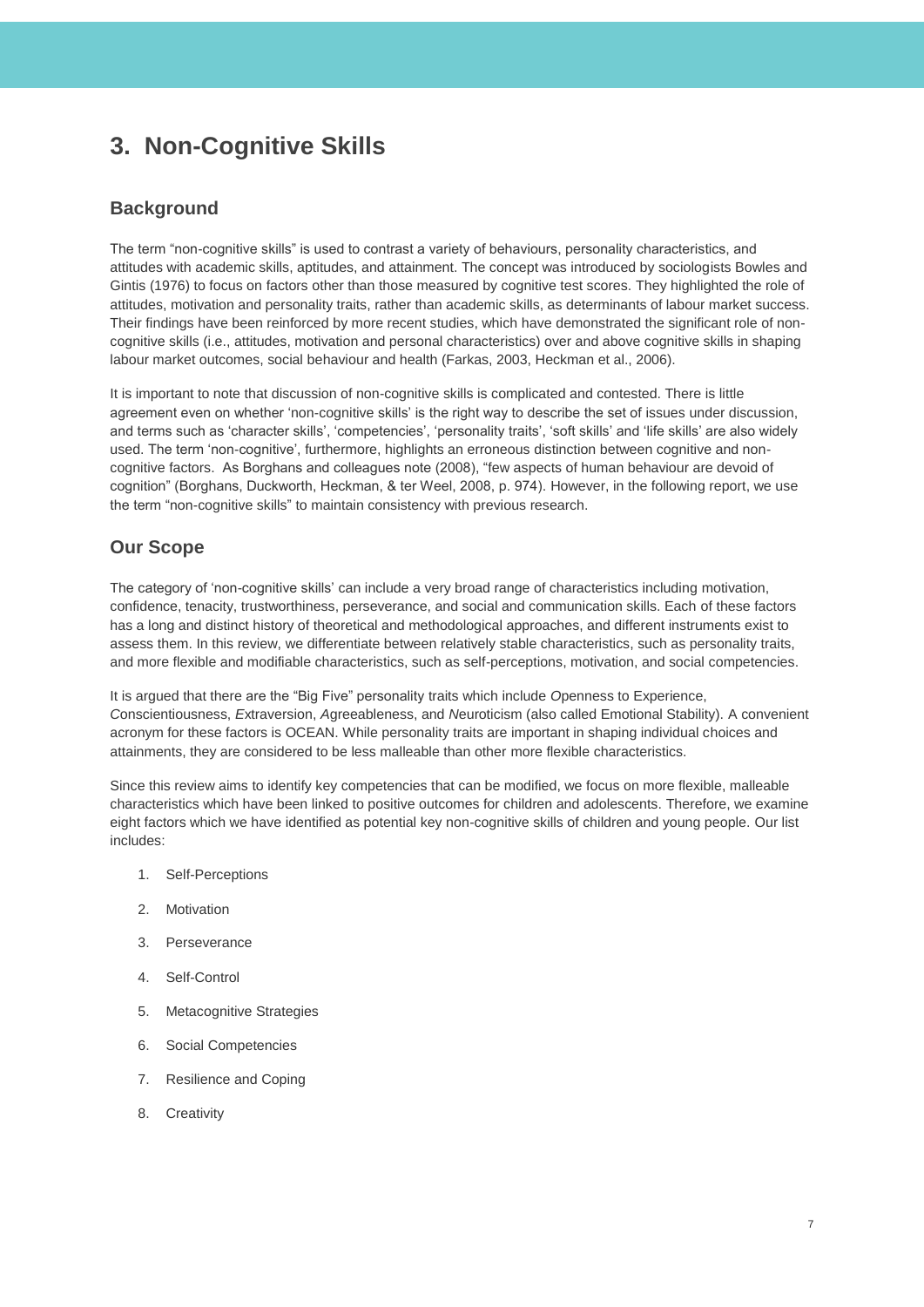# 3. Non-Cognitive Skills

## Background

The term "non-cognitive skills" is used to contrast a variety of behaviours, personality characteristics, and attitudes with academic skills, aptitudes, and attainment. The concept was introduced by sociologists Bowles and Gintis (1976) to focus on factors other than those measured by cognitive test scores. They highlighted the role of attitudes, motivation and personality traits, rather than academic skills, as determinants of labour market success. Their findings have been reinforced by more recent studies, which have demonstrated the significant role of non-cognitive skills (i.e., attitudes, motivation and personal characteristics) over and above cognitive skills in shaping labour market outcomes, social behaviour and health (Farkas, 2003, Heckman et al., 2006).

It is important to note that discussion of non-cognitive skills is complicated and contested. There is little agreement even on whether 'non-cognitive skills' is the right way to describe the set of issues under discussion, and terms such as 'character skills', 'competencies', 'personality traits', 'soft skills' and 'life skills' are also widely used. The term 'non-cognitive', furthermore, highlights an erroneous distinction between cognitive and non-cognitive factors. As Borghans and colleagues note (2008), "few aspects of human behaviour are devoid of cognition" (Borghans, Duckworth, Heckman, & ter Weel, 2008, p. 974). However, in the following report, we use the term "non-cognitive skills" to maintain consistency with previous research.

## Our Scope

The category of 'non-cognitive skills' can include a very broad range of characteristics including motivation, confidence, tenacity, trustworthiness, perseverance, and social and communication skills. Each of these factors has a long and distinct history of theoretical and methodological approaches, and different instruments exist to assess them. In this review, we differentiate between relatively stable characteristics, such as personality traits, and more flexible and modifiable characteristics, such as self-perceptions, motivation, and social competencies.

It is argued that there are the "Big Five" personality traits which include *O*penness to Experience, *C*onscientiousness, *E*xtraversion, *A*greeableness, and *N*euroticism (also called Emotional Stability). A convenient acronym for these factors is OCEAN. While personality traits are important in shaping individual choices and attainments, they are considered to be less malleable than other more flexible characteristics.

Since this review aims to identify key competencies that can be modified, we focus on more flexible, malleable characteristics which have been linked to positive outcomes for children and adolescents. Therefore, we examine eight factors which we have identified as potential key non-cognitive skills of children and young people. Our list includes:

1. Self-Perceptions
2. Motivation
3. Perseverance
4. Self-Control
5. Metacognitive Strategies
6. Social Competencies
7. Resilience and Coping
8. Creativity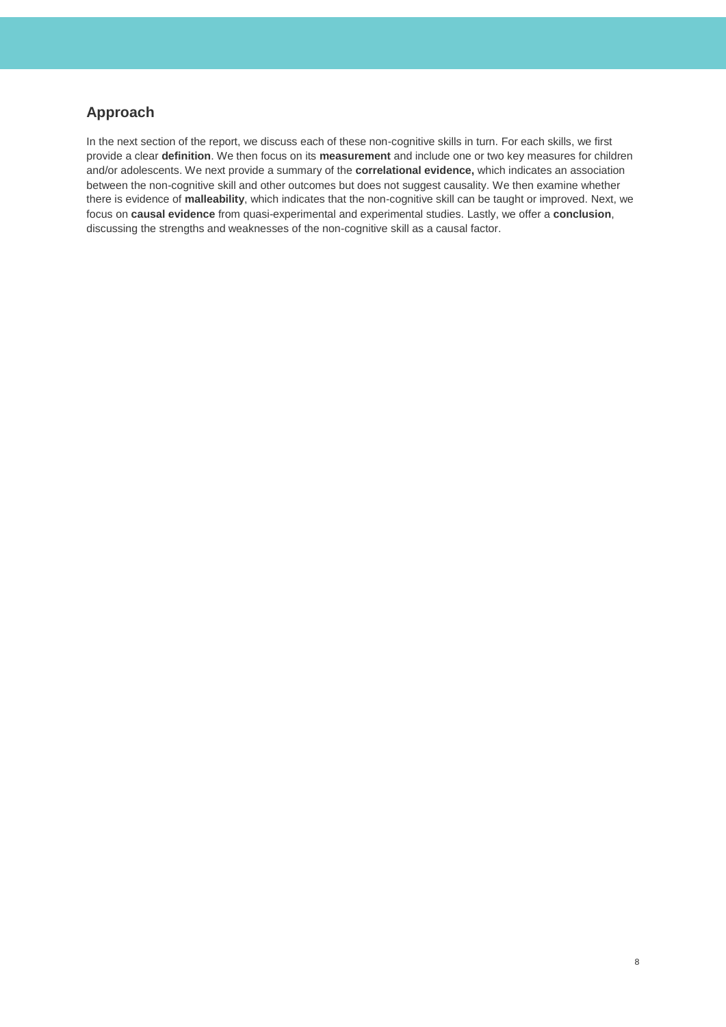## Approach

In the next section of the report, we discuss each of these non-cognitive skills in turn. For each skills, we first provide a clear **definition**. We then focus on its **measurement** and include one or two key measures for children and/or adolescents. We next provide a summary of the **correlational evidence,** which indicates an association between the non-cognitive skill and other outcomes but does not suggest causality. We then examine whether there is evidence of **malleability**, which indicates that the non-cognitive skill can be taught or improved. Next, we focus on **causal evidence** from quasi-experimental and experimental studies. Lastly, we offer a **conclusion**, discussing the strengths and weaknesses of the non-cognitive skill as a causal factor.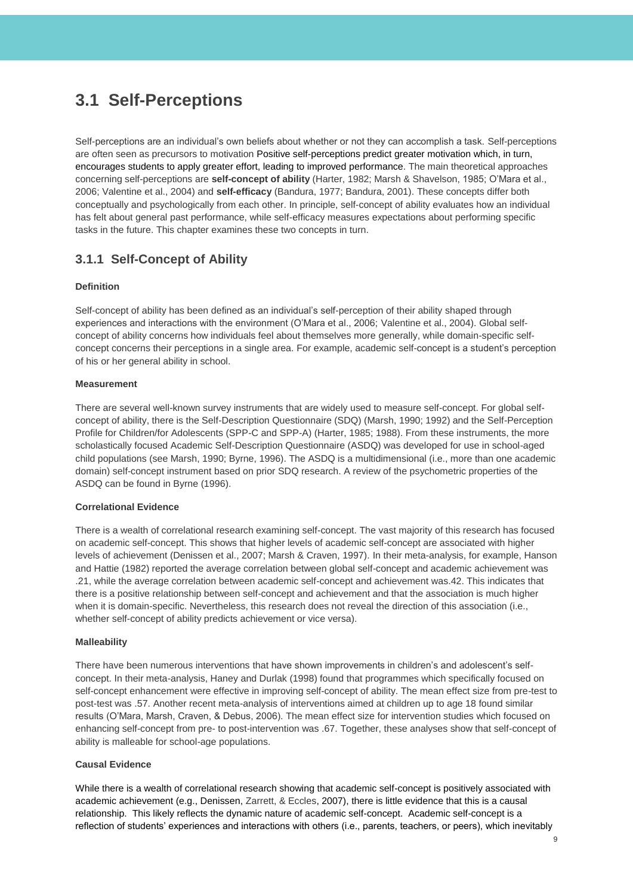## 3.1 Self-Perceptions

Self-perceptions are an individual's own beliefs about whether or not they can accomplish a task. Self-perceptions are often seen as precursors to motivation Positive self-perceptions predict greater motivation which, in turn, encourages students to apply greater effort, leading to improved performance. The main theoretical approaches concerning self-perceptions are **self-concept of ability** (Harter, 1982; Marsh & Shavelson, 1985; O'Mara et al., 2006; Valentine et al., 2004) and **self-efficacy** (Bandura, 1977; Bandura, 2001). These concepts differ both conceptually and psychologically from each other. In principle, self-concept of ability evaluates how an individual has felt about general past performance, while self-efficacy measures expectations about performing specific tasks in the future. This chapter examines these two concepts in turn.

### 3.1.1 Self-Concept of Ability

**Definition**

Self-concept of ability has been defined as an individual's self-perception of their ability shaped through experiences and interactions with the environment (O'Mara et al., 2006; Valentine et al., 2004). Global self-concept of ability concerns how individuals feel about themselves more generally, while domain-specific self-concept concerns their perceptions in a single area. For example, academic self-concept is a student's perception of his or her general ability in school.

**Measurement**

There are several well-known survey instruments that are widely used to measure self-concept. For global self-concept of ability, there is the Self-Description Questionnaire (SDQ) (Marsh, 1990; 1992) and the Self-Perception Profile for Children/for Adolescents (SPP-C and SPP-A) (Harter, 1985; 1988). From these instruments, the more scholastically focused Academic Self-Description Questionnaire (ASDQ) was developed for use in school-aged child populations (see Marsh, 1990; Byrne, 1996). The ASDQ is a multidimensional (i.e., more than one academic domain) self-concept instrument based on prior SDQ research. A review of the psychometric properties of the ASDQ can be found in Byrne (1996).

**Correlational Evidence**

There is a wealth of correlational research examining self-concept. The vast majority of this research has focused on academic self-concept. This shows that higher levels of academic self-concept are associated with higher levels of achievement (Denissen et al., 2007; Marsh & Craven, 1997). In their meta-analysis, for example, Hanson and Hattie (1982) reported the average correlation between global self-concept and academic achievement was .21, while the average correlation between academic self-concept and achievement was.42. This indicates that there is a positive relationship between self-concept and achievement and that the association is much higher when it is domain-specific. Nevertheless, this research does not reveal the direction of this association (i.e., whether self-concept of ability predicts achievement or vice versa).

**Malleability**

There have been numerous interventions that have shown improvements in children's and adolescent's self-concept. In their meta-analysis, Haney and Durlak (1998) found that programmes which specifically focused on self-concept enhancement were effective in improving self-concept of ability. The mean effect size from pre-test to post-test was .57. Another recent meta-analysis of interventions aimed at children up to age 18 found similar results (O'Mara, Marsh, Craven, & Debus, 2006). The mean effect size for intervention studies which focused on enhancing self-concept from pre- to post-intervention was .67. Together, these analyses show that self-concept of ability is malleable for school-age populations.

**Causal Evidence**

While there is a wealth of correlational research showing that academic self-concept is positively associated with academic achievement (e.g., Denissen, Zarrett, & Eccles, 2007), there is little evidence that this is a causal relationship. This likely reflects the dynamic nature of academic self-concept. Academic self-concept is a reflection of students' experiences and interactions with others (i.e., parents, teachers, or peers), which inevitably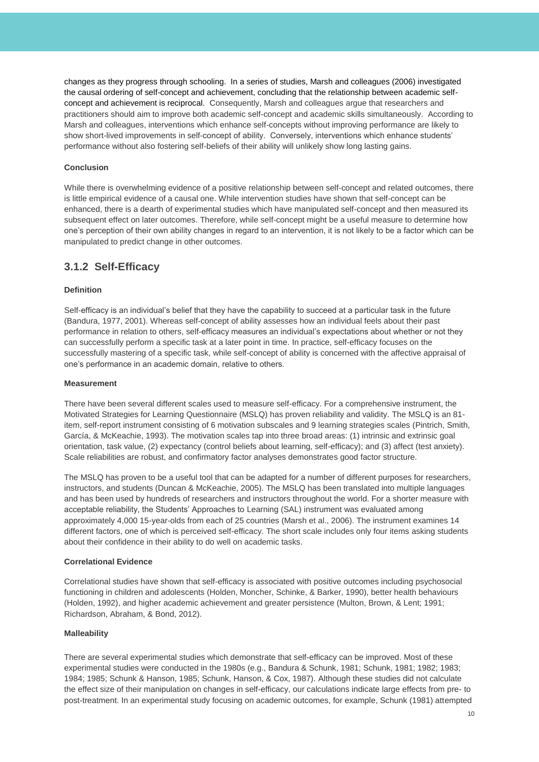changes as they progress through schooling. In a series of studies, Marsh and colleagues (2006) investigated the causal ordering of self-concept and achievement, concluding that the relationship between academic self-concept and achievement is reciprocal. Consequently, Marsh and colleagues argue that researchers and practitioners should aim to improve both academic self-concept and academic skills simultaneously. According to Marsh and colleagues, interventions which enhance self-concepts without improving performance are likely to show short-lived improvements in self-concept of ability. Conversely, interventions which enhance students' performance without also fostering self-beliefs of their ability will unlikely show long lasting gains.

**Conclusion**

While there is overwhelming evidence of a positive relationship between self-concept and related outcomes, there is little empirical evidence of a causal one. While intervention studies have shown that self-concept can be enhanced, there is a dearth of experimental studies which have manipulated self-concept and then measured its subsequent effect on later outcomes. Therefore, while self-concept might be a useful measure to determine how one's perception of their own ability changes in regard to an intervention, it is not likely to be a factor which can be manipulated to predict change in other outcomes.

## 3.1.2 Self-Efficacy

**Definition**

Self-efficacy is an individual's belief that they have the capability to succeed at a particular task in the future (Bandura, 1977, 2001). Whereas self-concept of ability assesses how an individual feels about their past performance in relation to others, self-efficacy measures an individual's expectations about whether or not they can successfully perform a specific task at a later point in time. In practice, self-efficacy focuses on the successfully mastering of a specific task, while self-concept of ability is concerned with the affective appraisal of one's performance in an academic domain, relative to others.

**Measurement**

There have been several different scales used to measure self-efficacy. For a comprehensive instrument, the Motivated Strategies for Learning Questionnaire (MSLQ) has proven reliability and validity. The MSLQ is an 81-item, self-report instrument consisting of 6 motivation subscales and 9 learning strategies scales (Pintrich, Smith, García, & McKeachie, 1993). The motivation scales tap into three broad areas: (1) intrinsic and extrinsic goal orientation, task value, (2) expectancy (control beliefs about learning, self-efficacy); and (3) affect (test anxiety). Scale reliabilities are robust, and confirmatory factor analyses demonstrates good factor structure.

The MSLQ has proven to be a useful tool that can be adapted for a number of different purposes for researchers, instructors, and students (Duncan & McKeachie, 2005). The MSLQ has been translated into multiple languages and has been used by hundreds of researchers and instructors throughout the world. For a shorter measure with acceptable reliability, the Students' Approaches to Learning (SAL) instrument was evaluated among approximately 4,000 15-year-olds from each of 25 countries (Marsh et al., 2006). The instrument examines 14 different factors, one of which is perceived self-efficacy. The short scale includes only four items asking students about their confidence in their ability to do well on academic tasks.

**Correlational Evidence**

Correlational studies have shown that self-efficacy is associated with positive outcomes including psychosocial functioning in children and adolescents (Holden, Moncher, Schinke, & Barker, 1990), better health behaviours (Holden, 1992), and higher academic achievement and greater persistence (Multon, Brown, & Lent; 1991; Richardson, Abraham, & Bond, 2012).

**Malleability**

There are several experimental studies which demonstrate that self-efficacy can be improved. Most of these experimental studies were conducted in the 1980s (e.g., Bandura & Schunk, 1981; Schunk, 1981; 1982; 1983; 1984; 1985; Schunk & Hanson, 1985; Schunk, Hanson, & Cox, 1987). Although these studies did not calculate the effect size of their manipulation on changes in self-efficacy, our calculations indicate large effects from pre- to post-treatment. In an experimental study focusing on academic outcomes, for example, Schunk (1981) attempted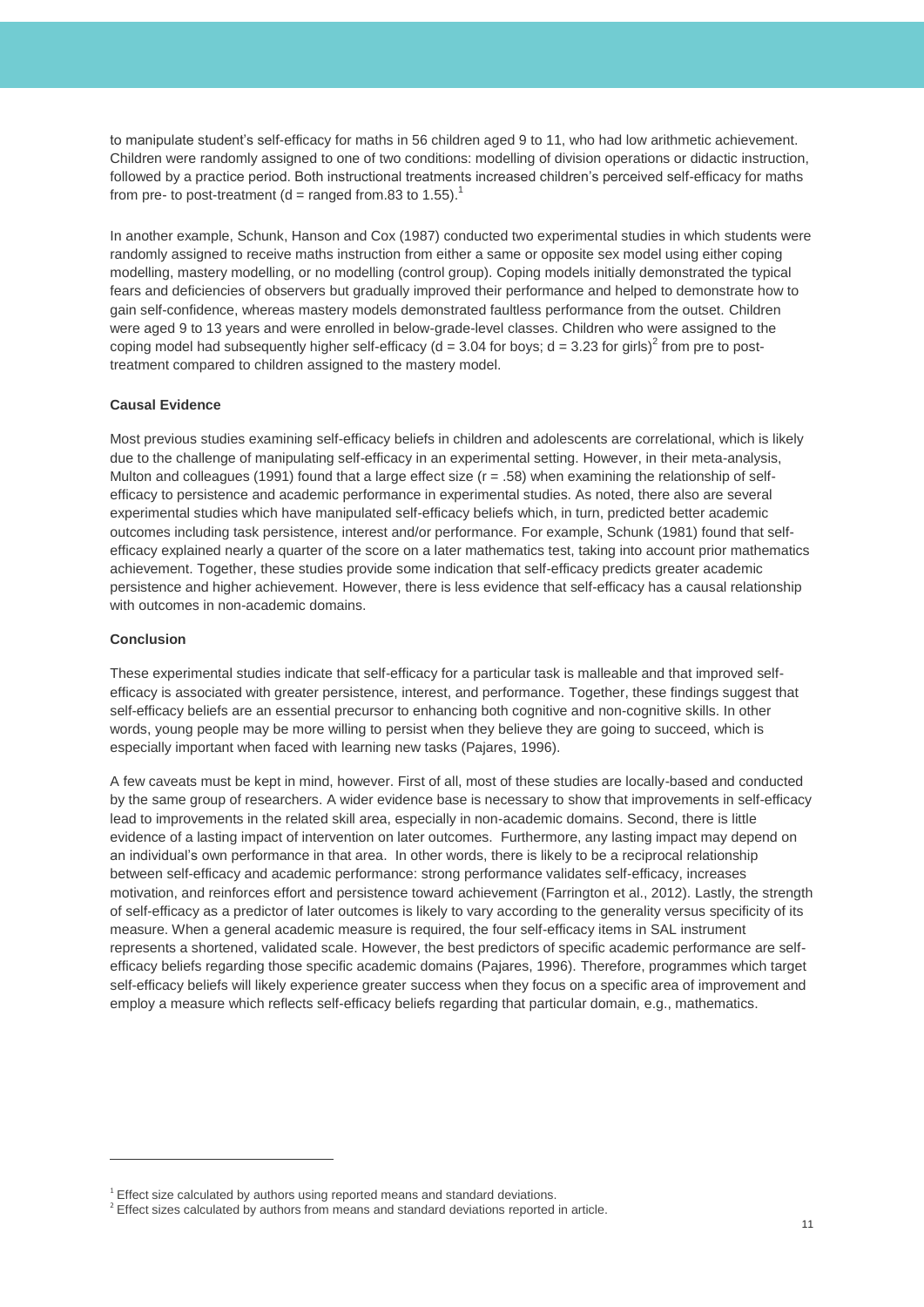to manipulate student's self-efficacy for maths in 56 children aged 9 to 11, who had low arithmetic achievement. Children were randomly assigned to one of two conditions: modelling of division operations or didactic instruction, followed by a practice period. Both instructional treatments increased children's perceived self-efficacy for maths from pre- to post-treatment (d = ranged from.83 to 1.55).[1]

In another example, Schunk, Hanson and Cox (1987) conducted two experimental studies in which students were randomly assigned to receive maths instruction from either a same or opposite sex model using either coping modelling, mastery modelling, or no modelling (control group). Coping models initially demonstrated the typical fears and deficiencies of observers but gradually improved their performance and helped to demonstrate how to gain self-confidence, whereas mastery models demonstrated faultless performance from the outset. Children were aged 9 to 13 years and were enrolled in below-grade-level classes. Children who were assigned to the coping model had subsequently higher self-efficacy (d = 3.04 for boys; d = 3.23 for girls)[2] from pre to post-treatment compared to children assigned to the mastery model.

**Causal Evidence**

Most previous studies examining self-efficacy beliefs in children and adolescents are correlational, which is likely due to the challenge of manipulating self-efficacy in an experimental setting. However, in their meta-analysis, Multon and colleagues (1991) found that a large effect size (r = .58) when examining the relationship of self-efficacy to persistence and academic performance in experimental studies. As noted, there also are several experimental studies which have manipulated self-efficacy beliefs which, in turn, predicted better academic outcomes including task persistence, interest and/or performance. For example, Schunk (1981) found that self-efficacy explained nearly a quarter of the score on a later mathematics test, taking into account prior mathematics achievement. Together, these studies provide some indication that self-efficacy predicts greater academic persistence and higher achievement. However, there is less evidence that self-efficacy has a causal relationship with outcomes in non-academic domains.

**Conclusion**

These experimental studies indicate that self-efficacy for a particular task is malleable and that improved self-efficacy is associated with greater persistence, interest, and performance. Together, these findings suggest that self-efficacy beliefs are an essential precursor to enhancing both cognitive and non-cognitive skills. In other words, young people may be more willing to persist when they believe they are going to succeed, which is especially important when faced with learning new tasks (Pajares, 1996).

A few caveats must be kept in mind, however. First of all, most of these studies are locally-based and conducted by the same group of researchers. A wider evidence base is necessary to show that improvements in self-efficacy lead to improvements in the related skill area, especially in non-academic domains. Second, there is little evidence of a lasting impact of intervention on later outcomes. Furthermore, any lasting impact may depend on an individual's own performance in that area. In other words, there is likely to be a reciprocal relationship between self-efficacy and academic performance: strong performance validates self-efficacy, increases motivation, and reinforces effort and persistence toward achievement (Farrington et al., 2012). Lastly, the strength of self-efficacy as a predictor of later outcomes is likely to vary according to the generality versus specificity of its measure. When a general academic measure is required, the four self-efficacy items in SAL instrument represents a shortened, validated scale. However, the best predictors of specific academic performance are self-efficacy beliefs regarding those specific academic domains (Pajares, 1996). Therefore, programmes which target self-efficacy beliefs will likely experience greater success when they focus on a specific area of improvement and employ a measure which reflects self-efficacy beliefs regarding that particular domain, e.g., mathematics.

---

[1] Effect size calculated by authors using reported means and standard deviations.

[2] Effect sizes calculated by authors from means and standard deviations reported in article.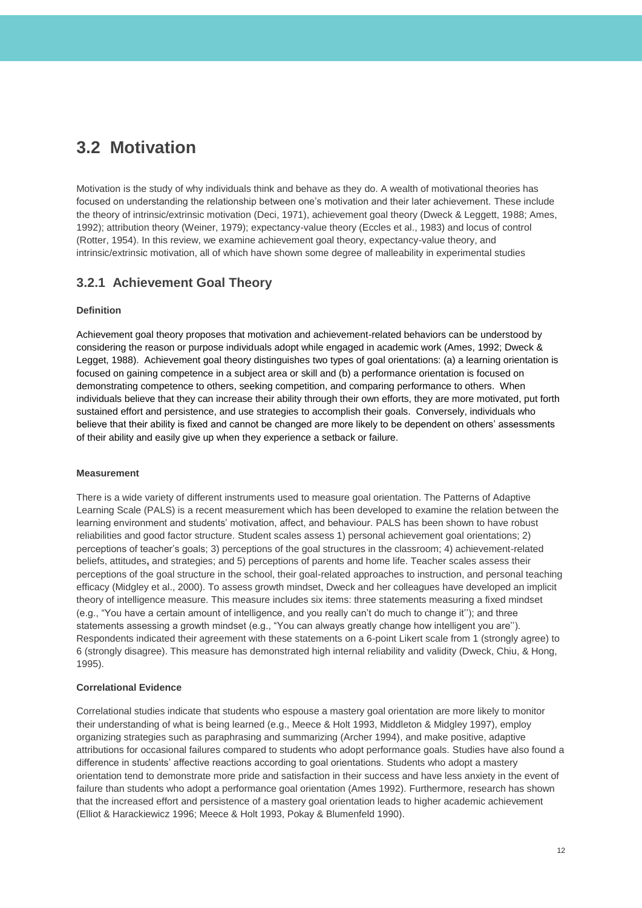## 3.2 Motivation

Motivation is the study of why individuals think and behave as they do. A wealth of motivational theories has focused on understanding the relationship between one's motivation and their later achievement. These include the theory of intrinsic/extrinsic motivation (Deci, 1971), achievement goal theory (Dweck & Leggett, 1988; Ames, 1992); attribution theory (Weiner, 1979); expectancy-value theory (Eccles et al., 1983) and locus of control (Rotter, 1954). In this review, we examine achievement goal theory, expectancy-value theory, and intrinsic/extrinsic motivation, all of which have shown some degree of malleability in experimental studies

### 3.2.1 Achievement Goal Theory

**Definition**

Achievement goal theory proposes that motivation and achievement-related behaviors can be understood by considering the reason or purpose individuals adopt while engaged in academic work (Ames, 1992; Dweck & Legget, 1988). Achievement goal theory distinguishes two types of goal orientations: (a) a learning orientation is focused on gaining competence in a subject area or skill and (b) a performance orientation is focused on demonstrating competence to others, seeking competition, and comparing performance to others. When individuals believe that they can increase their ability through their own efforts, they are more motivated, put forth sustained effort and persistence, and use strategies to accomplish their goals. Conversely, individuals who believe that their ability is fixed and cannot be changed are more likely to be dependent on others' assessments of their ability and easily give up when they experience a setback or failure.

**Measurement**

There is a wide variety of different instruments used to measure goal orientation. The Patterns of Adaptive Learning Scale (PALS) is a recent measurement which has been developed to examine the relation between the learning environment and students' motivation, affect, and behaviour. PALS has been shown to have robust reliabilities and good factor structure. Student scales assess 1) personal achievement goal orientations; 2) perceptions of teacher's goals; 3) perceptions of the goal structures in the classroom; 4) achievement-related beliefs, attitudes**,** and strategies; and 5) perceptions of parents and home life. Teacher scales assess their perceptions of the goal structure in the school, their goal-related approaches to instruction, and personal teaching efficacy (Midgley et al., 2000). To assess growth mindset, Dweck and her colleagues have developed an implicit theory of intelligence measure. This measure includes six items: three statements measuring a fixed mindset (e.g., "You have a certain amount of intelligence, and you really can't do much to change it''); and three statements assessing a growth mindset (e.g., "You can always greatly change how intelligent you are''). Respondents indicated their agreement with these statements on a 6-point Likert scale from 1 (strongly agree) to 6 (strongly disagree). This measure has demonstrated high internal reliability and validity (Dweck, Chiu, & Hong, 1995).

**Correlational Evidence**

Correlational studies indicate that students who espouse a mastery goal orientation are more likely to monitor their understanding of what is being learned (e.g., Meece & Holt 1993, Middleton & Midgley 1997), employ organizing strategies such as paraphrasing and summarizing (Archer 1994), and make positive, adaptive attributions for occasional failures compared to students who adopt performance goals. Studies have also found a difference in students' affective reactions according to goal orientations. Students who adopt a mastery orientation tend to demonstrate more pride and satisfaction in their success and have less anxiety in the event of failure than students who adopt a performance goal orientation (Ames 1992). Furthermore, research has shown that the increased effort and persistence of a mastery goal orientation leads to higher academic achievement (Elliot & Harackiewicz 1996; Meece & Holt 1993, Pokay & Blumenfeld 1990).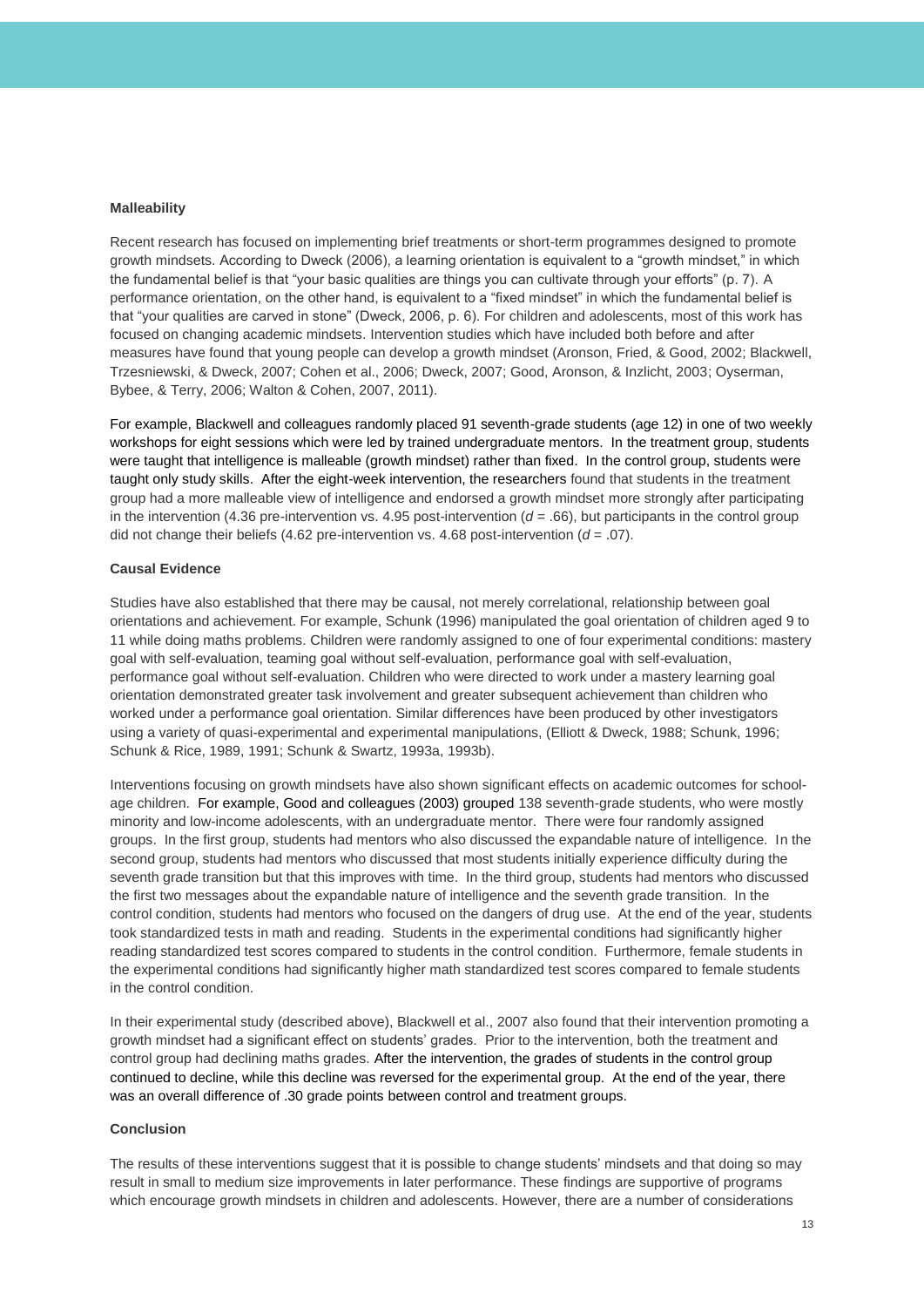**Malleability**

Recent research has focused on implementing brief treatments or short-term programmes designed to promote growth mindsets. According to Dweck (2006), a learning orientation is equivalent to a "growth mindset," in which the fundamental belief is that "your basic qualities are things you can cultivate through your efforts" (p. 7). A performance orientation, on the other hand, is equivalent to a "fixed mindset" in which the fundamental belief is that "your qualities are carved in stone" (Dweck, 2006, p. 6). For children and adolescents, most of this work has focused on changing academic mindsets. Intervention studies which have included both before and after measures have found that young people can develop a growth mindset (Aronson, Fried, & Good, 2002; Blackwell, Trzesniewski, & Dweck, 2007; Cohen et al., 2006; Dweck, 2007; Good, Aronson, & Inzlicht, 2003; Oyserman, Bybee, & Terry, 2006; Walton & Cohen, 2007, 2011).

For example, Blackwell and colleagues randomly placed 91 seventh-grade students (age 12) in one of two weekly workshops for eight sessions which were led by trained undergraduate mentors. In the treatment group, students were taught that intelligence is malleable (growth mindset) rather than fixed. In the control group, students were taught only study skills. After the eight-week intervention, the researchers found that students in the treatment group had a more malleable view of intelligence and endorsed a growth mindset more strongly after participating in the intervention (4.36 pre-intervention vs. 4.95 post-intervention ($d$ = .66), but participants in the control group did not change their beliefs (4.62 pre-intervention vs. 4.68 post-intervention ($d$ = .07).

**Causal Evidence**

Studies have also established that there may be causal, not merely correlational, relationship between goal orientations and achievement. For example, Schunk (1996) manipulated the goal orientation of children aged 9 to 11 while doing maths problems. Children were randomly assigned to one of four experimental conditions: mastery goal with self-evaluation, teaming goal without self-evaluation, performance goal with self-evaluation, performance goal without self-evaluation. Children who were directed to work under a mastery learning goal orientation demonstrated greater task involvement and greater subsequent achievement than children who worked under a performance goal orientation. Similar differences have been produced by other investigators using a variety of quasi-experimental and experimental manipulations, (Elliott & Dweck, 1988; Schunk, 1996; Schunk & Rice, 1989, 1991; Schunk & Swartz, 1993a, 1993b).

Interventions focusing on growth mindsets have also shown significant effects on academic outcomes for school-age children. For example, Good and colleagues (2003) grouped 138 seventh-grade students, who were mostly minority and low-income adolescents, with an undergraduate mentor. There were four randomly assigned groups. In the first group, students had mentors who also discussed the expandable nature of intelligence. In the second group, students had mentors who discussed that most students initially experience difficulty during the seventh grade transition but that this improves with time. In the third group, students had mentors who discussed the first two messages about the expandable nature of intelligence and the seventh grade transition. In the control condition, students had mentors who focused on the dangers of drug use. At the end of the year, students took standardized tests in math and reading. Students in the experimental conditions had significantly higher reading standardized test scores compared to students in the control condition. Furthermore, female students in the experimental conditions had significantly higher math standardized test scores compared to female students in the control condition.

In their experimental study (described above), Blackwell et al., 2007 also found that their intervention promoting a growth mindset had a significant effect on students' grades. Prior to the intervention, both the treatment and control group had declining maths grades. After the intervention, the grades of students in the control group continued to decline, while this decline was reversed for the experimental group. At the end of the year, there was an overall difference of .30 grade points between control and treatment groups.

**Conclusion**

The results of these interventions suggest that it is possible to change students' mindsets and that doing so may result in small to medium size improvements in later performance. These findings are supportive of programs which encourage growth mindsets in children and adolescents. However, there are a number of considerations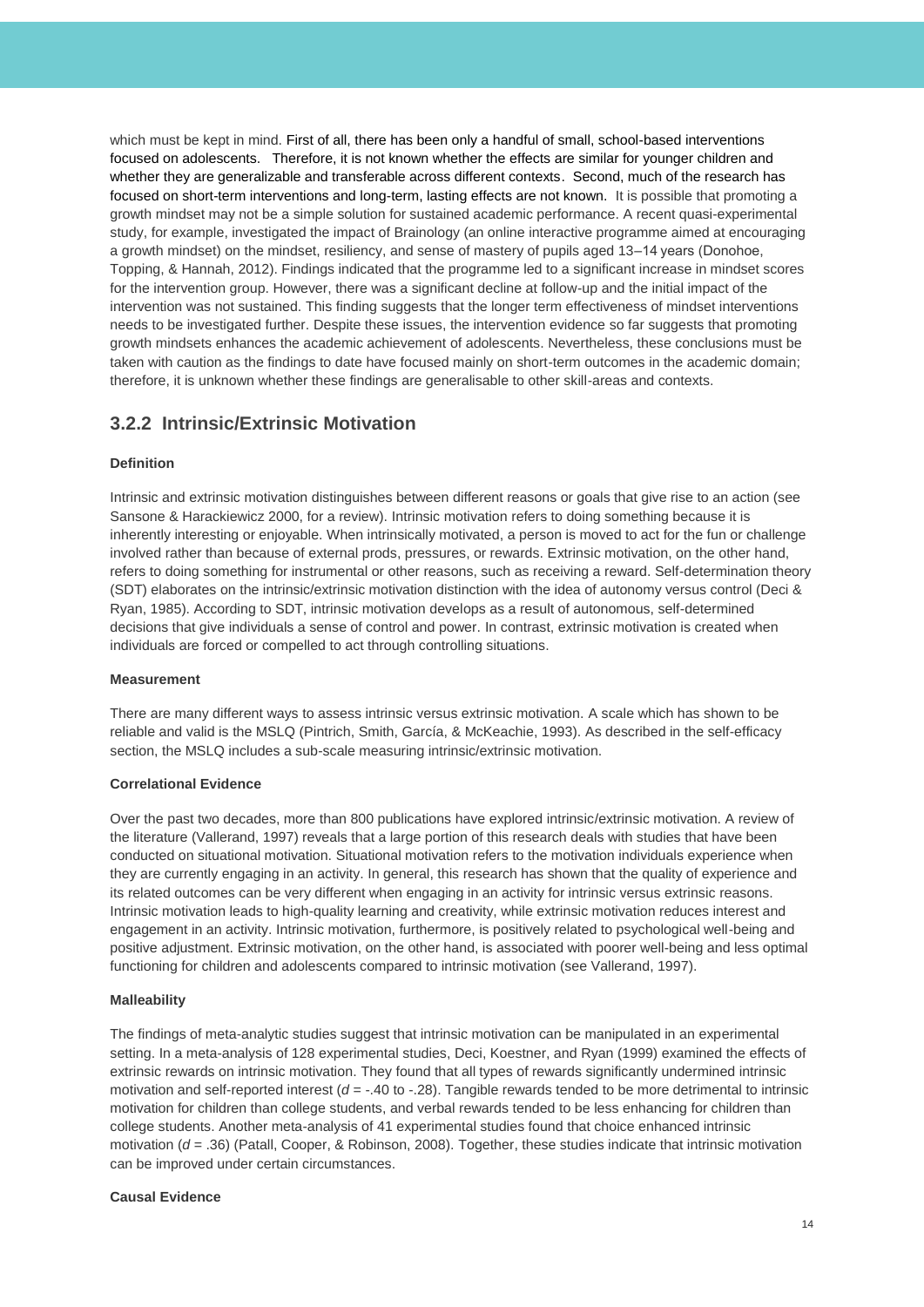which must be kept in mind. First of all, there has been only a handful of small, school-based interventions focused on adolescents. Therefore, it is not known whether the effects are similar for younger children and whether they are generalizable and transferable across different contexts. Second, much of the research has focused on short-term interventions and long-term, lasting effects are not known. It is possible that promoting a growth mindset may not be a simple solution for sustained academic performance. A recent quasi-experimental study, for example, investigated the impact of Brainology (an online interactive programme aimed at encouraging a growth mindset) on the mindset, resiliency, and sense of mastery of pupils aged 13–14 years (Donohoe, Topping, & Hannah, 2012). Findings indicated that the programme led to a significant increase in mindset scores for the intervention group. However, there was a significant decline at follow-up and the initial impact of the intervention was not sustained. This finding suggests that the longer term effectiveness of mindset interventions needs to be investigated further. Despite these issues, the intervention evidence so far suggests that promoting growth mindsets enhances the academic achievement of adolescents. Nevertheless, these conclusions must be taken with caution as the findings to date have focused mainly on short-term outcomes in the academic domain; therefore, it is unknown whether these findings are generalisable to other skill-areas and contexts.

### 3.2.2 Intrinsic/Extrinsic Motivation

**Definition**

Intrinsic and extrinsic motivation distinguishes between different reasons or goals that give rise to an action (see Sansone & Harackiewicz 2000, for a review). Intrinsic motivation refers to doing something because it is inherently interesting or enjoyable. When intrinsically motivated, a person is moved to act for the fun or challenge involved rather than because of external prods, pressures, or rewards. Extrinsic motivation, on the other hand, refers to doing something for instrumental or other reasons, such as receiving a reward. Self-determination theory (SDT) elaborates on the intrinsic/extrinsic motivation distinction with the idea of autonomy versus control (Deci & Ryan, 1985). According to SDT, intrinsic motivation develops as a result of autonomous, self-determined decisions that give individuals a sense of control and power. In contrast, extrinsic motivation is created when individuals are forced or compelled to act through controlling situations.

**Measurement**

There are many different ways to assess intrinsic versus extrinsic motivation. A scale which has shown to be reliable and valid is the MSLQ (Pintrich, Smith, García, & McKeachie, 1993). As described in the self-efficacy section, the MSLQ includes a sub-scale measuring intrinsic/extrinsic motivation.

**Correlational Evidence**

Over the past two decades, more than 800 publications have explored intrinsic/extrinsic motivation. A review of the literature (Vallerand, 1997) reveals that a large portion of this research deals with studies that have been conducted on situational motivation. Situational motivation refers to the motivation individuals experience when they are currently engaging in an activity. In general, this research has shown that the quality of experience and its related outcomes can be very different when engaging in an activity for intrinsic versus extrinsic reasons. Intrinsic motivation leads to high-quality learning and creativity, while extrinsic motivation reduces interest and engagement in an activity. Intrinsic motivation, furthermore, is positively related to psychological well-being and positive adjustment. Extrinsic motivation, on the other hand, is associated with poorer well-being and less optimal functioning for children and adolescents compared to intrinsic motivation (see Vallerand, 1997).

**Malleability**

The findings of meta-analytic studies suggest that intrinsic motivation can be manipulated in an experimental setting. In a meta-analysis of 128 experimental studies, Deci, Koestner, and Ryan (1999) examined the effects of extrinsic rewards on intrinsic motivation. They found that all types of rewards significantly undermined intrinsic motivation and self-reported interest ($d$ = -.40 to -.28). Tangible rewards tended to be more detrimental to intrinsic motivation for children than college students, and verbal rewards tended to be less enhancing for children than college students. Another meta-analysis of 41 experimental studies found that choice enhanced intrinsic motivation ($d$ = .36) (Patall, Cooper, & Robinson, 2008). Together, these studies indicate that intrinsic motivation can be improved under certain circumstances.

**Causal Evidence**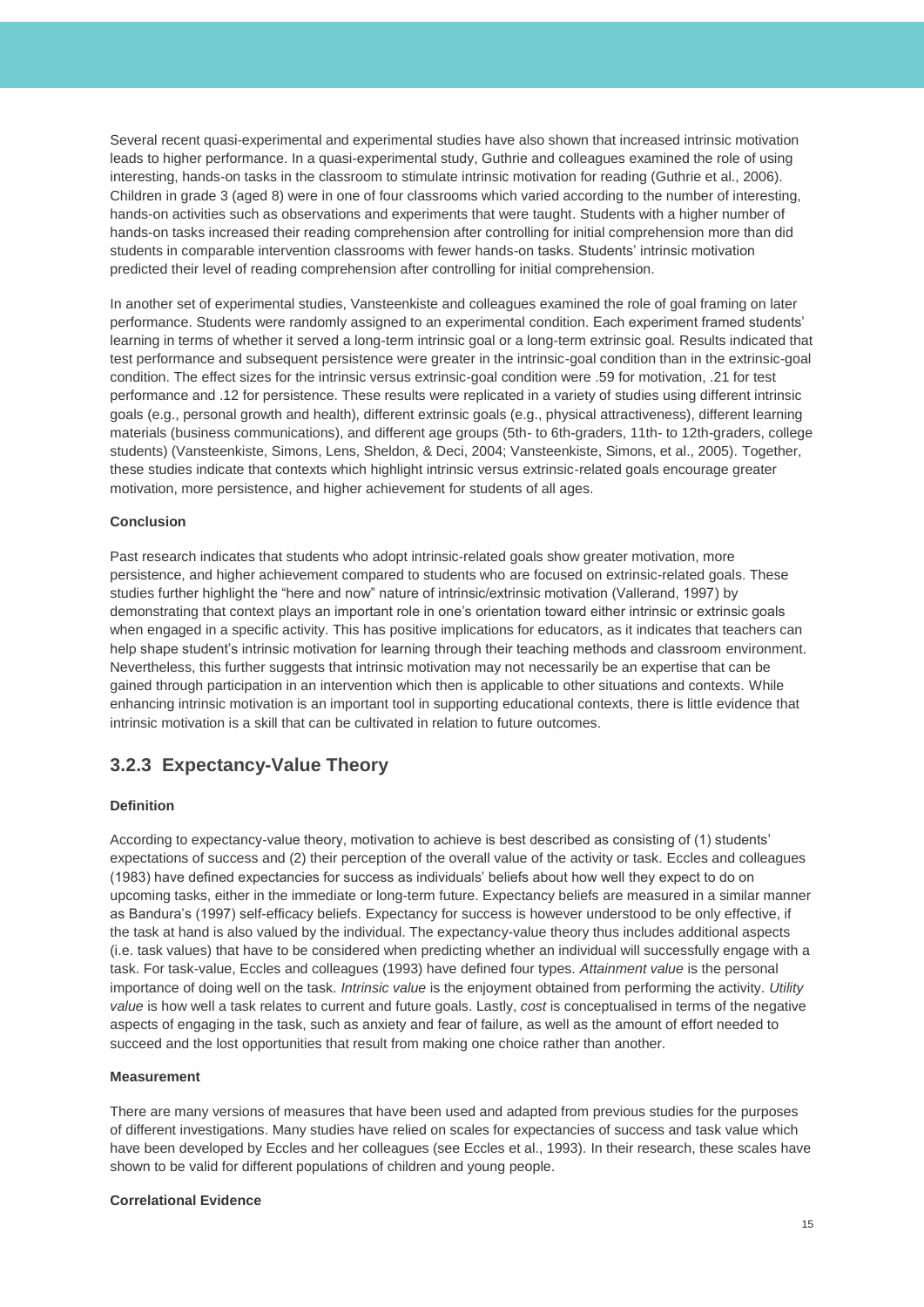Several recent quasi-experimental and experimental studies have also shown that increased intrinsic motivation leads to higher performance. In a quasi-experimental study, Guthrie and colleagues examined the role of using interesting, hands-on tasks in the classroom to stimulate intrinsic motivation for reading (Guthrie et al., 2006). Children in grade 3 (aged 8) were in one of four classrooms which varied according to the number of interesting, hands-on activities such as observations and experiments that were taught. Students with a higher number of hands-on tasks increased their reading comprehension after controlling for initial comprehension more than did students in comparable intervention classrooms with fewer hands-on tasks. Students' intrinsic motivation predicted their level of reading comprehension after controlling for initial comprehension.

In another set of experimental studies, Vansteenkiste and colleagues examined the role of goal framing on later performance. Students were randomly assigned to an experimental condition. Each experiment framed students' learning in terms of whether it served a long-term intrinsic goal or a long-term extrinsic goal. Results indicated that test performance and subsequent persistence were greater in the intrinsic-goal condition than in the extrinsic-goal condition. The effect sizes for the intrinsic versus extrinsic-goal condition were .59 for motivation, .21 for test performance and .12 for persistence. These results were replicated in a variety of studies using different intrinsic goals (e.g., personal growth and health), different extrinsic goals (e.g., physical attractiveness), different learning materials (business communications), and different age groups (5th- to 6th-graders, 11th- to 12th-graders, college students) (Vansteenkiste, Simons, Lens, Sheldon, & Deci, 2004; Vansteenkiste, Simons, et al., 2005). Together, these studies indicate that contexts which highlight intrinsic versus extrinsic-related goals encourage greater motivation, more persistence, and higher achievement for students of all ages.

**Conclusion**

Past research indicates that students who adopt intrinsic-related goals show greater motivation, more persistence, and higher achievement compared to students who are focused on extrinsic-related goals. These studies further highlight the "here and now" nature of intrinsic/extrinsic motivation (Vallerand, 1997) by demonstrating that context plays an important role in one's orientation toward either intrinsic or extrinsic goals when engaged in a specific activity. This has positive implications for educators, as it indicates that teachers can help shape student's intrinsic motivation for learning through their teaching methods and classroom environment. Nevertheless, this further suggests that intrinsic motivation may not necessarily be an expertise that can be gained through participation in an intervention which then is applicable to other situations and contexts. While enhancing intrinsic motivation is an important tool in supporting educational contexts, there is little evidence that intrinsic motivation is a skill that can be cultivated in relation to future outcomes.

### 3.2.3 Expectancy-Value Theory

**Definition**

According to expectancy-value theory, motivation to achieve is best described as consisting of (1) students' expectations of success and (2) their perception of the overall value of the activity or task. Eccles and colleagues (1983) have defined expectancies for success as individuals' beliefs about how well they expect to do on upcoming tasks, either in the immediate or long-term future. Expectancy beliefs are measured in a similar manner as Bandura's (1997) self-efficacy beliefs. Expectancy for success is however understood to be only effective, if the task at hand is also valued by the individual. The expectancy-value theory thus includes additional aspects (i.e. task values) that have to be considered when predicting whether an individual will successfully engage with a task. For task-value, Eccles and colleagues (1993) have defined four types. *Attainment value* is the personal importance of doing well on the task. *Intrinsic value* is the enjoyment obtained from performing the activity. *Utility value* is how well a task relates to current and future goals. Lastly, *cost* is conceptualised in terms of the negative aspects of engaging in the task, such as anxiety and fear of failure, as well as the amount of effort needed to succeed and the lost opportunities that result from making one choice rather than another.

**Measurement**

There are many versions of measures that have been used and adapted from previous studies for the purposes of different investigations. Many studies have relied on scales for expectancies of success and task value which have been developed by Eccles and her colleagues (see Eccles et al., 1993). In their research, these scales have shown to be valid for different populations of children and young people.

**Correlational Evidence**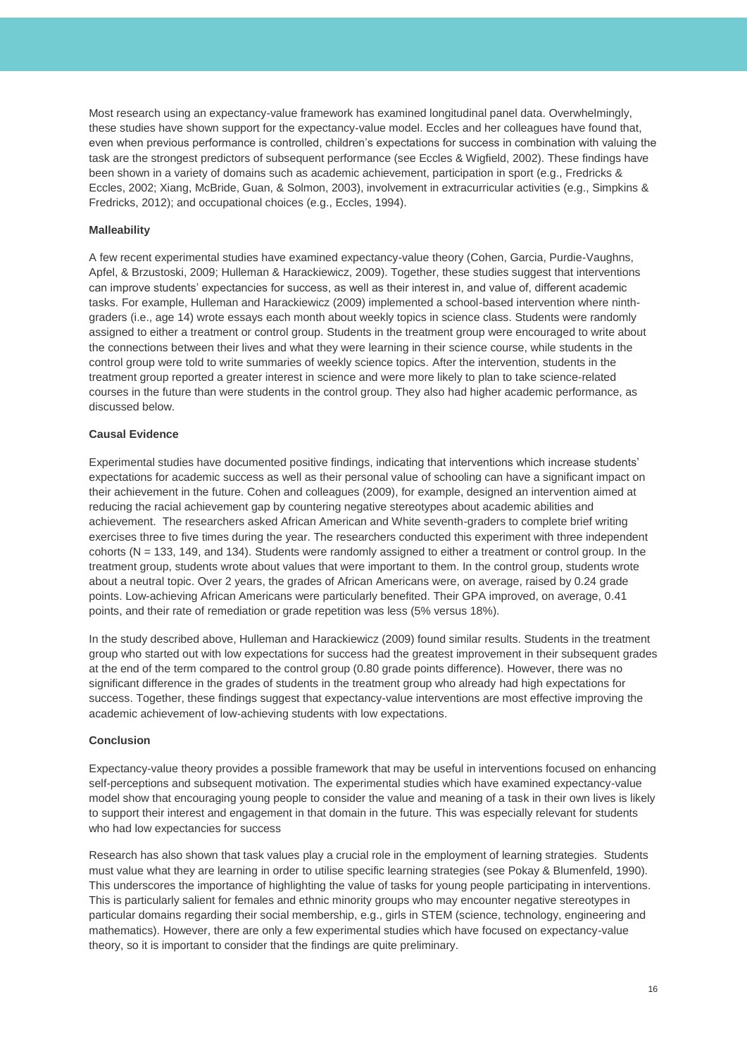Most research using an expectancy-value framework has examined longitudinal panel data. Overwhelmingly, these studies have shown support for the expectancy-value model. Eccles and her colleagues have found that, even when previous performance is controlled, children's expectations for success in combination with valuing the task are the strongest predictors of subsequent performance (see Eccles & Wigfield, 2002). These findings have been shown in a variety of domains such as academic achievement, participation in sport (e.g., Fredricks & Eccles, 2002; Xiang, McBride, Guan, & Solmon, 2003), involvement in extracurricular activities (e.g., Simpkins & Fredricks, 2012); and occupational choices (e.g., Eccles, 1994).

**Malleability**

A few recent experimental studies have examined expectancy-value theory (Cohen, Garcia, Purdie-Vaughns, Apfel, & Brzustoski, 2009; Hulleman & Harackiewicz, 2009). Together, these studies suggest that interventions can improve students' expectancies for success, as well as their interest in, and value of, different academic tasks. For example, Hulleman and Harackiewicz (2009) implemented a school-based intervention where ninth-graders (i.e., age 14) wrote essays each month about weekly topics in science class. Students were randomly assigned to either a treatment or control group. Students in the treatment group were encouraged to write about the connections between their lives and what they were learning in their science course, while students in the control group were told to write summaries of weekly science topics. After the intervention, students in the treatment group reported a greater interest in science and were more likely to plan to take science-related courses in the future than were students in the control group. They also had higher academic performance, as discussed below.

**Causal Evidence**

Experimental studies have documented positive findings, indicating that interventions which increase students' expectations for academic success as well as their personal value of schooling can have a significant impact on their achievement in the future. Cohen and colleagues (2009), for example, designed an intervention aimed at reducing the racial achievement gap by countering negative stereotypes about academic abilities and achievement. The researchers asked African American and White seventh-graders to complete brief writing exercises three to five times during the year. The researchers conducted this experiment with three independent cohorts (N = 133, 149, and 134). Students were randomly assigned to either a treatment or control group. In the treatment group, students wrote about values that were important to them. In the control group, students wrote about a neutral topic. Over 2 years, the grades of African Americans were, on average, raised by 0.24 grade points. Low-achieving African Americans were particularly benefited. Their GPA improved, on average, 0.41 points, and their rate of remediation or grade repetition was less (5% versus 18%).

In the study described above, Hulleman and Harackiewicz (2009) found similar results. Students in the treatment group who started out with low expectations for success had the greatest improvement in their subsequent grades at the end of the term compared to the control group (0.80 grade points difference). However, there was no significant difference in the grades of students in the treatment group who already had high expectations for success. Together, these findings suggest that expectancy-value interventions are most effective improving the academic achievement of low-achieving students with low expectations.

**Conclusion**

Expectancy-value theory provides a possible framework that may be useful in interventions focused on enhancing self-perceptions and subsequent motivation. The experimental studies which have examined expectancy-value model show that encouraging young people to consider the value and meaning of a task in their own lives is likely to support their interest and engagement in that domain in the future. This was especially relevant for students who had low expectancies for success

Research has also shown that task values play a crucial role in the employment of learning strategies. Students must value what they are learning in order to utilise specific learning strategies (see Pokay & Blumenfeld, 1990). This underscores the importance of highlighting the value of tasks for young people participating in interventions. This is particularly salient for females and ethnic minority groups who may encounter negative stereotypes in particular domains regarding their social membership, e.g., girls in STEM (science, technology, engineering and mathematics). However, there are only a few experimental studies which have focused on expectancy-value theory, so it is important to consider that the findings are quite preliminary.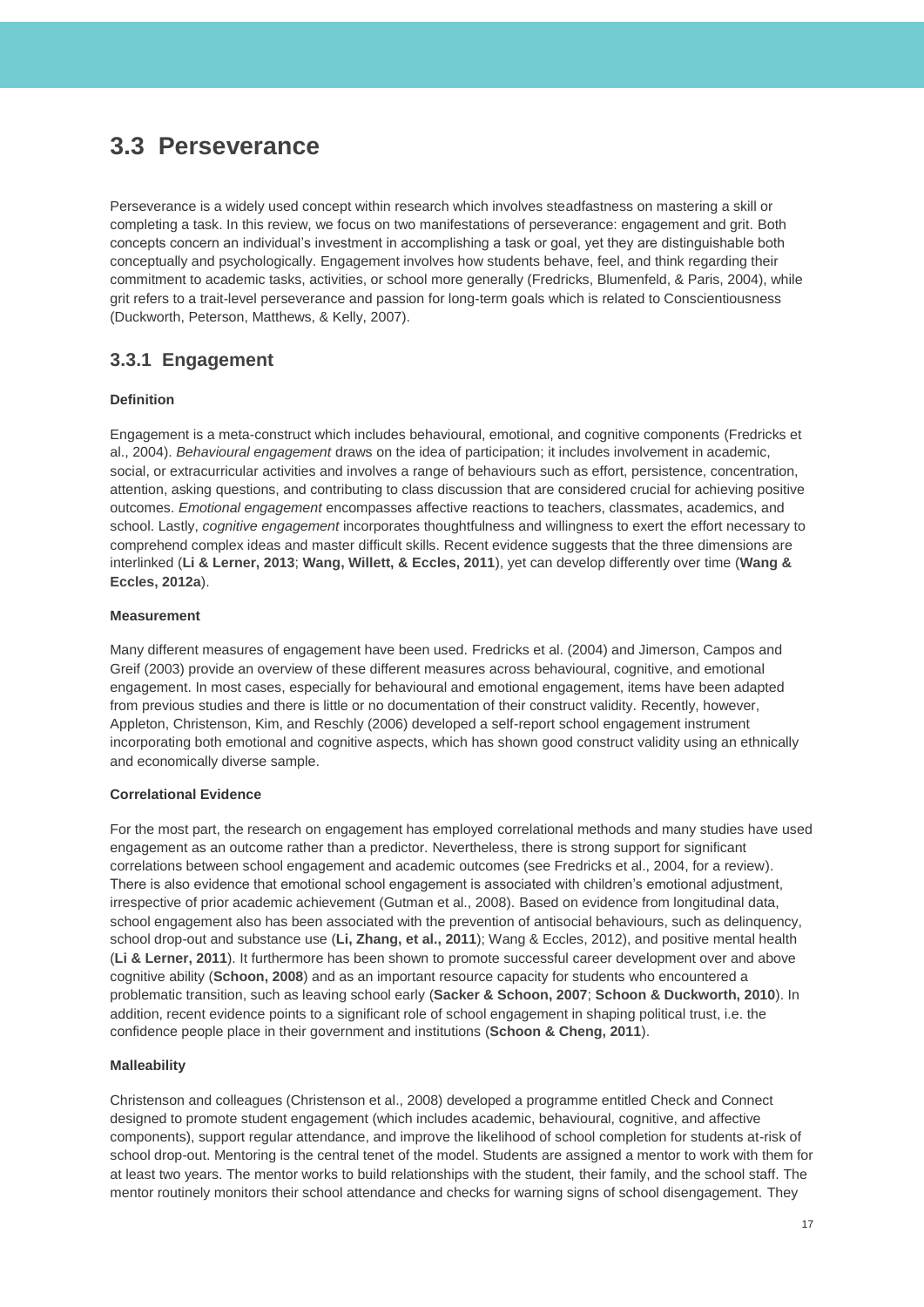## 3.3 Perseverance

Perseverance is a widely used concept within research which involves steadfastness on mastering a skill or completing a task. In this review, we focus on two manifestations of perseverance: engagement and grit. Both concepts concern an individual's investment in accomplishing a task or goal, yet they are distinguishable both conceptually and psychologically. Engagement involves how students behave, feel, and think regarding their commitment to academic tasks, activities, or school more generally (Fredricks, Blumenfeld, & Paris, 2004), while grit refers to a trait-level perseverance and passion for long-term goals which is related to Conscientiousness (Duckworth, Peterson, Matthews, & Kelly, 2007).

### 3.3.1 Engagement

**Definition**

Engagement is a meta-construct which includes behavioural, emotional, and cognitive components (Fredricks et al., 2004). *Behavioural engagement* draws on the idea of participation; it includes involvement in academic, social, or extracurricular activities and involves a range of behaviours such as effort, persistence, concentration, attention, asking questions, and contributing to class discussion that are considered crucial for achieving positive outcomes. *Emotional engagement* encompasses affective reactions to teachers, classmates, academics, and school. Lastly, *cognitive engagement* incorporates thoughtfulness and willingness to exert the effort necessary to comprehend complex ideas and master difficult skills. Recent evidence suggests that the three dimensions are interlinked (**Li & Lerner, 2013**; **Wang, Willett, & Eccles, 2011**), yet can develop differently over time (**Wang & Eccles, 2012a**).

**Measurement**

Many different measures of engagement have been used. Fredricks et al. (2004) and Jimerson, Campos and Greif (2003) provide an overview of these different measures across behavioural, cognitive, and emotional engagement. In most cases, especially for behavioural and emotional engagement, items have been adapted from previous studies and there is little or no documentation of their construct validity. Recently, however, Appleton, Christenson, Kim, and Reschly (2006) developed a self-report school engagement instrument incorporating both emotional and cognitive aspects, which has shown good construct validity using an ethnically and economically diverse sample.

**Correlational Evidence**

For the most part, the research on engagement has employed correlational methods and many studies have used engagement as an outcome rather than a predictor. Nevertheless, there is strong support for significant correlations between school engagement and academic outcomes (see Fredricks et al., 2004, for a review). There is also evidence that emotional school engagement is associated with children's emotional adjustment, irrespective of prior academic achievement (Gutman et al., 2008). Based on evidence from longitudinal data, school engagement also has been associated with the prevention of antisocial behaviours, such as delinquency, school drop-out and substance use (**Li, Zhang, et al., 2011**); Wang & Eccles, 2012), and positive mental health (**Li & Lerner, 2011**). It furthermore has been shown to promote successful career development over and above cognitive ability (**Schoon, 2008**) and as an important resource capacity for students who encountered a problematic transition, such as leaving school early (**Sacker & Schoon, 2007**; **Schoon & Duckworth, 2010**). In addition, recent evidence points to a significant role of school engagement in shaping political trust, i.e. the confidence people place in their government and institutions (**Schoon & Cheng, 2011**).

**Malleability**

Christenson and colleagues (Christenson et al., 2008) developed a programme entitled Check and Connect designed to promote student engagement (which includes academic, behavioural, cognitive, and affective components), support regular attendance, and improve the likelihood of school completion for students at-risk of school drop-out. Mentoring is the central tenet of the model. Students are assigned a mentor to work with them for at least two years. The mentor works to build relationships with the student, their family, and the school staff. The mentor routinely monitors their school attendance and checks for warning signs of school disengagement. They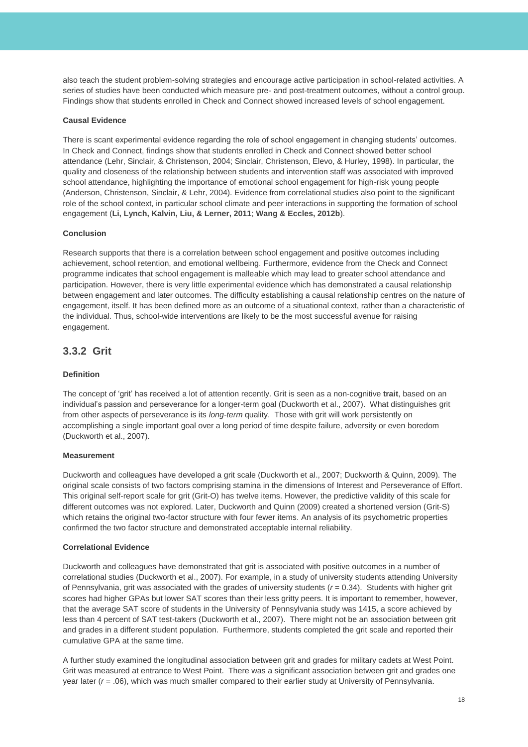also teach the student problem-solving strategies and encourage active participation in school-related activities. A series of studies have been conducted which measure pre- and post-treatment outcomes, without a control group. Findings show that students enrolled in Check and Connect showed increased levels of school engagement.

**Causal Evidence**

There is scant experimental evidence regarding the role of school engagement in changing students' outcomes. In Check and Connect, findings show that students enrolled in Check and Connect showed better school attendance (Lehr, Sinclair, & Christenson, 2004; Sinclair, Christenson, Elevo, & Hurley, 1998). In particular, the quality and closeness of the relationship between students and intervention staff was associated with improved school attendance, highlighting the importance of emotional school engagement for high-risk young people (Anderson, Christenson, Sinclair, & Lehr, 2004). Evidence from correlational studies also point to the significant role of the school context, in particular school climate and peer interactions in supporting the formation of school engagement (**Li, Lynch, Kalvin, Liu, & Lerner, 2011**; **Wang & Eccles, 2012b**).

**Conclusion**

Research supports that there is a correlation between school engagement and positive outcomes including achievement, school retention, and emotional wellbeing. Furthermore, evidence from the Check and Connect programme indicates that school engagement is malleable which may lead to greater school attendance and participation. However, there is very little experimental evidence which has demonstrated a causal relationship between engagement and later outcomes. The difficulty establishing a causal relationship centres on the nature of engagement, itself. It has been defined more as an outcome of a situational context, rather than a characteristic of the individual. Thus, school-wide interventions are likely to be the most successful avenue for raising engagement.

### 3.3.2 Grit

**Definition**

The concept of 'grit' has received a lot of attention recently. Grit is seen as a non-cognitive **trait**, based on an individual's passion and perseverance for a longer-term goal (Duckworth et al., 2007). What distinguishes grit from other aspects of perseverance is its *long-term* quality. Those with grit will work persistently on accomplishing a single important goal over a long period of time despite failure, adversity or even boredom (Duckworth et al., 2007).

**Measurement**

Duckworth and colleagues have developed a grit scale (Duckworth et al., 2007; Duckworth & Quinn, 2009). The original scale consists of two factors comprising stamina in the dimensions of Interest and Perseverance of Effort. This original self-report scale for grit (Grit-O) has twelve items. However, the predictive validity of this scale for different outcomes was not explored. Later, Duckworth and Quinn (2009) created a shortened version (Grit-S) which retains the original two-factor structure with four fewer items. An analysis of its psychometric properties confirmed the two factor structure and demonstrated acceptable internal reliability.

**Correlational Evidence**

Duckworth and colleagues have demonstrated that grit is associated with positive outcomes in a number of correlational studies (Duckworth et al., 2007). For example, in a study of university students attending University of Pennsylvania, grit was associated with the grades of university students ($r = 0.34$). Students with higher grit scores had higher GPAs but lower SAT scores than their less gritty peers. It is important to remember, however, that the average SAT score of students in the University of Pennsylvania study was 1415, a score achieved by less than 4 percent of SAT test-takers (Duckworth et al., 2007). There might not be an association between grit and grades in a different student population. Furthermore, students completed the grit scale and reported their cumulative GPA at the same time.

A further study examined the longitudinal association between grit and grades for military cadets at West Point. Grit was measured at entrance to West Point. There was a significant association between grit and grades one year later ($r = .06$), which was much smaller compared to their earlier study at University of Pennsylvania.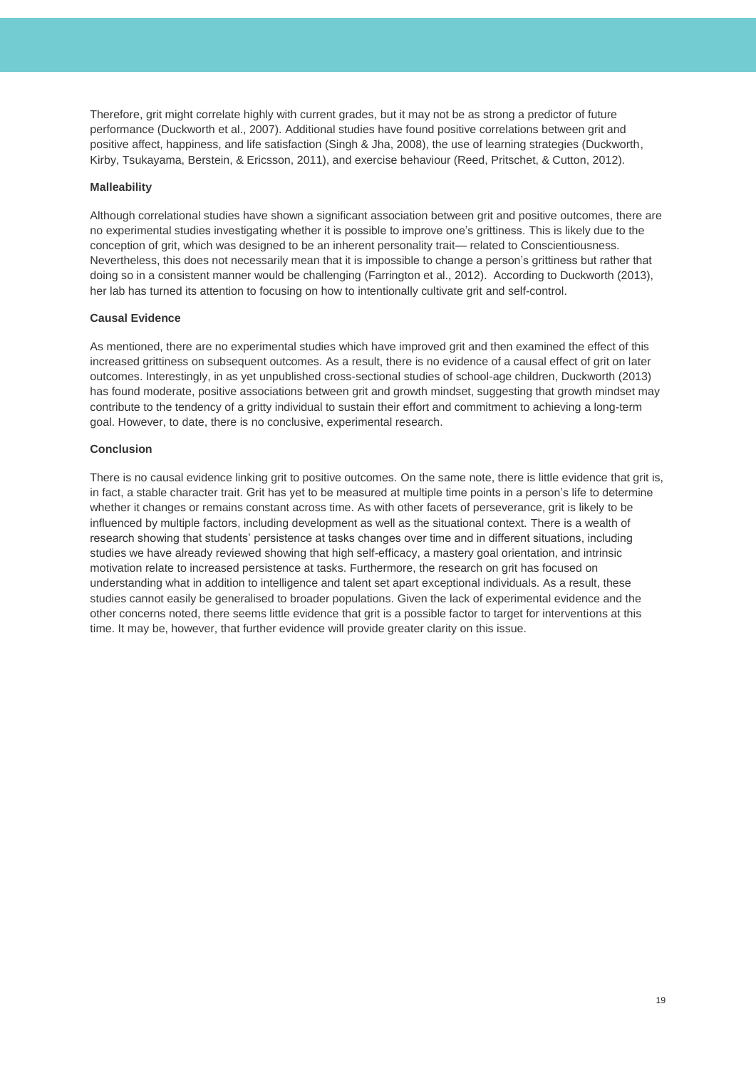Therefore, grit might correlate highly with current grades, but it may not be as strong a predictor of future performance (Duckworth et al., 2007). Additional studies have found positive correlations between grit and positive affect, happiness, and life satisfaction (Singh & Jha, 2008), the use of learning strategies (Duckworth, Kirby, Tsukayama, Berstein, & Ericsson, 2011), and exercise behaviour (Reed, Pritschet, & Cutton, 2012).

**Malleability**

Although correlational studies have shown a significant association between grit and positive outcomes, there are no experimental studies investigating whether it is possible to improve one's grittiness. This is likely due to the conception of grit, which was designed to be an inherent personality trait— related to Conscientiousness. Nevertheless, this does not necessarily mean that it is impossible to change a person's grittiness but rather that doing so in a consistent manner would be challenging (Farrington et al., 2012). According to Duckworth (2013), her lab has turned its attention to focusing on how to intentionally cultivate grit and self-control.

**Causal Evidence**

As mentioned, there are no experimental studies which have improved grit and then examined the effect of this increased grittiness on subsequent outcomes. As a result, there is no evidence of a causal effect of grit on later outcomes. Interestingly, in as yet unpublished cross-sectional studies of school-age children, Duckworth (2013) has found moderate, positive associations between grit and growth mindset, suggesting that growth mindset may contribute to the tendency of a gritty individual to sustain their effort and commitment to achieving a long-term goal. However, to date, there is no conclusive, experimental research.

**Conclusion**

There is no causal evidence linking grit to positive outcomes. On the same note, there is little evidence that grit is, in fact, a stable character trait. Grit has yet to be measured at multiple time points in a person's life to determine whether it changes or remains constant across time. As with other facets of perseverance, grit is likely to be influenced by multiple factors, including development as well as the situational context. There is a wealth of research showing that students' persistence at tasks changes over time and in different situations, including studies we have already reviewed showing that high self-efficacy, a mastery goal orientation, and intrinsic motivation relate to increased persistence at tasks. Furthermore, the research on grit has focused on understanding what in addition to intelligence and talent set apart exceptional individuals. As a result, these studies cannot easily be generalised to broader populations. Given the lack of experimental evidence and the other concerns noted, there seems little evidence that grit is a possible factor to target for interventions at this time. It may be, however, that further evidence will provide greater clarity on this issue.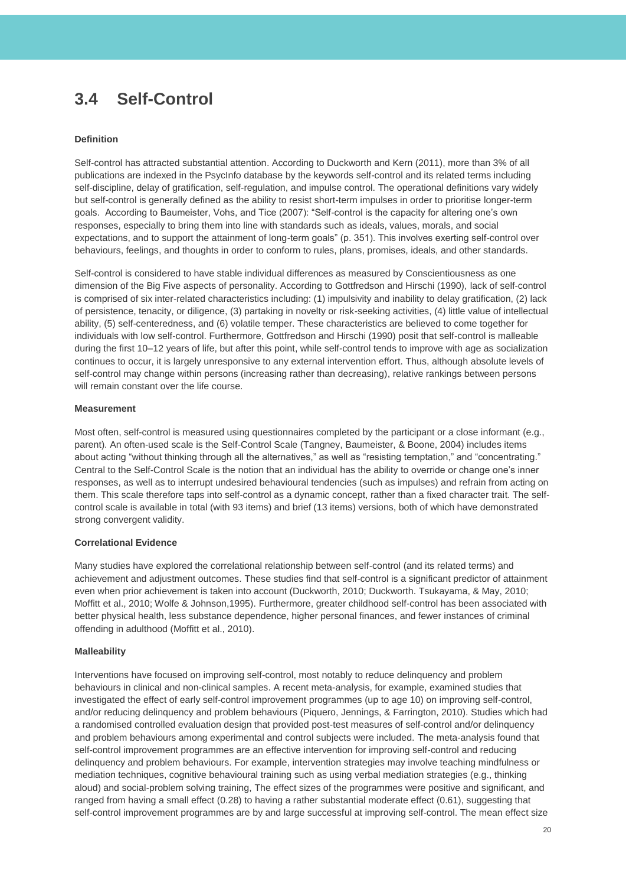## 3.4 Self-Control

**Definition**

Self-control has attracted substantial attention. According to Duckworth and Kern (2011), more than 3% of all publications are indexed in the PsycInfo database by the keywords self-control and its related terms including self-discipline, delay of gratification, self-regulation, and impulse control. The operational definitions vary widely but self-control is generally defined as the ability to resist short-term impulses in order to prioritise longer-term goals. According to Baumeister, Vohs, and Tice (2007): "Self-control is the capacity for altering one's own responses, especially to bring them into line with standards such as ideals, values, morals, and social expectations, and to support the attainment of long-term goals" (p. 351). This involves exerting self-control over behaviours, feelings, and thoughts in order to conform to rules, plans, promises, ideals, and other standards.

Self-control is considered to have stable individual differences as measured by Conscientiousness as one dimension of the Big Five aspects of personality. According to Gottfredson and Hirschi (1990), lack of self-control is comprised of six inter-related characteristics including: (1) impulsivity and inability to delay gratification, (2) lack of persistence, tenacity, or diligence, (3) partaking in novelty or risk-seeking activities, (4) little value of intellectual ability, (5) self-centeredness, and (6) volatile temper. These characteristics are believed to come together for individuals with low self-control. Furthermore, Gottfredson and Hirschi (1990) posit that self-control is malleable during the first 10–12 years of life, but after this point, while self-control tends to improve with age as socialization continues to occur, it is largely unresponsive to any external intervention effort. Thus, although absolute levels of self-control may change within persons (increasing rather than decreasing), relative rankings between persons will remain constant over the life course.

**Measurement**

Most often, self-control is measured using questionnaires completed by the participant or a close informant (e.g., parent). An often-used scale is the Self-Control Scale (Tangney, Baumeister, & Boone, 2004) includes items about acting "without thinking through all the alternatives," as well as "resisting temptation," and "concentrating." Central to the Self-Control Scale is the notion that an individual has the ability to override or change one's inner responses, as well as to interrupt undesired behavioural tendencies (such as impulses) and refrain from acting on them. This scale therefore taps into self-control as a dynamic concept, rather than a fixed character trait. The self-control scale is available in total (with 93 items) and brief (13 items) versions, both of which have demonstrated strong convergent validity.

**Correlational Evidence**

Many studies have explored the correlational relationship between self-control (and its related terms) and achievement and adjustment outcomes. These studies find that self-control is a significant predictor of attainment even when prior achievement is taken into account (Duckworth, 2010; Duckworth. Tsukayama, & May, 2010; Moffitt et al., 2010; Wolfe & Johnson,1995). Furthermore, greater childhood self-control has been associated with better physical health, less substance dependence, higher personal finances, and fewer instances of criminal offending in adulthood (Moffitt et al., 2010).

**Malleability**

Interventions have focused on improving self-control, most notably to reduce delinquency and problem behaviours in clinical and non-clinical samples. A recent meta-analysis, for example, examined studies that investigated the effect of early self-control improvement programmes (up to age 10) on improving self-control, and/or reducing delinquency and problem behaviours (Piquero, Jennings, & Farrington, 2010). Studies which had a randomised controlled evaluation design that provided post-test measures of self-control and/or delinquency and problem behaviours among experimental and control subjects were included. The meta-analysis found that self-control improvement programmes are an effective intervention for improving self-control and reducing delinquency and problem behaviours. For example, intervention strategies may involve teaching mindfulness or mediation techniques, cognitive behavioural training such as using verbal mediation strategies (e.g., thinking aloud) and social-problem solving training, The effect sizes of the programmes were positive and significant, and ranged from having a small effect (0.28) to having a rather substantial moderate effect (0.61), suggesting that self-control improvement programmes are by and large successful at improving self-control. The mean effect size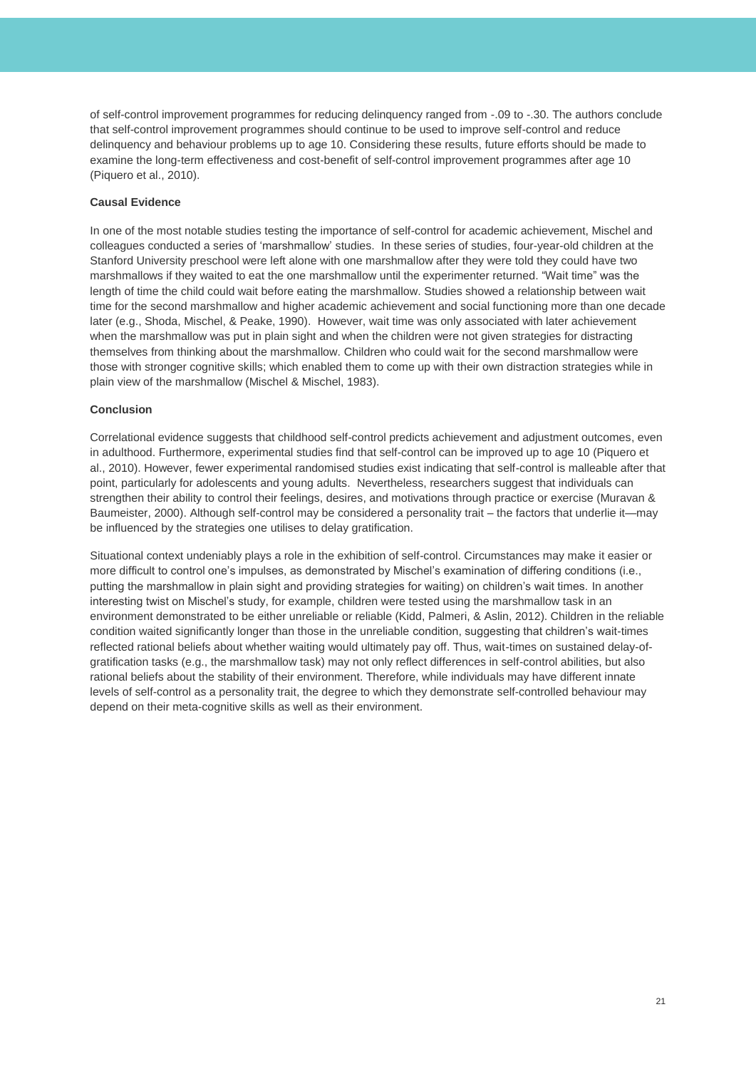of self-control improvement programmes for reducing delinquency ranged from -.09 to -.30. The authors conclude that self-control improvement programmes should continue to be used to improve self-control and reduce delinquency and behaviour problems up to age 10. Considering these results, future efforts should be made to examine the long-term effectiveness and cost-benefit of self-control improvement programmes after age 10 (Piquero et al., 2010).

**Causal Evidence**

In one of the most notable studies testing the importance of self-control for academic achievement, Mischel and colleagues conducted a series of 'marshmallow' studies. In these series of studies, four-year-old children at the Stanford University preschool were left alone with one marshmallow after they were told they could have two marshmallows if they waited to eat the one marshmallow until the experimenter returned. "Wait time" was the length of time the child could wait before eating the marshmallow. Studies showed a relationship between wait time for the second marshmallow and higher academic achievement and social functioning more than one decade later (e.g., Shoda, Mischel, & Peake, 1990). However, wait time was only associated with later achievement when the marshmallow was put in plain sight and when the children were not given strategies for distracting themselves from thinking about the marshmallow. Children who could wait for the second marshmallow were those with stronger cognitive skills; which enabled them to come up with their own distraction strategies while in plain view of the marshmallow (Mischel & Mischel, 1983).

**Conclusion**

Correlational evidence suggests that childhood self-control predicts achievement and adjustment outcomes, even in adulthood. Furthermore, experimental studies find that self-control can be improved up to age 10 (Piquero et al., 2010). However, fewer experimental randomised studies exist indicating that self-control is malleable after that point, particularly for adolescents and young adults. Nevertheless, researchers suggest that individuals can strengthen their ability to control their feelings, desires, and motivations through practice or exercise (Muravan & Baumeister, 2000). Although self-control may be considered a personality trait – the factors that underlie it—may be influenced by the strategies one utilises to delay gratification.

Situational context undeniably plays a role in the exhibition of self-control. Circumstances may make it easier or more difficult to control one's impulses, as demonstrated by Mischel's examination of differing conditions (i.e., putting the marshmallow in plain sight and providing strategies for waiting) on children's wait times. In another interesting twist on Mischel's study, for example, children were tested using the marshmallow task in an environment demonstrated to be either unreliable or reliable (Kidd, Palmeri, & Aslin, 2012). Children in the reliable condition waited significantly longer than those in the unreliable condition, suggesting that children's wait-times reflected rational beliefs about whether waiting would ultimately pay off. Thus, wait-times on sustained delay-of-gratification tasks (e.g., the marshmallow task) may not only reflect differences in self-control abilities, but also rational beliefs about the stability of their environment. Therefore, while individuals may have different innate levels of self-control as a personality trait, the degree to which they demonstrate self-controlled behaviour may depend on their meta-cognitive skills as well as their environment.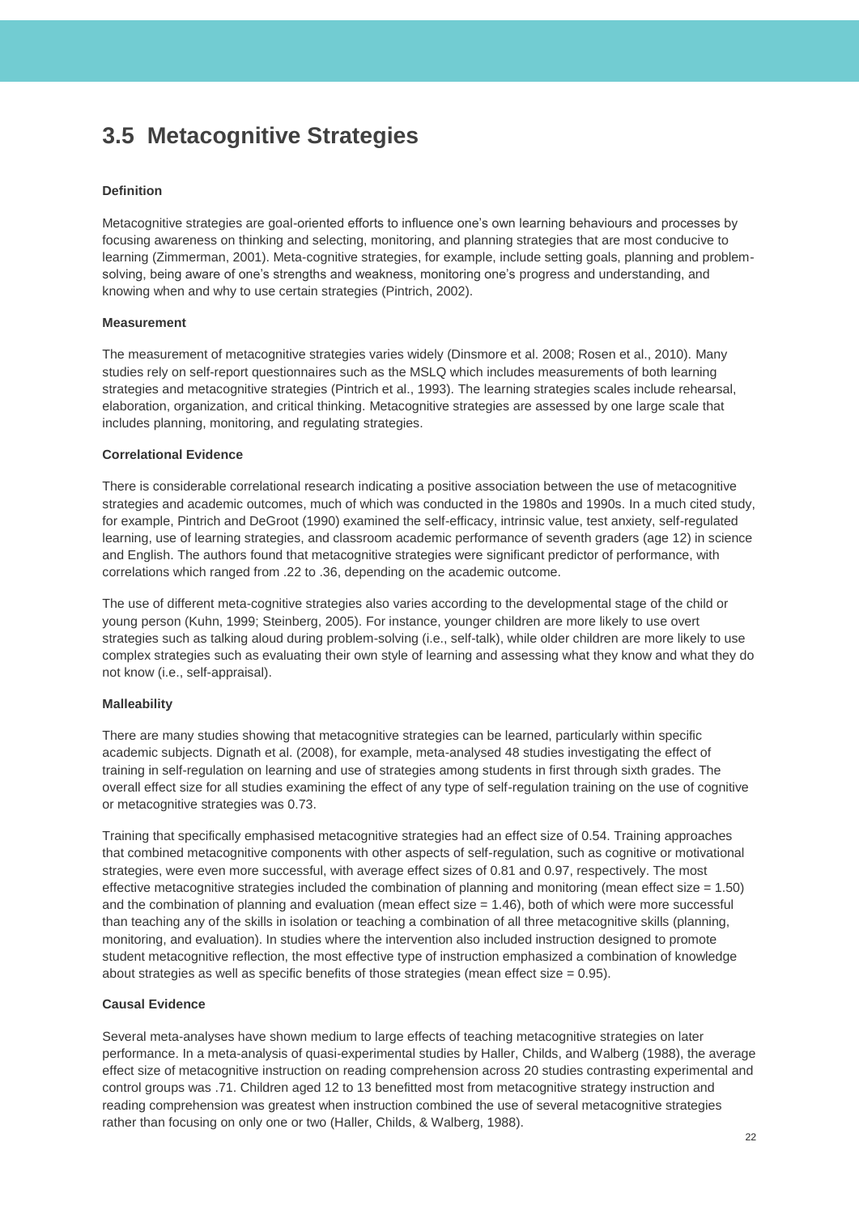## 3.5 Metacognitive Strategies

**Definition**

Metacognitive strategies are goal-oriented efforts to influence one's own learning behaviours and processes by focusing awareness on thinking and selecting, monitoring, and planning strategies that are most conducive to learning (Zimmerman, 2001). Meta-cognitive strategies, for example, include setting goals, planning and problem-solving, being aware of one's strengths and weakness, monitoring one's progress and understanding, and knowing when and why to use certain strategies (Pintrich, 2002).

**Measurement**

The measurement of metacognitive strategies varies widely (Dinsmore et al. 2008; Rosen et al., 2010). Many studies rely on self-report questionnaires such as the MSLQ which includes measurements of both learning strategies and metacognitive strategies (Pintrich et al., 1993). The learning strategies scales include rehearsal, elaboration, organization, and critical thinking. Metacognitive strategies are assessed by one large scale that includes planning, monitoring, and regulating strategies.

**Correlational Evidence**

There is considerable correlational research indicating a positive association between the use of metacognitive strategies and academic outcomes, much of which was conducted in the 1980s and 1990s. In a much cited study, for example, Pintrich and DeGroot (1990) examined the self-efficacy, intrinsic value, test anxiety, self-regulated learning, use of learning strategies, and classroom academic performance of seventh graders (age 12) in science and English. The authors found that metacognitive strategies were significant predictor of performance, with correlations which ranged from .22 to .36, depending on the academic outcome.

The use of different meta-cognitive strategies also varies according to the developmental stage of the child or young person (Kuhn, 1999; Steinberg, 2005). For instance, younger children are more likely to use overt strategies such as talking aloud during problem-solving (i.e., self-talk), while older children are more likely to use complex strategies such as evaluating their own style of learning and assessing what they know and what they do not know (i.e., self-appraisal).

**Malleability**

There are many studies showing that metacognitive strategies can be learned, particularly within specific academic subjects. Dignath et al. (2008), for example, meta-analysed 48 studies investigating the effect of training in self-regulation on learning and use of strategies among students in first through sixth grades. The overall effect size for all studies examining the effect of any type of self-regulation training on the use of cognitive or metacognitive strategies was 0.73.

Training that specifically emphasised metacognitive strategies had an effect size of 0.54. Training approaches that combined metacognitive components with other aspects of self-regulation, such as cognitive or motivational strategies, were even more successful, with average effect sizes of 0.81 and 0.97, respectively. The most effective metacognitive strategies included the combination of planning and monitoring (mean effect size = 1.50) and the combination of planning and evaluation (mean effect size = 1.46), both of which were more successful than teaching any of the skills in isolation or teaching a combination of all three metacognitive skills (planning, monitoring, and evaluation). In studies where the intervention also included instruction designed to promote student metacognitive reflection, the most effective type of instruction emphasized a combination of knowledge about strategies as well as specific benefits of those strategies (mean effect size = 0.95).

**Causal Evidence**

Several meta-analyses have shown medium to large effects of teaching metacognitive strategies on later performance. In a meta-analysis of quasi-experimental studies by Haller, Childs, and Walberg (1988), the average effect size of metacognitive instruction on reading comprehension across 20 studies contrasting experimental and control groups was .71. Children aged 12 to 13 benefitted most from metacognitive strategy instruction and reading comprehension was greatest when instruction combined the use of several metacognitive strategies rather than focusing on only one or two (Haller, Childs, & Walberg, 1988).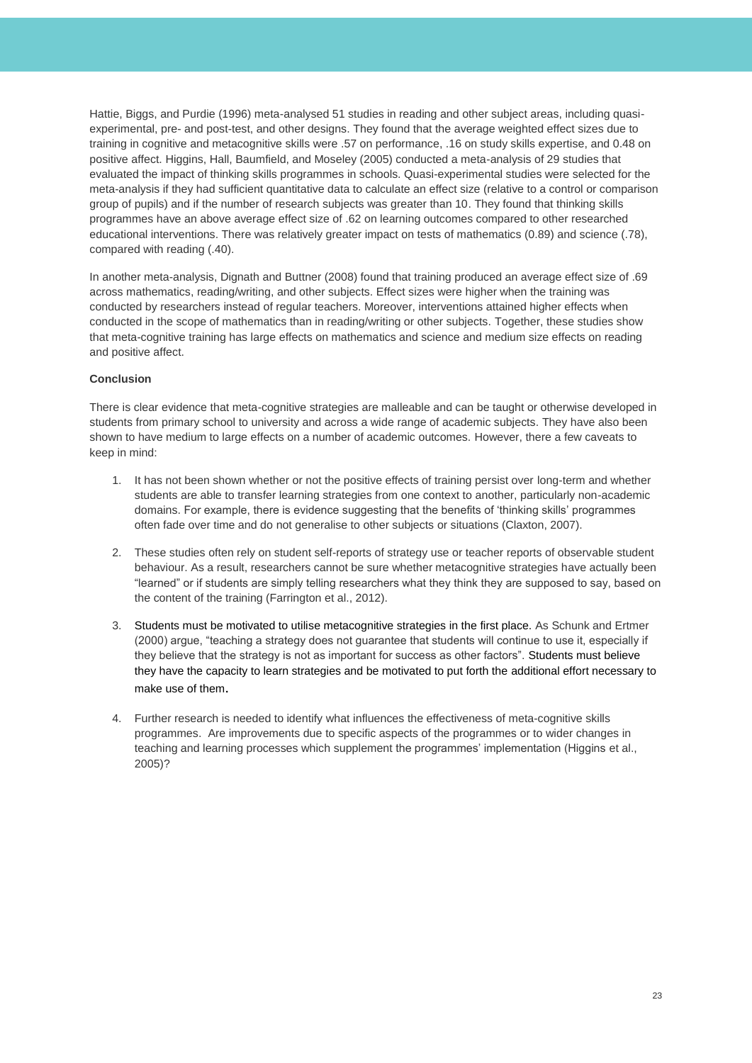Hattie, Biggs, and Purdie (1996) meta-analysed 51 studies in reading and other subject areas, including quasi-experimental, pre- and post-test, and other designs. They found that the average weighted effect sizes due to training in cognitive and metacognitive skills were .57 on performance, .16 on study skills expertise, and 0.48 on positive affect. Higgins, Hall, Baumfield, and Moseley (2005) conducted a meta-analysis of 29 studies that evaluated the impact of thinking skills programmes in schools. Quasi-experimental studies were selected for the meta-analysis if they had sufficient quantitative data to calculate an effect size (relative to a control or comparison group of pupils) and if the number of research subjects was greater than 10. They found that thinking skills programmes have an above average effect size of .62 on learning outcomes compared to other researched educational interventions. There was relatively greater impact on tests of mathematics (0.89) and science (.78), compared with reading (.40).

In another meta-analysis, Dignath and Buttner (2008) found that training produced an average effect size of .69 across mathematics, reading/writing, and other subjects. Effect sizes were higher when the training was conducted by researchers instead of regular teachers. Moreover, interventions attained higher effects when conducted in the scope of mathematics than in reading/writing or other subjects. Together, these studies show that meta-cognitive training has large effects on mathematics and science and medium size effects on reading and positive affect.

**Conclusion**

There is clear evidence that meta-cognitive strategies are malleable and can be taught or otherwise developed in students from primary school to university and across a wide range of academic subjects. They have also been shown to have medium to large effects on a number of academic outcomes. However, there a few caveats to keep in mind:

1. It has not been shown whether or not the positive effects of training persist over long-term and whether students are able to transfer learning strategies from one context to another, particularly non-academic domains. For example, there is evidence suggesting that the benefits of 'thinking skills' programmes often fade over time and do not generalise to other subjects or situations (Claxton, 2007).

2. These studies often rely on student self-reports of strategy use or teacher reports of observable student behaviour. As a result, researchers cannot be sure whether metacognitive strategies have actually been "learned" or if students are simply telling researchers what they think they are supposed to say, based on the content of the training (Farrington et al., 2012).

3. Students must be motivated to utilise metacognitive strategies in the first place. As Schunk and Ertmer (2000) argue, "teaching a strategy does not guarantee that students will continue to use it, especially if they believe that the strategy is not as important for success as other factors". Students must believe they have the capacity to learn strategies and be motivated to put forth the additional effort necessary to make use of them.

4. Further research is needed to identify what influences the effectiveness of meta-cognitive skills programmes. Are improvements due to specific aspects of the programmes or to wider changes in teaching and learning processes which supplement the programmes' implementation (Higgins et al., 2005)?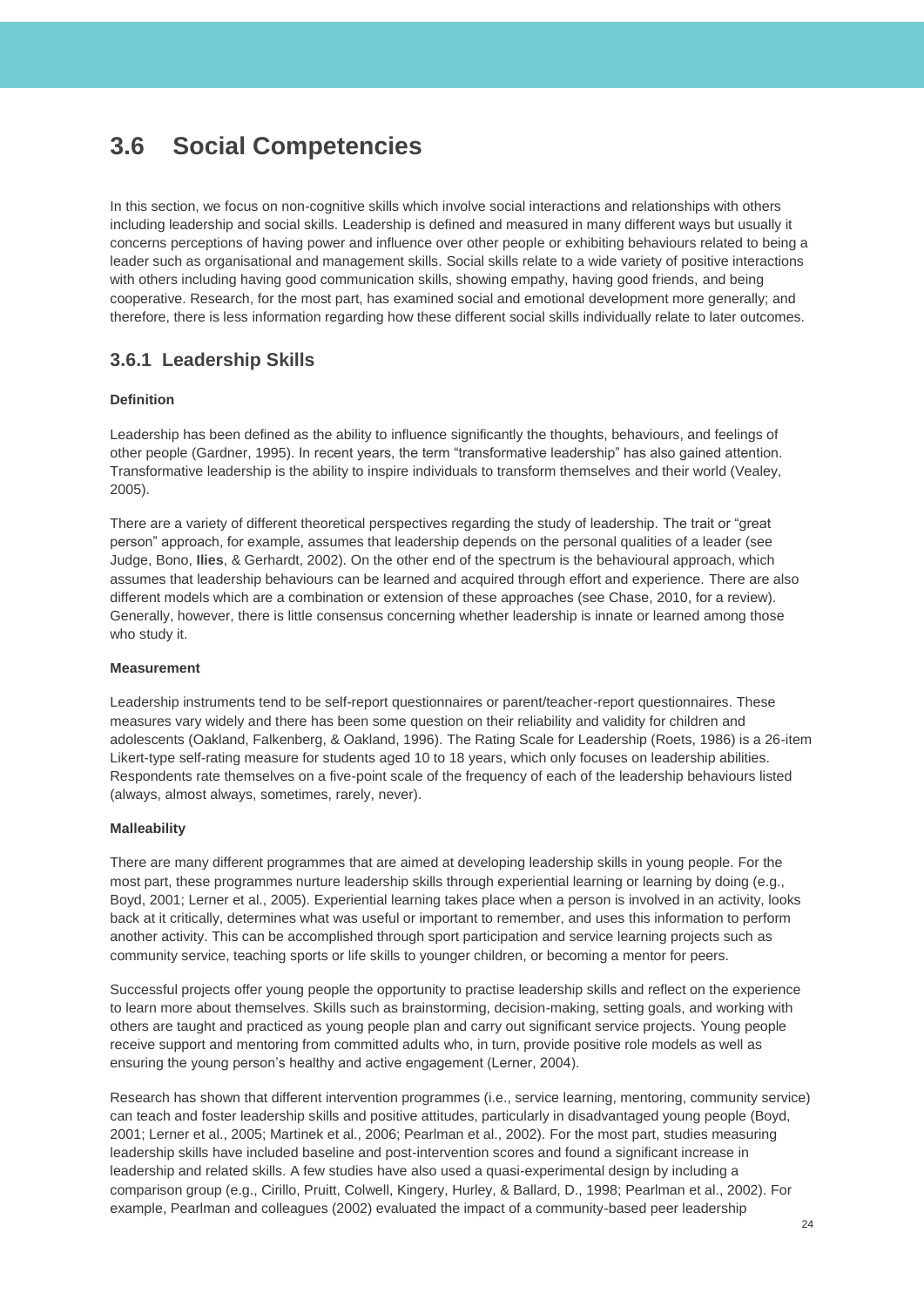## 3.6 Social Competencies

In this section, we focus on non-cognitive skills which involve social interactions and relationships with others including leadership and social skills. Leadership is defined and measured in many different ways but usually it concerns perceptions of having power and influence over other people or exhibiting behaviours related to being a leader such as organisational and management skills. Social skills relate to a wide variety of positive interactions with others including having good communication skills, showing empathy, having good friends, and being cooperative. Research, for the most part, has examined social and emotional development more generally; and therefore, there is less information regarding how these different social skills individually relate to later outcomes.

### 3.6.1 Leadership Skills

**Definition**

Leadership has been defined as the ability to influence significantly the thoughts, behaviours, and feelings of other people (Gardner, 1995). In recent years, the term "transformative leadership" has also gained attention. Transformative leadership is the ability to inspire individuals to transform themselves and their world (Vealey, 2005).

There are a variety of different theoretical perspectives regarding the study of leadership. The trait or "great person" approach, for example, assumes that leadership depends on the personal qualities of a leader (see Judge, Bono, **Ilies**, & Gerhardt, 2002). On the other end of the spectrum is the behavioural approach, which assumes that leadership behaviours can be learned and acquired through effort and experience. There are also different models which are a combination or extension of these approaches (see Chase, 2010, for a review). Generally, however, there is little consensus concerning whether leadership is innate or learned among those who study it.

**Measurement**

Leadership instruments tend to be self-report questionnaires or parent/teacher-report questionnaires. These measures vary widely and there has been some question on their reliability and validity for children and adolescents (Oakland, Falkenberg, & Oakland, 1996). The Rating Scale for Leadership (Roets, 1986) is a 26-item Likert-type self-rating measure for students aged 10 to 18 years, which only focuses on leadership abilities. Respondents rate themselves on a five-point scale of the frequency of each of the leadership behaviours listed (always, almost always, sometimes, rarely, never).

**Malleability**

There are many different programmes that are aimed at developing leadership skills in young people. For the most part, these programmes nurture leadership skills through experiential learning or learning by doing (e.g., Boyd, 2001; Lerner et al., 2005). Experiential learning takes place when a person is involved in an activity, looks back at it critically, determines what was useful or important to remember, and uses this information to perform another activity. This can be accomplished through sport participation and service learning projects such as community service, teaching sports or life skills to younger children, or becoming a mentor for peers.

Successful projects offer young people the opportunity to practise leadership skills and reflect on the experience to learn more about themselves. Skills such as brainstorming, decision-making, setting goals, and working with others are taught and practiced as young people plan and carry out significant service projects. Young people receive support and mentoring from committed adults who, in turn, provide positive role models as well as ensuring the young person's healthy and active engagement (Lerner, 2004).

Research has shown that different intervention programmes (i.e., service learning, mentoring, community service) can teach and foster leadership skills and positive attitudes, particularly in disadvantaged young people (Boyd, 2001; Lerner et al., 2005; Martinek et al., 2006; Pearlman et al., 2002). For the most part, studies measuring leadership skills have included baseline and post-intervention scores and found a significant increase in leadership and related skills. A few studies have also used a quasi-experimental design by including a comparison group (e.g., Cirillo, Pruitt, Colwell, Kingery, Hurley, & Ballard, D., 1998; Pearlman et al., 2002). For example, Pearlman and colleagues (2002) evaluated the impact of a community-based peer leadership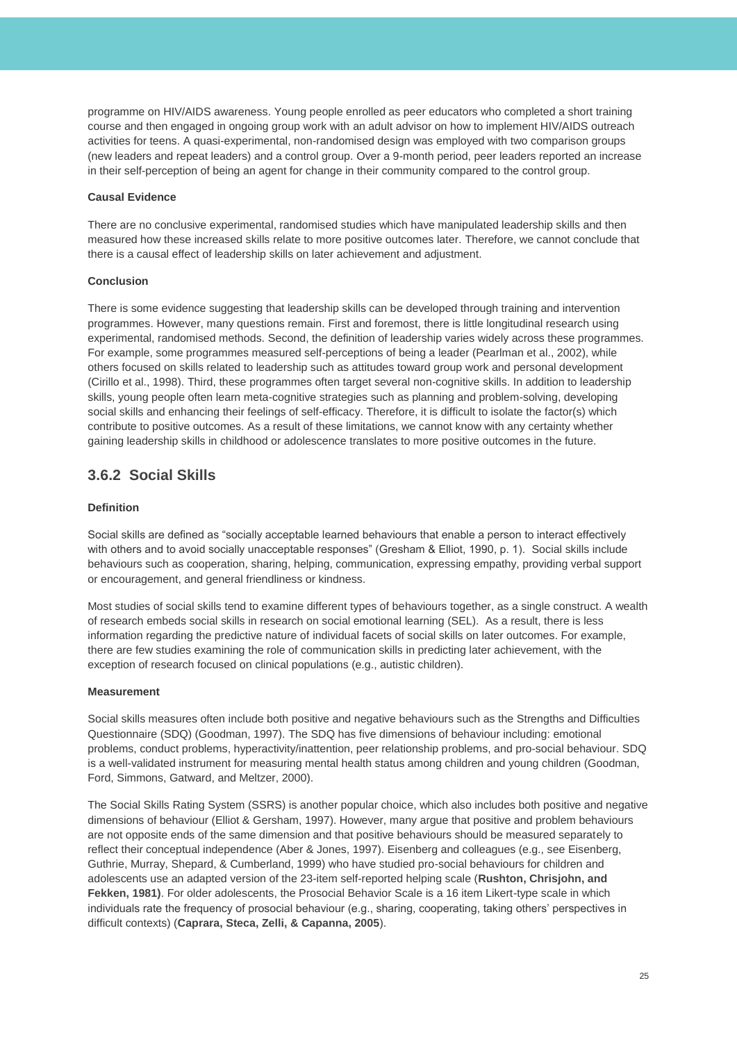programme on HIV/AIDS awareness. Young people enrolled as peer educators who completed a short training course and then engaged in ongoing group work with an adult advisor on how to implement HIV/AIDS outreach activities for teens. A quasi-experimental, non-randomised design was employed with two comparison groups (new leaders and repeat leaders) and a control group. Over a 9-month period, peer leaders reported an increase in their self-perception of being an agent for change in their community compared to the control group.

**Causal Evidence**

There are no conclusive experimental, randomised studies which have manipulated leadership skills and then measured how these increased skills relate to more positive outcomes later. Therefore, we cannot conclude that there is a causal effect of leadership skills on later achievement and adjustment.

**Conclusion**

There is some evidence suggesting that leadership skills can be developed through training and intervention programmes. However, many questions remain. First and foremost, there is little longitudinal research using experimental, randomised methods. Second, the definition of leadership varies widely across these programmes. For example, some programmes measured self-perceptions of being a leader (Pearlman et al., 2002), while others focused on skills related to leadership such as attitudes toward group work and personal development (Cirillo et al., 1998). Third, these programmes often target several non-cognitive skills. In addition to leadership skills, young people often learn meta-cognitive strategies such as planning and problem-solving, developing social skills and enhancing their feelings of self-efficacy. Therefore, it is difficult to isolate the factor(s) which contribute to positive outcomes. As a result of these limitations, we cannot know with any certainty whether gaining leadership skills in childhood or adolescence translates to more positive outcomes in the future.

## 3.6.2 Social Skills

**Definition**

Social skills are defined as "socially acceptable learned behaviours that enable a person to interact effectively with others and to avoid socially unacceptable responses" (Gresham & Elliot, 1990, p. 1). Social skills include behaviours such as cooperation, sharing, helping, communication, expressing empathy, providing verbal support or encouragement, and general friendliness or kindness.

Most studies of social skills tend to examine different types of behaviours together, as a single construct. A wealth of research embeds social skills in research on social emotional learning (SEL). As a result, there is less information regarding the predictive nature of individual facets of social skills on later outcomes. For example, there are few studies examining the role of communication skills in predicting later achievement, with the exception of research focused on clinical populations (e.g., autistic children).

**Measurement**

Social skills measures often include both positive and negative behaviours such as the Strengths and Difficulties Questionnaire (SDQ) (Goodman, 1997). The SDQ has five dimensions of behaviour including: emotional problems, conduct problems, hyperactivity/inattention, peer relationship problems, and pro-social behaviour. SDQ is a well-validated instrument for measuring mental health status among children and young children (Goodman, Ford, Simmons, Gatward, and Meltzer, 2000).

The Social Skills Rating System (SSRS) is another popular choice, which also includes both positive and negative dimensions of behaviour (Elliot & Gersham, 1997). However, many argue that positive and problem behaviours are not opposite ends of the same dimension and that positive behaviours should be measured separately to reflect their conceptual independence (Aber & Jones, 1997). Eisenberg and colleagues (e.g., see Eisenberg, Guthrie, Murray, Shepard, & Cumberland, 1999) who have studied pro-social behaviours for children and adolescents use an adapted version of the 23-item self-reported helping scale (**Rushton, Chrisjohn, and Fekken, 1981)**. For older adolescents, the Prosocial Behavior Scale is a 16 item Likert-type scale in which individuals rate the frequency of prosocial behaviour (e.g., sharing, cooperating, taking others' perspectives in difficult contexts) (**Caprara, Steca, Zelli, & Capanna, 2005**).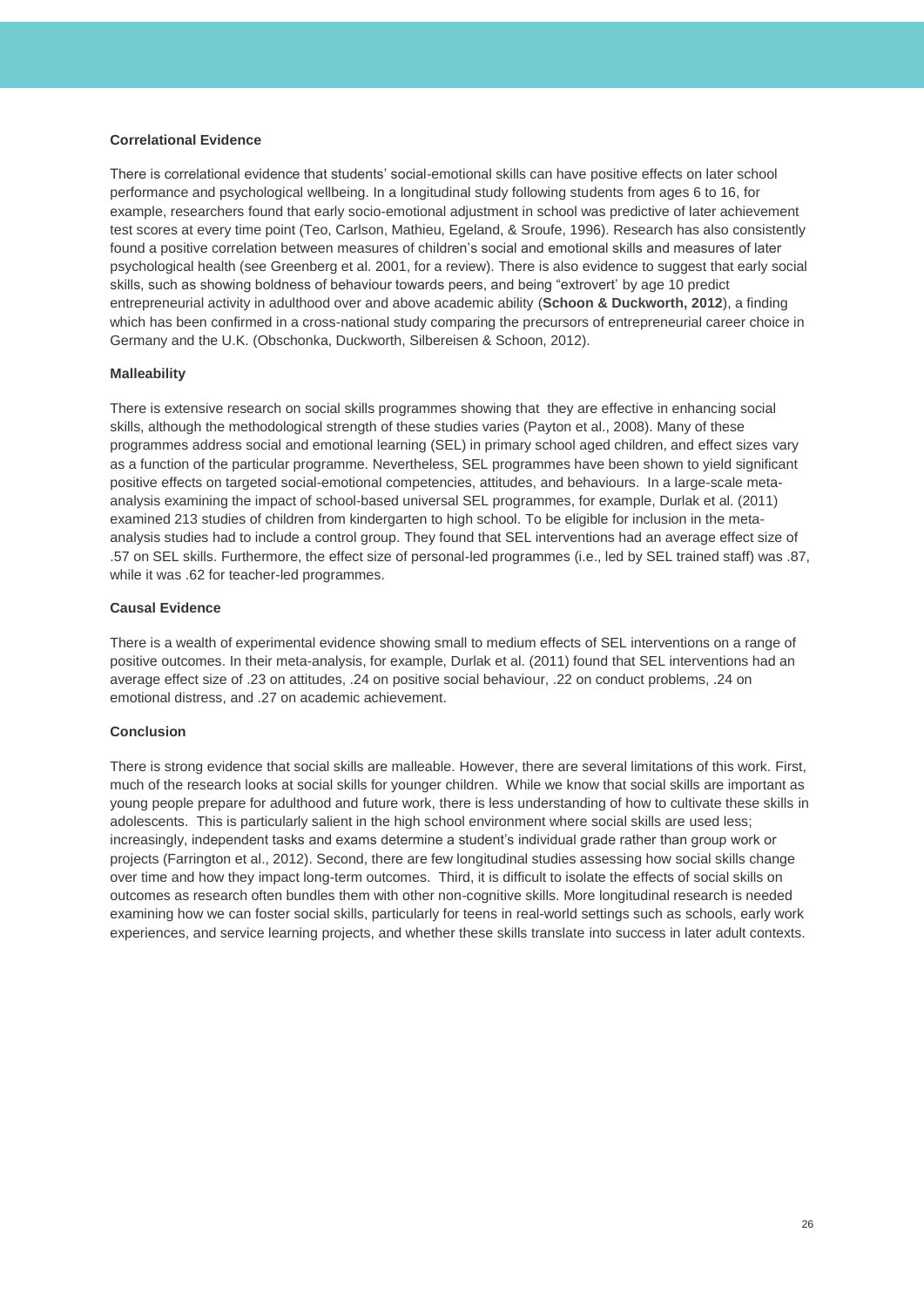**Correlational Evidence**

There is correlational evidence that students' social-emotional skills can have positive effects on later school performance and psychological wellbeing. In a longitudinal study following students from ages 6 to 16, for example, researchers found that early socio-emotional adjustment in school was predictive of later achievement test scores at every time point (Teo, Carlson, Mathieu, Egeland, & Sroufe, 1996). Research has also consistently found a positive correlation between measures of children's social and emotional skills and measures of later psychological health (see Greenberg et al. 2001, for a review). There is also evidence to suggest that early social skills, such as showing boldness of behaviour towards peers, and being "extrovert' by age 10 predict entrepreneurial activity in adulthood over and above academic ability (**Schoon & Duckworth, 2012**), a finding which has been confirmed in a cross-national study comparing the precursors of entrepreneurial career choice in Germany and the U.K. (Obschonka, Duckworth, Silbereisen & Schoon, 2012).

**Malleability**

There is extensive research on social skills programmes showing that they are effective in enhancing social skills, although the methodological strength of these studies varies (Payton et al., 2008). Many of these programmes address social and emotional learning (SEL) in primary school aged children, and effect sizes vary as a function of the particular programme. Nevertheless, SEL programmes have been shown to yield significant positive effects on targeted social-emotional competencies, attitudes, and behaviours. In a large-scale meta-analysis examining the impact of school-based universal SEL programmes, for example, Durlak et al. (2011) examined 213 studies of children from kindergarten to high school. To be eligible for inclusion in the meta-analysis studies had to include a control group. They found that SEL interventions had an average effect size of .57 on SEL skills. Furthermore, the effect size of personal-led programmes (i.e., led by SEL trained staff) was .87, while it was .62 for teacher-led programmes.

**Causal Evidence**

There is a wealth of experimental evidence showing small to medium effects of SEL interventions on a range of positive outcomes. In their meta-analysis, for example, Durlak et al. (2011) found that SEL interventions had an average effect size of .23 on attitudes, .24 on positive social behaviour, .22 on conduct problems, .24 on emotional distress, and .27 on academic achievement.

**Conclusion**

There is strong evidence that social skills are malleable. However, there are several limitations of this work. First, much of the research looks at social skills for younger children. While we know that social skills are important as young people prepare for adulthood and future work, there is less understanding of how to cultivate these skills in adolescents. This is particularly salient in the high school environment where social skills are used less; increasingly, independent tasks and exams determine a student's individual grade rather than group work or projects (Farrington et al., 2012). Second, there are few longitudinal studies assessing how social skills change over time and how they impact long-term outcomes. Third, it is difficult to isolate the effects of social skills on outcomes as research often bundles them with other non-cognitive skills. More longitudinal research is needed examining how we can foster social skills, particularly for teens in real-world settings such as schools, early work experiences, and service learning projects, and whether these skills translate into success in later adult contexts.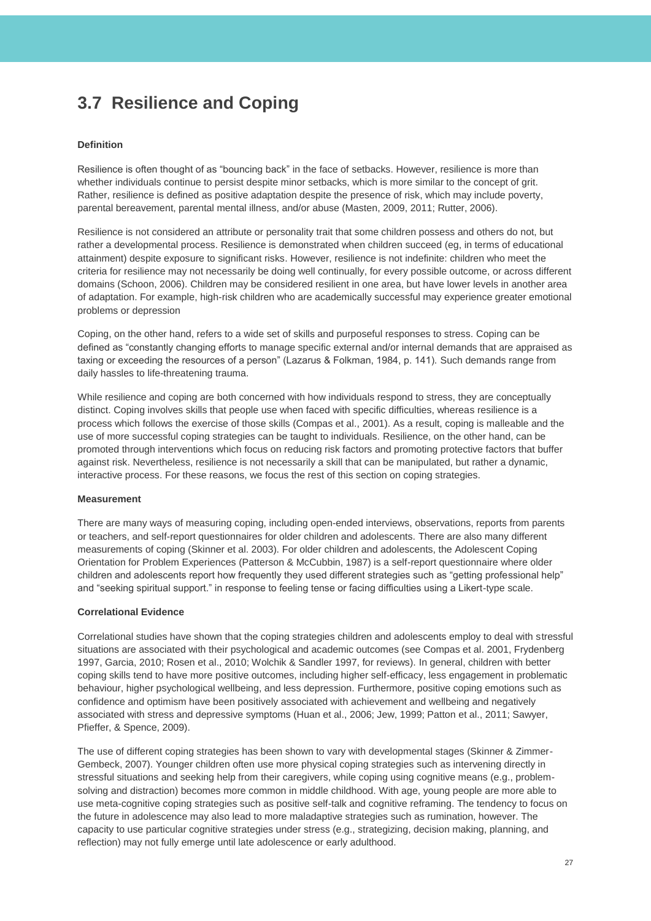## 3.7 Resilience and Coping

**Definition**

Resilience is often thought of as "bouncing back" in the face of setbacks. However, resilience is more than whether individuals continue to persist despite minor setbacks, which is more similar to the concept of grit. Rather, resilience is defined as positive adaptation despite the presence of risk, which may include poverty, parental bereavement, parental mental illness, and/or abuse (Masten, 2009, 2011; Rutter, 2006).

Resilience is not considered an attribute or personality trait that some children possess and others do not, but rather a developmental process. Resilience is demonstrated when children succeed (eg, in terms of educational attainment) despite exposure to significant risks. However, resilience is not indefinite: children who meet the criteria for resilience may not necessarily be doing well continually, for every possible outcome, or across different domains (Schoon, 2006). Children may be considered resilient in one area, but have lower levels in another area of adaptation. For example, high-risk children who are academically successful may experience greater emotional problems or depression

Coping, on the other hand, refers to a wide set of skills and purposeful responses to stress. Coping can be defined as "constantly changing efforts to manage specific external and/or internal demands that are appraised as taxing or exceeding the resources of a person" (Lazarus & Folkman, 1984, p. 141). Such demands range from daily hassles to life-threatening trauma.

While resilience and coping are both concerned with how individuals respond to stress, they are conceptually distinct. Coping involves skills that people use when faced with specific difficulties, whereas resilience is a process which follows the exercise of those skills (Compas et al., 2001). As a result, coping is malleable and the use of more successful coping strategies can be taught to individuals. Resilience, on the other hand, can be promoted through interventions which focus on reducing risk factors and promoting protective factors that buffer against risk. Nevertheless, resilience is not necessarily a skill that can be manipulated, but rather a dynamic, interactive process. For these reasons, we focus the rest of this section on coping strategies.

**Measurement**

There are many ways of measuring coping, including open-ended interviews, observations, reports from parents or teachers, and self-report questionnaires for older children and adolescents. There are also many different measurements of coping (Skinner et al. 2003). For older children and adolescents, the Adolescent Coping Orientation for Problem Experiences (Patterson & McCubbin, 1987) is a self-report questionnaire where older children and adolescents report how frequently they used different strategies such as "getting professional help" and "seeking spiritual support." in response to feeling tense or facing difficulties using a Likert-type scale.

**Correlational Evidence**

Correlational studies have shown that the coping strategies children and adolescents employ to deal with stressful situations are associated with their psychological and academic outcomes (see Compas et al. 2001, Frydenberg 1997, Garcia, 2010; Rosen et al., 2010; Wolchik & Sandler 1997, for reviews). In general, children with better coping skills tend to have more positive outcomes, including higher self-efficacy, less engagement in problematic behaviour, higher psychological wellbeing, and less depression. Furthermore, positive coping emotions such as confidence and optimism have been positively associated with achievement and wellbeing and negatively associated with stress and depressive symptoms (Huan et al., 2006; Jew, 1999; Patton et al., 2011; Sawyer, Pfieffer, & Spence, 2009).

The use of different coping strategies has been shown to vary with developmental stages (Skinner & Zimmer-Gembeck, 2007). Younger children often use more physical coping strategies such as intervening directly in stressful situations and seeking help from their caregivers, while coping using cognitive means (e.g., problem-solving and distraction) becomes more common in middle childhood. With age, young people are more able to use meta-cognitive coping strategies such as positive self-talk and cognitive reframing. The tendency to focus on the future in adolescence may also lead to more maladaptive strategies such as rumination, however. The capacity to use particular cognitive strategies under stress (e.g., strategizing, decision making, planning, and reflection) may not fully emerge until late adolescence or early adulthood.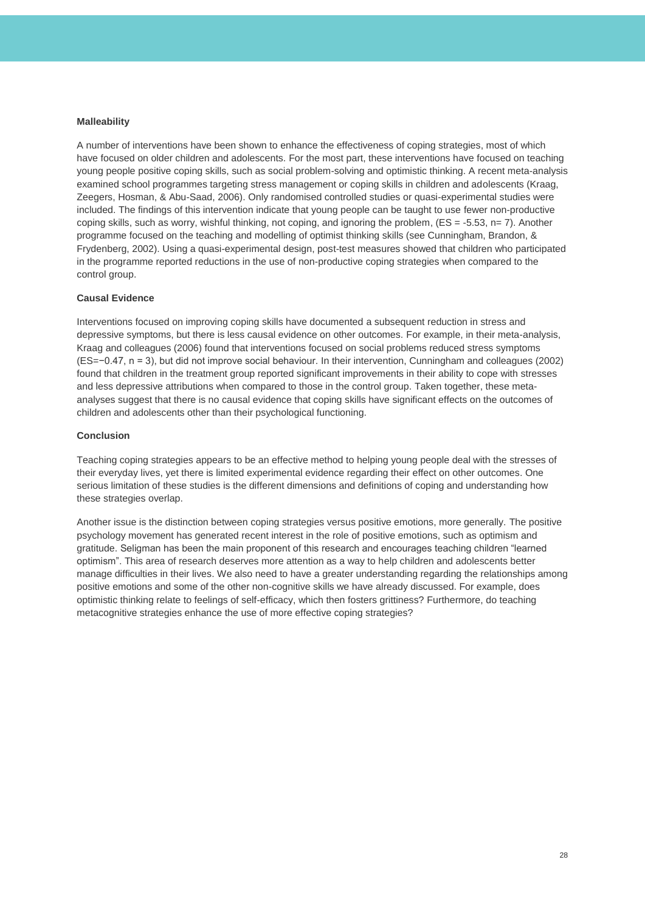**Malleability**

A number of interventions have been shown to enhance the effectiveness of coping strategies, most of which have focused on older children and adolescents. For the most part, these interventions have focused on teaching young people positive coping skills, such as social problem-solving and optimistic thinking. A recent meta-analysis examined school programmes targeting stress management or coping skills in children and adolescents (Kraag, Zeegers, Hosman, & Abu-Saad, 2006). Only randomised controlled studies or quasi-experimental studies were included. The findings of this intervention indicate that young people can be taught to use fewer non-productive coping skills, such as worry, wishful thinking, not coping, and ignoring the problem, (ES = -5.53, n= 7). Another programme focused on the teaching and modelling of optimist thinking skills (see Cunningham, Brandon, & Frydenberg, 2002). Using a quasi-experimental design, post-test measures showed that children who participated in the programme reported reductions in the use of non-productive coping strategies when compared to the control group.

**Causal Evidence**

Interventions focused on improving coping skills have documented a subsequent reduction in stress and depressive symptoms, but there is less causal evidence on other outcomes. For example, in their meta-analysis, Kraag and colleagues (2006) found that interventions focused on social problems reduced stress symptoms (ES=−0.47, n = 3), but did not improve social behaviour. In their intervention, Cunningham and colleagues (2002) found that children in the treatment group reported significant improvements in their ability to cope with stresses and less depressive attributions when compared to those in the control group. Taken together, these meta-analyses suggest that there is no causal evidence that coping skills have significant effects on the outcomes of children and adolescents other than their psychological functioning.

**Conclusion**

Teaching coping strategies appears to be an effective method to helping young people deal with the stresses of their everyday lives, yet there is limited experimental evidence regarding their effect on other outcomes. One serious limitation of these studies is the different dimensions and definitions of coping and understanding how these strategies overlap.

Another issue is the distinction between coping strategies versus positive emotions, more generally. The positive psychology movement has generated recent interest in the role of positive emotions, such as optimism and gratitude. Seligman has been the main proponent of this research and encourages teaching children "learned optimism". This area of research deserves more attention as a way to help children and adolescents better manage difficulties in their lives. We also need to have a greater understanding regarding the relationships among positive emotions and some of the other non-cognitive skills we have already discussed. For example, does optimistic thinking relate to feelings of self-efficacy, which then fosters grittiness? Furthermore, do teaching metacognitive strategies enhance the use of more effective coping strategies?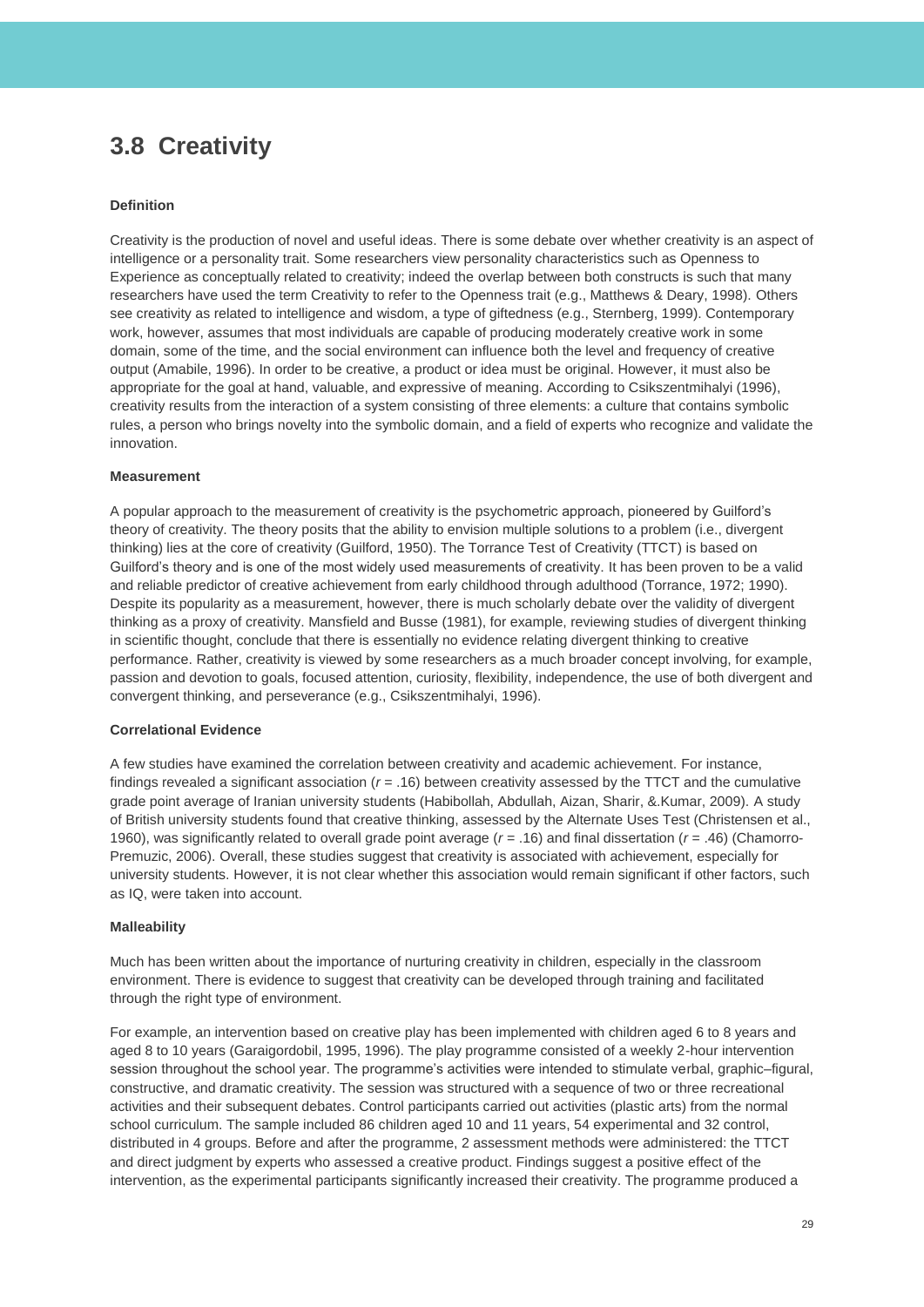## 3.8 Creativity

**Definition**

Creativity is the production of novel and useful ideas. There is some debate over whether creativity is an aspect of intelligence or a personality trait. Some researchers view personality characteristics such as Openness to Experience as conceptually related to creativity; indeed the overlap between both constructs is such that many researchers have used the term Creativity to refer to the Openness trait (e.g., Matthews & Deary, 1998). Others see creativity as related to intelligence and wisdom, a type of giftedness (e.g., Sternberg, 1999). Contemporary work, however, assumes that most individuals are capable of producing moderately creative work in some domain, some of the time, and the social environment can influence both the level and frequency of creative output (Amabile, 1996). In order to be creative, a product or idea must be original. However, it must also be appropriate for the goal at hand, valuable, and expressive of meaning. According to Csikszentmihalyi (1996), creativity results from the interaction of a system consisting of three elements: a culture that contains symbolic rules, a person who brings novelty into the symbolic domain, and a field of experts who recognize and validate the innovation.

**Measurement**

A popular approach to the measurement of creativity is the psychometric approach, pioneered by Guilford's theory of creativity. The theory posits that the ability to envision multiple solutions to a problem (i.e., divergent thinking) lies at the core of creativity (Guilford, 1950). The Torrance Test of Creativity (TTCT) is based on Guilford's theory and is one of the most widely used measurements of creativity. It has been proven to be a valid and reliable predictor of creative achievement from early childhood through adulthood (Torrance, 1972; 1990). Despite its popularity as a measurement, however, there is much scholarly debate over the validity of divergent thinking as a proxy of creativity. Mansfield and Busse (1981), for example, reviewing studies of divergent thinking in scientific thought, conclude that there is essentially no evidence relating divergent thinking to creative performance. Rather, creativity is viewed by some researchers as a much broader concept involving, for example, passion and devotion to goals, focused attention, curiosity, flexibility, independence, the use of both divergent and convergent thinking, and perseverance (e.g., Csikszentmihalyi, 1996).

**Correlational Evidence**

A few studies have examined the correlation between creativity and academic achievement. For instance, findings revealed a significant association ($r$ = .16) between creativity assessed by the TTCT and the cumulative grade point average of Iranian university students (Habibollah, Abdullah, Aizan, Sharir, &.Kumar, 2009). A study of British university students found that creative thinking, assessed by the Alternate Uses Test (Christensen et al., 1960), was significantly related to overall grade point average ($r$ = .16) and final dissertation ($r$ = .46) (Chamorro-Premuzic, 2006). Overall, these studies suggest that creativity is associated with achievement, especially for university students. However, it is not clear whether this association would remain significant if other factors, such as IQ, were taken into account.

**Malleability**

Much has been written about the importance of nurturing creativity in children, especially in the classroom environment. There is evidence to suggest that creativity can be developed through training and facilitated through the right type of environment.

For example, an intervention based on creative play has been implemented with children aged 6 to 8 years and aged 8 to 10 years (Garaigordobil, 1995, 1996). The play programme consisted of a weekly 2-hour intervention session throughout the school year. The programme's activities were intended to stimulate verbal, graphic–figural, constructive, and dramatic creativity. The session was structured with a sequence of two or three recreational activities and their subsequent debates. Control participants carried out activities (plastic arts) from the normal school curriculum. The sample included 86 children aged 10 and 11 years, 54 experimental and 32 control, distributed in 4 groups. Before and after the programme, 2 assessment methods were administered: the TTCT and direct judgment by experts who assessed a creative product. Findings suggest a positive effect of the intervention, as the experimental participants significantly increased their creativity. The programme produced a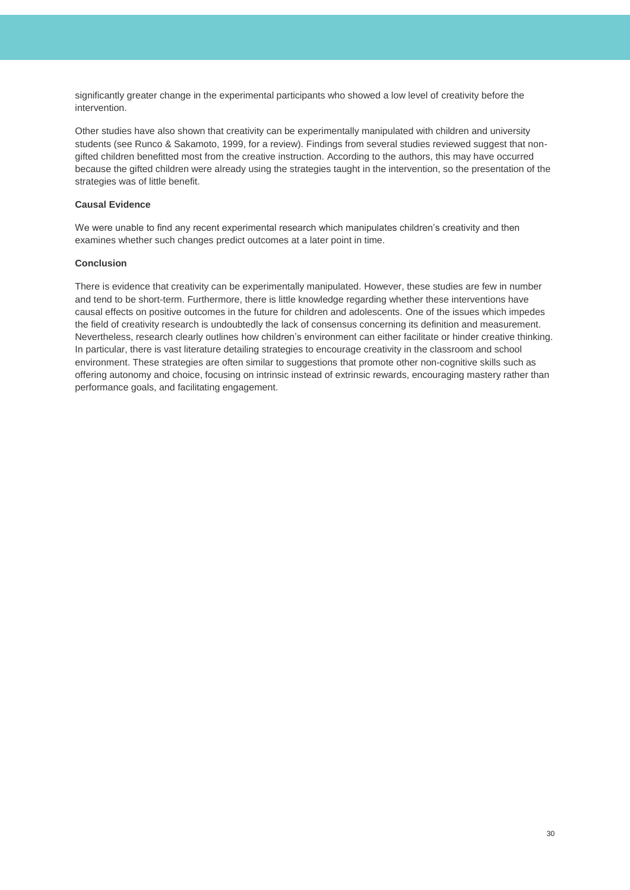significantly greater change in the experimental participants who showed a low level of creativity before the intervention.

Other studies have also shown that creativity can be experimentally manipulated with children and university students (see Runco & Sakamoto, 1999, for a review). Findings from several studies reviewed suggest that non-gifted children benefitted most from the creative instruction. According to the authors, this may have occurred because the gifted children were already using the strategies taught in the intervention, so the presentation of the strategies was of little benefit.

**Causal Evidence**

We were unable to find any recent experimental research which manipulates children's creativity and then examines whether such changes predict outcomes at a later point in time.

**Conclusion**

There is evidence that creativity can be experimentally manipulated. However, these studies are few in number and tend to be short-term. Furthermore, there is little knowledge regarding whether these interventions have causal effects on positive outcomes in the future for children and adolescents. One of the issues which impedes the field of creativity research is undoubtedly the lack of consensus concerning its definition and measurement. Nevertheless, research clearly outlines how children's environment can either facilitate or hinder creative thinking. In particular, there is vast literature detailing strategies to encourage creativity in the classroom and school environment. These strategies are often similar to suggestions that promote other non-cognitive skills such as offering autonomy and choice, focusing on intrinsic instead of extrinsic rewards, encouraging mastery rather than performance goals, and facilitating engagement.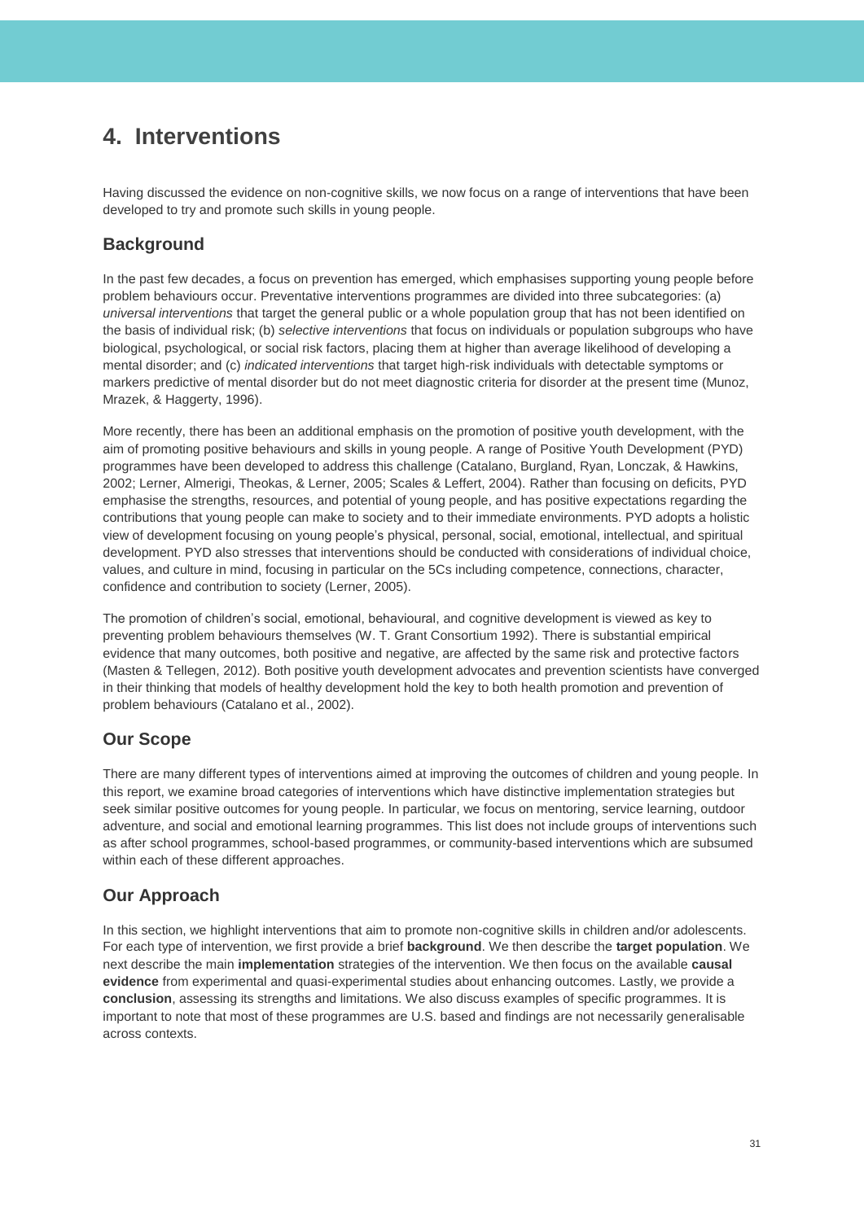# 4. Interventions

Having discussed the evidence on non-cognitive skills, we now focus on a range of interventions that have been developed to try and promote such skills in young people.

## Background

In the past few decades, a focus on prevention has emerged, which emphasises supporting young people before problem behaviours occur. Preventative interventions programmes are divided into three subcategories: (a) *universal interventions* that target the general public or a whole population group that has not been identified on the basis of individual risk; (b) *selective interventions* that focus on individuals or population subgroups who have biological, psychological, or social risk factors, placing them at higher than average likelihood of developing a mental disorder; and (c) *indicated interventions* that target high-risk individuals with detectable symptoms or markers predictive of mental disorder but do not meet diagnostic criteria for disorder at the present time (Munoz, Mrazek, & Haggerty, 1996).

More recently, there has been an additional emphasis on the promotion of positive youth development, with the aim of promoting positive behaviours and skills in young people. A range of Positive Youth Development (PYD) programmes have been developed to address this challenge (Catalano, Burgland, Ryan, Lonczak, & Hawkins, 2002; Lerner, Almerigi, Theokas, & Lerner, 2005; Scales & Leffert, 2004). Rather than focusing on deficits, PYD emphasise the strengths, resources, and potential of young people, and has positive expectations regarding the contributions that young people can make to society and to their immediate environments. PYD adopts a holistic view of development focusing on young people's physical, personal, social, emotional, intellectual, and spiritual development. PYD also stresses that interventions should be conducted with considerations of individual choice, values, and culture in mind, focusing in particular on the 5Cs including competence, connections, character, confidence and contribution to society (Lerner, 2005).

The promotion of children's social, emotional, behavioural, and cognitive development is viewed as key to preventing problem behaviours themselves (W. T. Grant Consortium 1992). There is substantial empirical evidence that many outcomes, both positive and negative, are affected by the same risk and protective factors (Masten & Tellegen, 2012). Both positive youth development advocates and prevention scientists have converged in their thinking that models of healthy development hold the key to both health promotion and prevention of problem behaviours (Catalano et al., 2002).

## Our Scope

There are many different types of interventions aimed at improving the outcomes of children and young people. In this report, we examine broad categories of interventions which have distinctive implementation strategies but seek similar positive outcomes for young people. In particular, we focus on mentoring, service learning, outdoor adventure, and social and emotional learning programmes. This list does not include groups of interventions such as after school programmes, school-based programmes, or community-based interventions which are subsumed within each of these different approaches.

## Our Approach

In this section, we highlight interventions that aim to promote non-cognitive skills in children and/or adolescents. For each type of intervention, we first provide a brief **background**. We then describe the **target population**. We next describe the main **implementation** strategies of the intervention. We then focus on the available **causal evidence** from experimental and quasi-experimental studies about enhancing outcomes. Lastly, we provide a **conclusion**, assessing its strengths and limitations. We also discuss examples of specific programmes. It is important to note that most of these programmes are U.S. based and findings are not necessarily generalisable across contexts.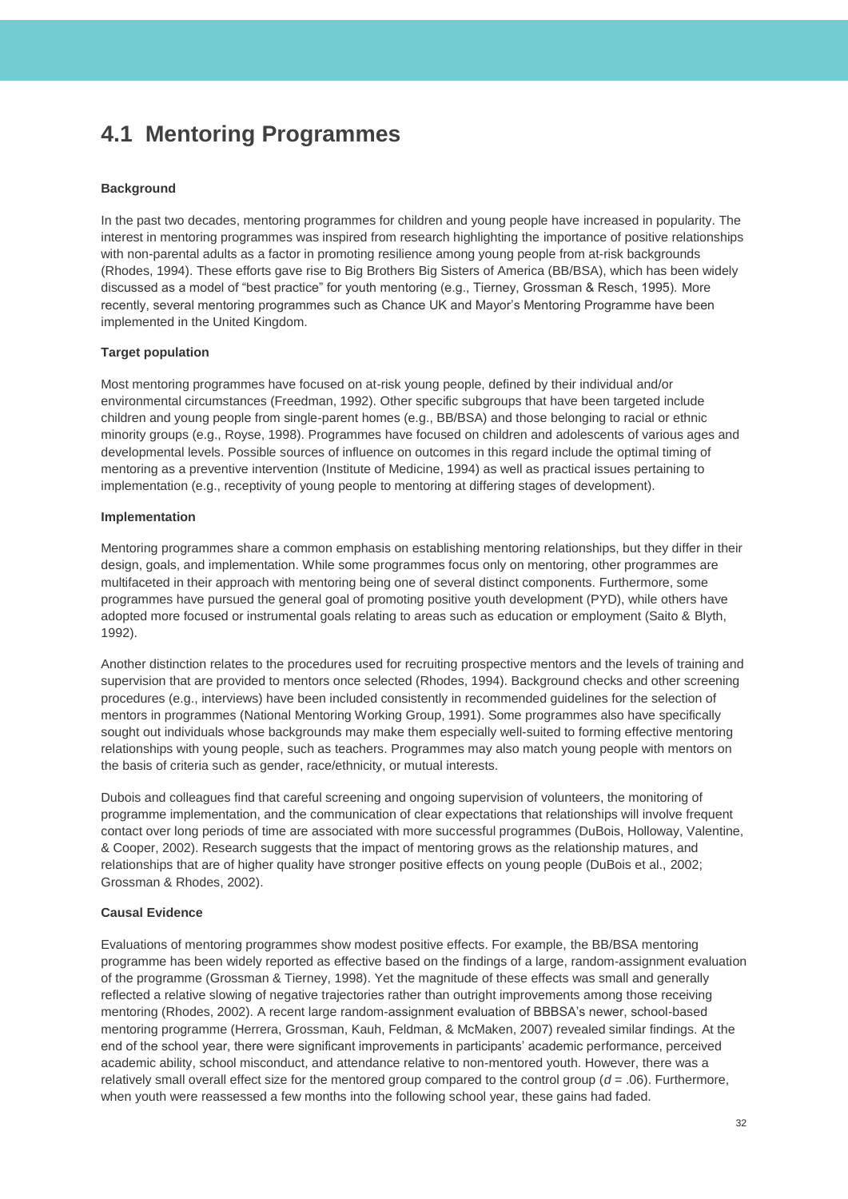## 4.1 Mentoring Programmes

**Background**

In the past two decades, mentoring programmes for children and young people have increased in popularity. The interest in mentoring programmes was inspired from research highlighting the importance of positive relationships with non-parental adults as a factor in promoting resilience among young people from at-risk backgrounds (Rhodes, 1994). These efforts gave rise to Big Brothers Big Sisters of America (BB/BSA), which has been widely discussed as a model of "best practice" for youth mentoring (e.g., Tierney, Grossman & Resch, 1995). More recently, several mentoring programmes such as Chance UK and Mayor's Mentoring Programme have been implemented in the United Kingdom.

**Target population**

Most mentoring programmes have focused on at-risk young people, defined by their individual and/or environmental circumstances (Freedman, 1992). Other specific subgroups that have been targeted include children and young people from single-parent homes (e.g., BB/BSA) and those belonging to racial or ethnic minority groups (e.g., Royse, 1998). Programmes have focused on children and adolescents of various ages and developmental levels. Possible sources of influence on outcomes in this regard include the optimal timing of mentoring as a preventive intervention (Institute of Medicine, 1994) as well as practical issues pertaining to implementation (e.g., receptivity of young people to mentoring at differing stages of development).

**Implementation**

Mentoring programmes share a common emphasis on establishing mentoring relationships, but they differ in their design, goals, and implementation. While some programmes focus only on mentoring, other programmes are multifaceted in their approach with mentoring being one of several distinct components. Furthermore, some programmes have pursued the general goal of promoting positive youth development (PYD), while others have adopted more focused or instrumental goals relating to areas such as education or employment (Saito & Blyth, 1992).

Another distinction relates to the procedures used for recruiting prospective mentors and the levels of training and supervision that are provided to mentors once selected (Rhodes, 1994). Background checks and other screening procedures (e.g., interviews) have been included consistently in recommended guidelines for the selection of mentors in programmes (National Mentoring Working Group, 1991). Some programmes also have specifically sought out individuals whose backgrounds may make them especially well-suited to forming effective mentoring relationships with young people, such as teachers. Programmes may also match young people with mentors on the basis of criteria such as gender, race/ethnicity, or mutual interests.

Dubois and colleagues find that careful screening and ongoing supervision of volunteers, the monitoring of programme implementation, and the communication of clear expectations that relationships will involve frequent contact over long periods of time are associated with more successful programmes (DuBois, Holloway, Valentine, & Cooper, 2002). Research suggests that the impact of mentoring grows as the relationship matures, and relationships that are of higher quality have stronger positive effects on young people (DuBois et al., 2002; Grossman & Rhodes, 2002).

**Causal Evidence**

Evaluations of mentoring programmes show modest positive effects. For example, the BB/BSA mentoring programme has been widely reported as effective based on the findings of a large, random-assignment evaluation of the programme (Grossman & Tierney, 1998). Yet the magnitude of these effects was small and generally reflected a relative slowing of negative trajectories rather than outright improvements among those receiving mentoring (Rhodes, 2002). A recent large random-assignment evaluation of BBBSA's newer, school-based mentoring programme (Herrera, Grossman, Kauh, Feldman, & McMaken, 2007) revealed similar findings. At the end of the school year, there were significant improvements in participants' academic performance, perceived academic ability, school misconduct, and attendance relative to non-mentored youth. However, there was a relatively small overall effect size for the mentored group compared to the control group ($d$ = .06). Furthermore, when youth were reassessed a few months into the following school year, these gains had faded.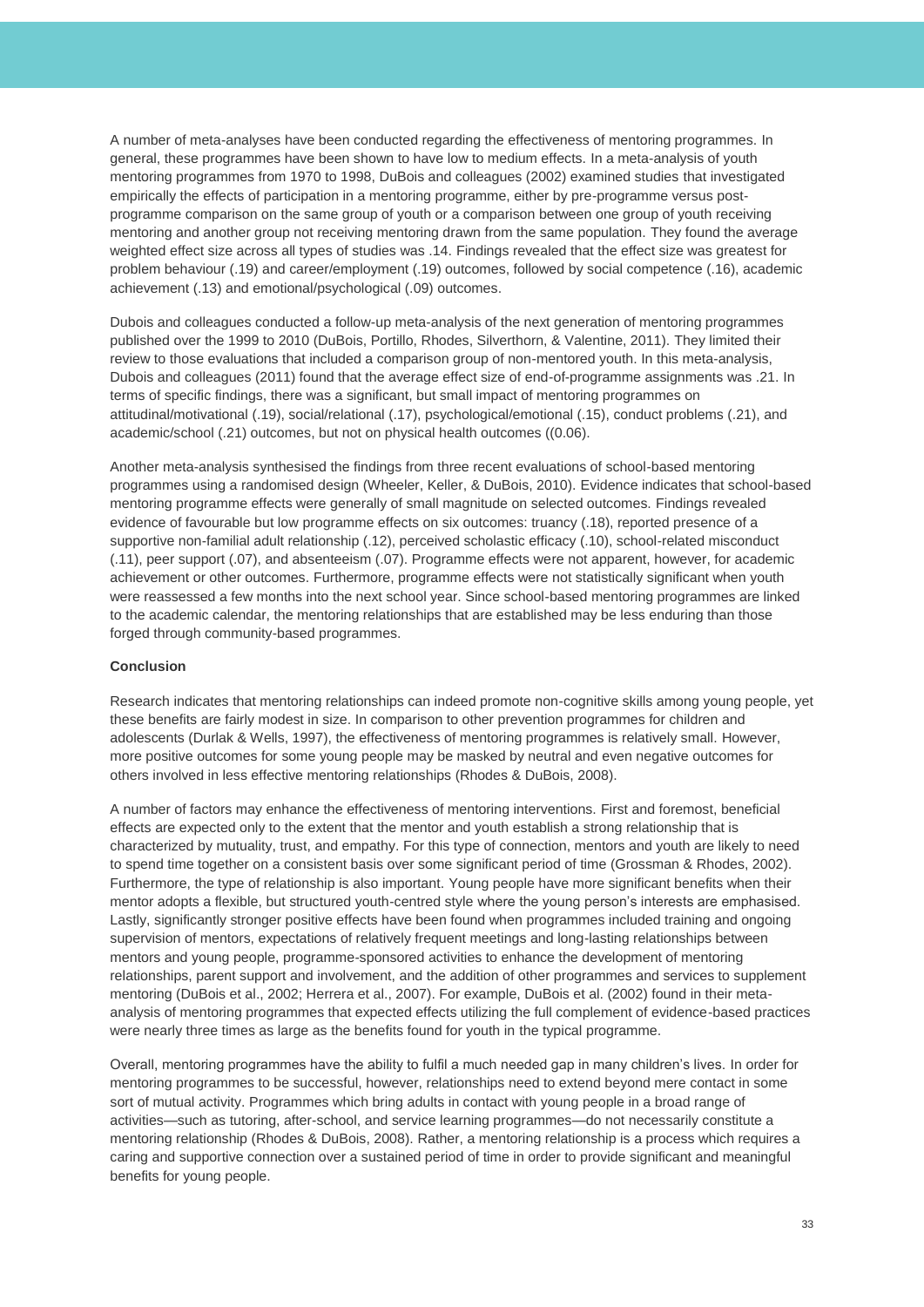A number of meta-analyses have been conducted regarding the effectiveness of mentoring programmes. In general, these programmes have been shown to have low to medium effects. In a meta-analysis of youth mentoring programmes from 1970 to 1998, DuBois and colleagues (2002) examined studies that investigated empirically the effects of participation in a mentoring programme, either by pre-programme versus post-programme comparison on the same group of youth or a comparison between one group of youth receiving mentoring and another group not receiving mentoring drawn from the same population. They found the average weighted effect size across all types of studies was .14. Findings revealed that the effect size was greatest for problem behaviour (.19) and career/employment (.19) outcomes, followed by social competence (.16), academic achievement (.13) and emotional/psychological (.09) outcomes.

Dubois and colleagues conducted a follow-up meta-analysis of the next generation of mentoring programmes published over the 1999 to 2010 (DuBois, Portillo, Rhodes, Silverthorn, & Valentine, 2011). They limited their review to those evaluations that included a comparison group of non-mentored youth. In this meta-analysis, Dubois and colleagues (2011) found that the average effect size of end-of-programme assignments was .21. In terms of specific findings, there was a significant, but small impact of mentoring programmes on attitudinal/motivational (.19), social/relational (.17), psychological/emotional (.15), conduct problems (.21), and academic/school (.21) outcomes, but not on physical health outcomes ((0.06).

Another meta-analysis synthesised the findings from three recent evaluations of school-based mentoring programmes using a randomised design (Wheeler, Keller, & DuBois, 2010). Evidence indicates that school-based mentoring programme effects were generally of small magnitude on selected outcomes. Findings revealed evidence of favourable but low programme effects on six outcomes: truancy (.18), reported presence of a supportive non-familial adult relationship (.12), perceived scholastic efficacy (.10), school-related misconduct (.11), peer support (.07), and absenteeism (.07). Programme effects were not apparent, however, for academic achievement or other outcomes. Furthermore, programme effects were not statistically significant when youth were reassessed a few months into the next school year. Since school-based mentoring programmes are linked to the academic calendar, the mentoring relationships that are established may be less enduring than those forged through community-based programmes.

**Conclusion**

Research indicates that mentoring relationships can indeed promote non-cognitive skills among young people, yet these benefits are fairly modest in size. In comparison to other prevention programmes for children and adolescents (Durlak & Wells, 1997), the effectiveness of mentoring programmes is relatively small. However, more positive outcomes for some young people may be masked by neutral and even negative outcomes for others involved in less effective mentoring relationships (Rhodes & DuBois, 2008).

A number of factors may enhance the effectiveness of mentoring interventions. First and foremost, beneficial effects are expected only to the extent that the mentor and youth establish a strong relationship that is characterized by mutuality, trust, and empathy. For this type of connection, mentors and youth are likely to need to spend time together on a consistent basis over some significant period of time (Grossman & Rhodes, 2002). Furthermore, the type of relationship is also important. Young people have more significant benefits when their mentor adopts a flexible, but structured youth-centred style where the young person's interests are emphasised. Lastly, significantly stronger positive effects have been found when programmes included training and ongoing supervision of mentors, expectations of relatively frequent meetings and long-lasting relationships between mentors and young people, programme-sponsored activities to enhance the development of mentoring relationships, parent support and involvement, and the addition of other programmes and services to supplement mentoring (DuBois et al., 2002; Herrera et al., 2007). For example, DuBois et al. (2002) found in their meta-analysis of mentoring programmes that expected effects utilizing the full complement of evidence-based practices were nearly three times as large as the benefits found for youth in the typical programme.

Overall, mentoring programmes have the ability to fulfil a much needed gap in many children's lives. In order for mentoring programmes to be successful, however, relationships need to extend beyond mere contact in some sort of mutual activity. Programmes which bring adults in contact with young people in a broad range of activities—such as tutoring, after-school, and service learning programmes—do not necessarily constitute a mentoring relationship (Rhodes & DuBois, 2008). Rather, a mentoring relationship is a process which requires a caring and supportive connection over a sustained period of time in order to provide significant and meaningful benefits for young people.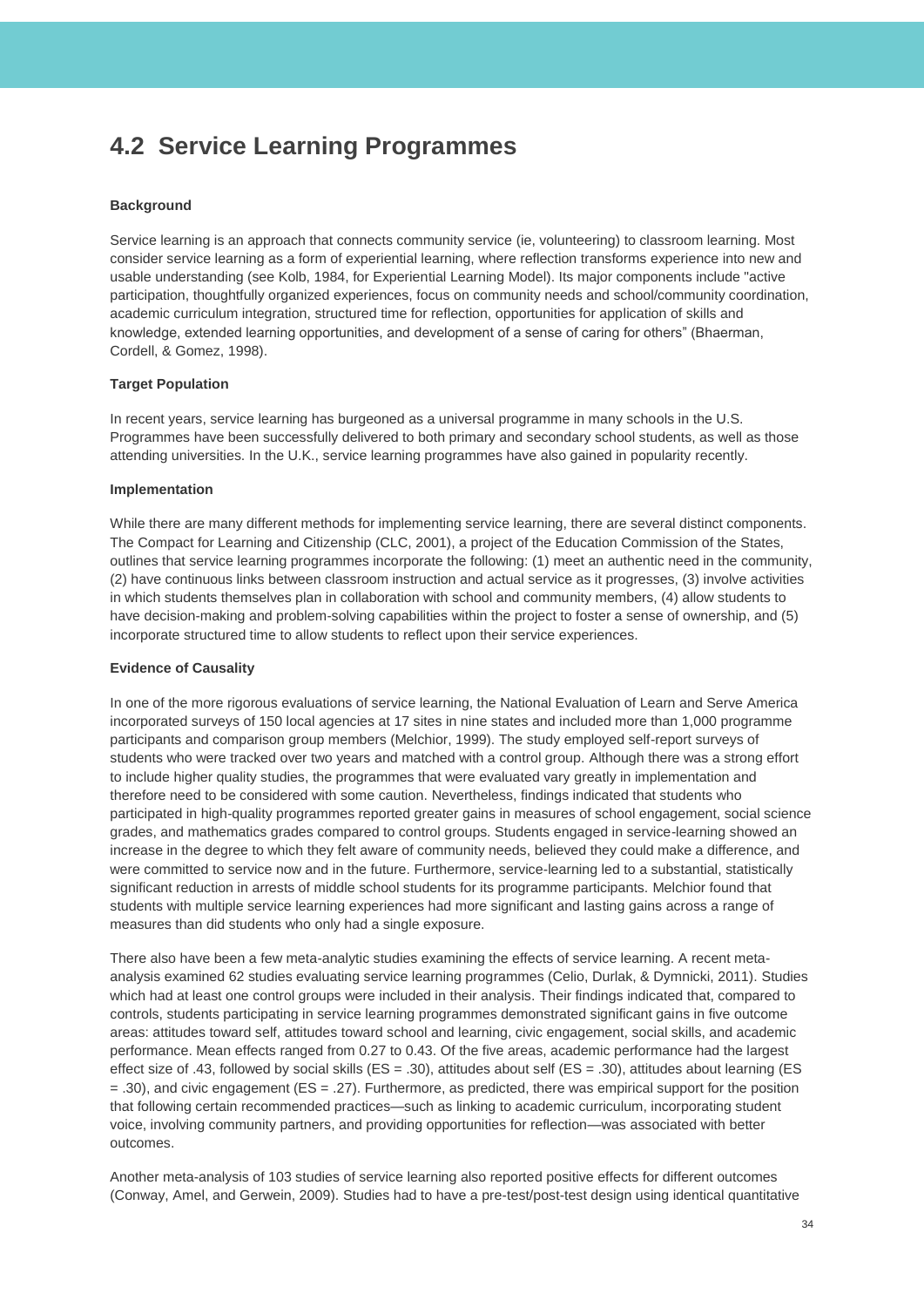## 4.2 Service Learning Programmes

**Background**

Service learning is an approach that connects community service (ie, volunteering) to classroom learning. Most consider service learning as a form of experiential learning, where reflection transforms experience into new and usable understanding (see Kolb, 1984, for Experiential Learning Model). Its major components include "active participation, thoughtfully organized experiences, focus on community needs and school/community coordination, academic curriculum integration, structured time for reflection, opportunities for application of skills and knowledge, extended learning opportunities, and development of a sense of caring for others" (Bhaerman, Cordell, & Gomez, 1998).

**Target Population**

In recent years, service learning has burgeoned as a universal programme in many schools in the U.S. Programmes have been successfully delivered to both primary and secondary school students, as well as those attending universities. In the U.K., service learning programmes have also gained in popularity recently.

**Implementation**

While there are many different methods for implementing service learning, there are several distinct components. The Compact for Learning and Citizenship (CLC, 2001), a project of the Education Commission of the States, outlines that service learning programmes incorporate the following: (1) meet an authentic need in the community, (2) have continuous links between classroom instruction and actual service as it progresses, (3) involve activities in which students themselves plan in collaboration with school and community members, (4) allow students to have decision-making and problem-solving capabilities within the project to foster a sense of ownership, and (5) incorporate structured time to allow students to reflect upon their service experiences.

**Evidence of Causality**

In one of the more rigorous evaluations of service learning, the National Evaluation of Learn and Serve America incorporated surveys of 150 local agencies at 17 sites in nine states and included more than 1,000 programme participants and comparison group members (Melchior, 1999). The study employed self-report surveys of students who were tracked over two years and matched with a control group. Although there was a strong effort to include higher quality studies, the programmes that were evaluated vary greatly in implementation and therefore need to be considered with some caution. Nevertheless, findings indicated that students who participated in high-quality programmes reported greater gains in measures of school engagement, social science grades, and mathematics grades compared to control groups. Students engaged in service-learning showed an increase in the degree to which they felt aware of community needs, believed they could make a difference, and were committed to service now and in the future. Furthermore, service-learning led to a substantial, statistically significant reduction in arrests of middle school students for its programme participants. Melchior found that students with multiple service learning experiences had more significant and lasting gains across a range of measures than did students who only had a single exposure.

There also have been a few meta-analytic studies examining the effects of service learning. A recent meta-analysis examined 62 studies evaluating service learning programmes (Celio, Durlak, & Dymnicki, 2011). Studies which had at least one control groups were included in their analysis. Their findings indicated that, compared to controls, students participating in service learning programmes demonstrated significant gains in five outcome areas: attitudes toward self, attitudes toward school and learning, civic engagement, social skills, and academic performance. Mean effects ranged from 0.27 to 0.43. Of the five areas, academic performance had the largest effect size of .43, followed by social skills (ES = .30), attitudes about self (ES = .30), attitudes about learning (ES = .30), and civic engagement (ES = .27). Furthermore, as predicted, there was empirical support for the position that following certain recommended practices—such as linking to academic curriculum, incorporating student voice, involving community partners, and providing opportunities for reflection—was associated with better outcomes.

Another meta-analysis of 103 studies of service learning also reported positive effects for different outcomes (Conway, Amel, and Gerwein, 2009). Studies had to have a pre-test/post-test design using identical quantitative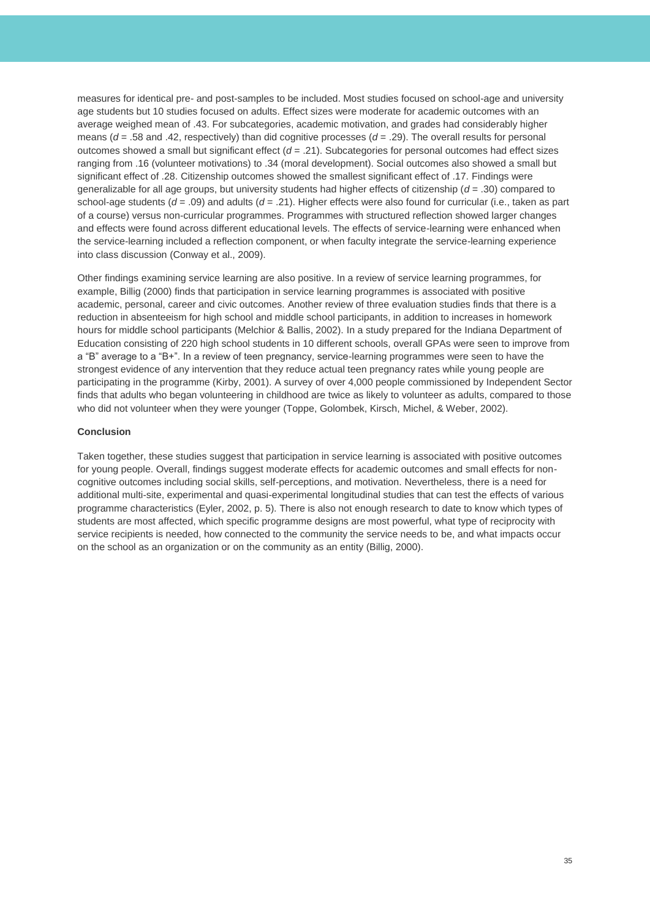measures for identical pre- and post-samples to be included. Most studies focused on school-age and university age students but 10 studies focused on adults. Effect sizes were moderate for academic outcomes with an average weighed mean of .43. For subcategories, academic motivation, and grades had considerably higher means ($d$ = .58 and .42, respectively) than did cognitive processes ($d$ = .29). The overall results for personal outcomes showed a small but significant effect ($d$ = .21). Subcategories for personal outcomes had effect sizes ranging from .16 (volunteer motivations) to .34 (moral development). Social outcomes also showed a small but significant effect of .28. Citizenship outcomes showed the smallest significant effect of .17. Findings were generalizable for all age groups, but university students had higher effects of citizenship ($d$ = .30) compared to school-age students ($d$ = .09) and adults ($d$ = .21). Higher effects were also found for curricular (i.e., taken as part of a course) versus non-curricular programmes. Programmes with structured reflection showed larger changes and effects were found across different educational levels. The effects of service-learning were enhanced when the service-learning included a reflection component, or when faculty integrate the service-learning experience into class discussion (Conway et al., 2009).

Other findings examining service learning are also positive. In a review of service learning programmes, for example, Billig (2000) finds that participation in service learning programmes is associated with positive academic, personal, career and civic outcomes. Another review of three evaluation studies finds that there is a reduction in absenteeism for high school and middle school participants, in addition to increases in homework hours for middle school participants (Melchior & Ballis, 2002). In a study prepared for the Indiana Department of Education consisting of 220 high school students in 10 different schools, overall GPAs were seen to improve from a "B" average to a "B+". In a review of teen pregnancy, service-learning programmes were seen to have the strongest evidence of any intervention that they reduce actual teen pregnancy rates while young people are participating in the programme (Kirby, 2001). A survey of over 4,000 people commissioned by Independent Sector finds that adults who began volunteering in childhood are twice as likely to volunteer as adults, compared to those who did not volunteer when they were younger (Toppe, Golombek, Kirsch, Michel, & Weber, 2002).

**Conclusion**

Taken together, these studies suggest that participation in service learning is associated with positive outcomes for young people. Overall, findings suggest moderate effects for academic outcomes and small effects for non-cognitive outcomes including social skills, self-perceptions, and motivation. Nevertheless, there is a need for additional multi-site, experimental and quasi-experimental longitudinal studies that can test the effects of various programme characteristics (Eyler, 2002, p. 5). There is also not enough research to date to know which types of students are most affected, which specific programme designs are most powerful, what type of reciprocity with service recipients is needed, how connected to the community the service needs to be, and what impacts occur on the school as an organization or on the community as an entity (Billig, 2000).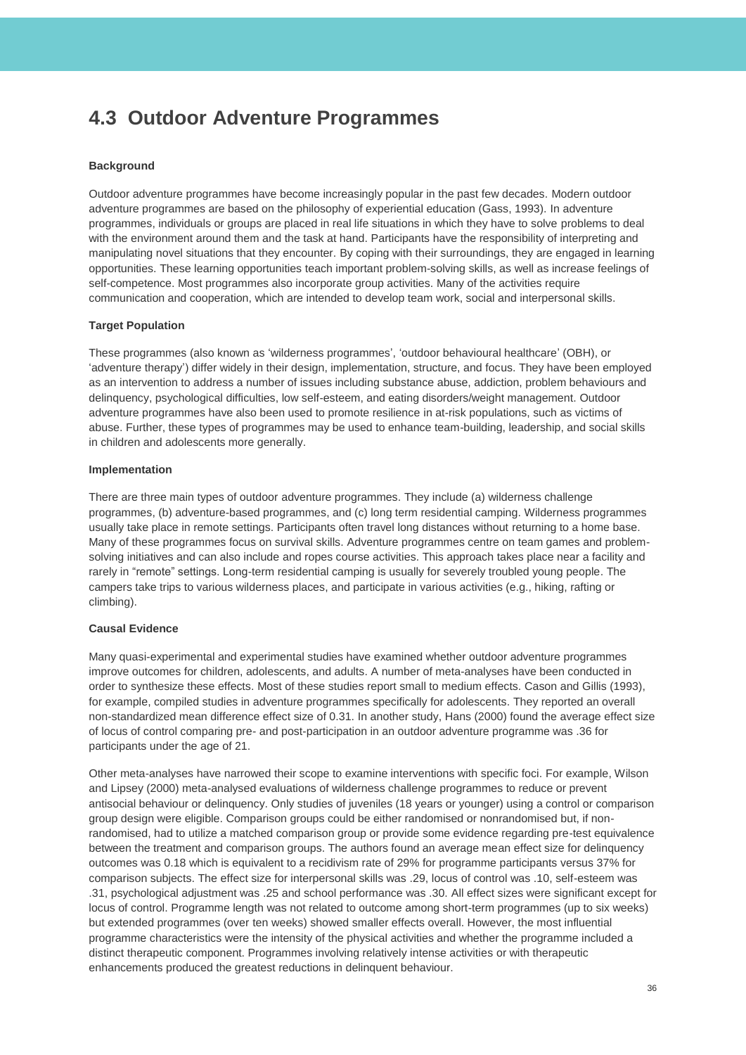## 4.3 Outdoor Adventure Programmes

**Background**

Outdoor adventure programmes have become increasingly popular in the past few decades. Modern outdoor adventure programmes are based on the philosophy of experiential education (Gass, 1993). In adventure programmes, individuals or groups are placed in real life situations in which they have to solve problems to deal with the environment around them and the task at hand. Participants have the responsibility of interpreting and manipulating novel situations that they encounter. By coping with their surroundings, they are engaged in learning opportunities. These learning opportunities teach important problem-solving skills, as well as increase feelings of self-competence. Most programmes also incorporate group activities. Many of the activities require communication and cooperation, which are intended to develop team work, social and interpersonal skills.

**Target Population**

These programmes (also known as 'wilderness programmes', 'outdoor behavioural healthcare' (OBH), or 'adventure therapy') differ widely in their design, implementation, structure, and focus. They have been employed as an intervention to address a number of issues including substance abuse, addiction, problem behaviours and delinquency, psychological difficulties, low self-esteem, and eating disorders/weight management. Outdoor adventure programmes have also been used to promote resilience in at-risk populations, such as victims of abuse. Further, these types of programmes may be used to enhance team-building, leadership, and social skills in children and adolescents more generally.

**Implementation**

There are three main types of outdoor adventure programmes. They include (a) wilderness challenge programmes, (b) adventure-based programmes, and (c) long term residential camping. Wilderness programmes usually take place in remote settings. Participants often travel long distances without returning to a home base. Many of these programmes focus on survival skills. Adventure programmes centre on team games and problem-solving initiatives and can also include and ropes course activities. This approach takes place near a facility and rarely in "remote" settings. Long-term residential camping is usually for severely troubled young people. The campers take trips to various wilderness places, and participate in various activities (e.g., hiking, rafting or climbing).

**Causal Evidence**

Many quasi-experimental and experimental studies have examined whether outdoor adventure programmes improve outcomes for children, adolescents, and adults. A number of meta-analyses have been conducted in order to synthesize these effects. Most of these studies report small to medium effects. Cason and Gillis (1993), for example, compiled studies in adventure programmes specifically for adolescents. They reported an overall non-standardized mean difference effect size of 0.31. In another study, Hans (2000) found the average effect size of locus of control comparing pre- and post-participation in an outdoor adventure programme was .36 for participants under the age of 21.

Other meta-analyses have narrowed their scope to examine interventions with specific foci. For example, Wilson and Lipsey (2000) meta-analysed evaluations of wilderness challenge programmes to reduce or prevent antisocial behaviour or delinquency. Only studies of juveniles (18 years or younger) using a control or comparison group design were eligible. Comparison groups could be either randomised or nonrandomised but, if non-randomised, had to utilize a matched comparison group or provide some evidence regarding pre-test equivalence between the treatment and comparison groups. The authors found an average mean effect size for delinquency outcomes was 0.18 which is equivalent to a recidivism rate of 29% for programme participants versus 37% for comparison subjects. The effect size for interpersonal skills was .29, locus of control was .10, self-esteem was .31, psychological adjustment was .25 and school performance was .30. All effect sizes were significant except for locus of control. Programme length was not related to outcome among short-term programmes (up to six weeks) but extended programmes (over ten weeks) showed smaller effects overall. However, the most influential programme characteristics were the intensity of the physical activities and whether the programme included a distinct therapeutic component. Programmes involving relatively intense activities or with therapeutic enhancements produced the greatest reductions in delinquent behaviour.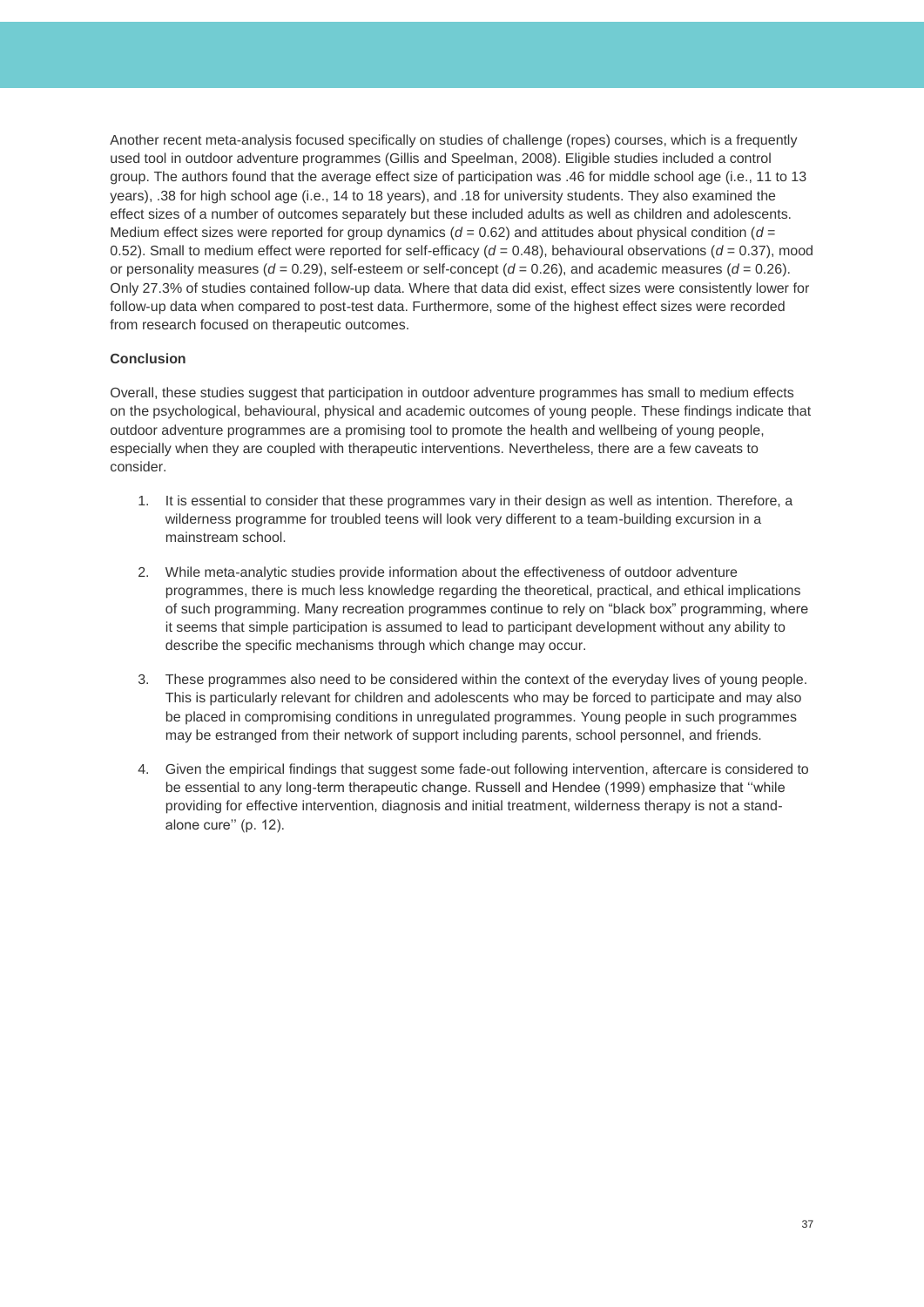Another recent meta-analysis focused specifically on studies of challenge (ropes) courses, which is a frequently used tool in outdoor adventure programmes (Gillis and Speelman, 2008). Eligible studies included a control group. The authors found that the average effect size of participation was .46 for middle school age (i.e., 11 to 13 years), .38 for high school age (i.e., 14 to 18 years), and .18 for university students. They also examined the effect sizes of a number of outcomes separately but these included adults as well as children and adolescents. Medium effect sizes were reported for group dynamics ($d$ = 0.62) and attitudes about physical condition ($d$ = 0.52). Small to medium effect were reported for self-efficacy ($d$ = 0.48), behavioural observations ($d$ = 0.37), mood or personality measures ($d$ = 0.29), self-esteem or self-concept ($d$ = 0.26), and academic measures ($d$ = 0.26). Only 27.3% of studies contained follow-up data. Where that data did exist, effect sizes were consistently lower for follow-up data when compared to post-test data. Furthermore, some of the highest effect sizes were recorded from research focused on therapeutic outcomes.

**Conclusion**

Overall, these studies suggest that participation in outdoor adventure programmes has small to medium effects on the psychological, behavioural, physical and academic outcomes of young people. These findings indicate that outdoor adventure programmes are a promising tool to promote the health and wellbeing of young people, especially when they are coupled with therapeutic interventions. Nevertheless, there are a few caveats to consider.

1. It is essential to consider that these programmes vary in their design as well as intention. Therefore, a wilderness programme for troubled teens will look very different to a team-building excursion in a mainstream school.

2. While meta-analytic studies provide information about the effectiveness of outdoor adventure programmes, there is much less knowledge regarding the theoretical, practical, and ethical implications of such programming. Many recreation programmes continue to rely on "black box" programming, where it seems that simple participation is assumed to lead to participant development without any ability to describe the specific mechanisms through which change may occur.

3. These programmes also need to be considered within the context of the everyday lives of young people. This is particularly relevant for children and adolescents who may be forced to participate and may also be placed in compromising conditions in unregulated programmes. Young people in such programmes may be estranged from their network of support including parents, school personnel, and friends.

4. Given the empirical findings that suggest some fade-out following intervention, aftercare is considered to be essential to any long-term therapeutic change. Russell and Hendee (1999) emphasize that ''while providing for effective intervention, diagnosis and initial treatment, wilderness therapy is not a stand-alone cure'' (p. 12).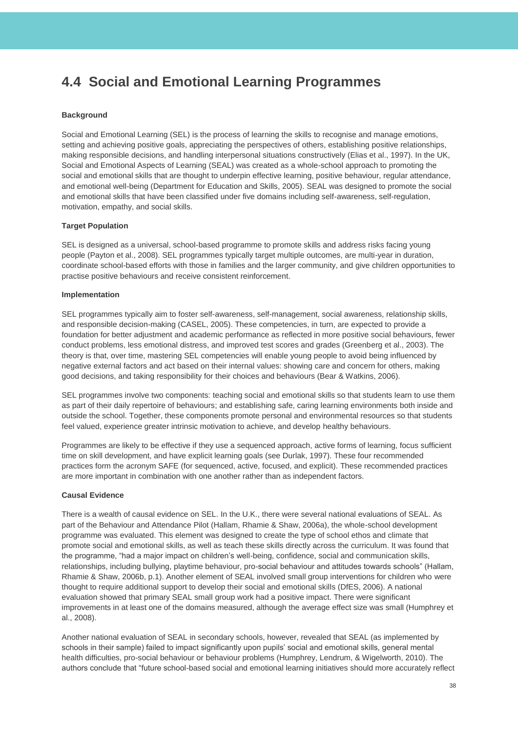## 4.4 Social and Emotional Learning Programmes

**Background**

Social and Emotional Learning (SEL) is the process of learning the skills to recognise and manage emotions, setting and achieving positive goals, appreciating the perspectives of others, establishing positive relationships, making responsible decisions, and handling interpersonal situations constructively (Elias et al., 1997). In the UK, Social and Emotional Aspects of Learning (SEAL) was created as a whole-school approach to promoting the social and emotional skills that are thought to underpin effective learning, positive behaviour, regular attendance, and emotional well-being (Department for Education and Skills, 2005). SEAL was designed to promote the social and emotional skills that have been classified under five domains including self-awareness, self-regulation, motivation, empathy, and social skills.

**Target Population**

SEL is designed as a universal, school-based programme to promote skills and address risks facing young people (Payton et al., 2008). SEL programmes typically target multiple outcomes, are multi-year in duration, coordinate school-based efforts with those in families and the larger community, and give children opportunities to practise positive behaviours and receive consistent reinforcement.

**Implementation**

SEL programmes typically aim to foster self-awareness, self-management, social awareness, relationship skills, and responsible decision-making (CASEL, 2005). These competencies, in turn, are expected to provide a foundation for better adjustment and academic performance as reflected in more positive social behaviours, fewer conduct problems, less emotional distress, and improved test scores and grades (Greenberg et al., 2003). The theory is that, over time, mastering SEL competencies will enable young people to avoid being influenced by negative external factors and act based on their internal values: showing care and concern for others, making good decisions, and taking responsibility for their choices and behaviours (Bear & Watkins, 2006).

SEL programmes involve two components: teaching social and emotional skills so that students learn to use them as part of their daily repertoire of behaviours; and establishing safe, caring learning environments both inside and outside the school. Together, these components promote personal and environmental resources so that students feel valued, experience greater intrinsic motivation to achieve, and develop healthy behaviours.

Programmes are likely to be effective if they use a sequenced approach, active forms of learning, focus sufficient time on skill development, and have explicit learning goals (see Durlak, 1997). These four recommended practices form the acronym SAFE (for sequenced, active, focused, and explicit). These recommended practices are more important in combination with one another rather than as independent factors.

**Causal Evidence**

There is a wealth of causal evidence on SEL. In the U.K., there were several national evaluations of SEAL. As part of the Behaviour and Attendance Pilot (Hallam, Rhamie & Shaw, 2006a), the whole-school development programme was evaluated. This element was designed to create the type of school ethos and climate that promote social and emotional skills, as well as teach these skills directly across the curriculum. It was found that the programme, "had a major impact on children's well-being, confidence, social and communication skills, relationships, including bullying, playtime behaviour, pro-social behaviour and attitudes towards schools" (Hallam, Rhamie & Shaw, 2006b, p.1). Another element of SEAL involved small group interventions for children who were thought to require additional support to develop their social and emotional skills (DfES, 2006). A national evaluation showed that primary SEAL small group work had a positive impact. There were significant improvements in at least one of the domains measured, although the average effect size was small (Humphrey et al., 2008).

Another national evaluation of SEAL in secondary schools, however, revealed that SEAL (as implemented by schools in their sample) failed to impact significantly upon pupils' social and emotional skills, general mental health difficulties, pro-social behaviour or behaviour problems (Humphrey, Lendrum, & Wigelworth, 2010). The authors conclude that "future school-based social and emotional learning initiatives should more accurately reflect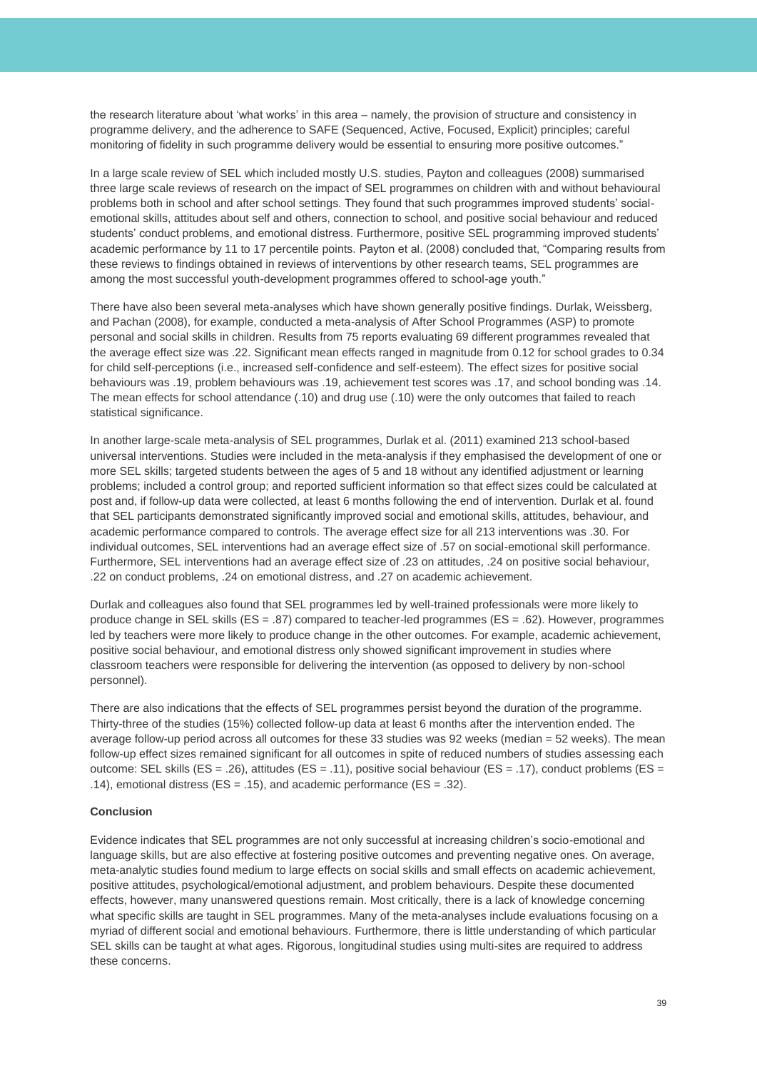the research literature about 'what works' in this area – namely, the provision of structure and consistency in programme delivery, and the adherence to SAFE (Sequenced, Active, Focused, Explicit) principles; careful monitoring of fidelity in such programme delivery would be essential to ensuring more positive outcomes."

In a large scale review of SEL which included mostly U.S. studies, Payton and colleagues (2008) summarised three large scale reviews of research on the impact of SEL programmes on children with and without behavioural problems both in school and after school settings. They found that such programmes improved students' social-emotional skills, attitudes about self and others, connection to school, and positive social behaviour and reduced students' conduct problems, and emotional distress. Furthermore, positive SEL programming improved students' academic performance by 11 to 17 percentile points. Payton et al. (2008) concluded that, "Comparing results from these reviews to findings obtained in reviews of interventions by other research teams, SEL programmes are among the most successful youth-development programmes offered to school-age youth."

There have also been several meta-analyses which have shown generally positive findings. Durlak, Weissberg, and Pachan (2008), for example, conducted a meta-analysis of After School Programmes (ASP) to promote personal and social skills in children. Results from 75 reports evaluating 69 different programmes revealed that the average effect size was .22. Significant mean effects ranged in magnitude from 0.12 for school grades to 0.34 for child self-perceptions (i.e., increased self-confidence and self-esteem). The effect sizes for positive social behaviours was .19, problem behaviours was .19, achievement test scores was .17, and school bonding was .14. The mean effects for school attendance (.10) and drug use (.10) were the only outcomes that failed to reach statistical significance.

In another large-scale meta-analysis of SEL programmes, Durlak et al. (2011) examined 213 school-based universal interventions. Studies were included in the meta-analysis if they emphasised the development of one or more SEL skills; targeted students between the ages of 5 and 18 without any identified adjustment or learning problems; included a control group; and reported sufficient information so that effect sizes could be calculated at post and, if follow-up data were collected, at least 6 months following the end of intervention. Durlak et al. found that SEL participants demonstrated significantly improved social and emotional skills, attitudes, behaviour, and academic performance compared to controls. The average effect size for all 213 interventions was .30. For individual outcomes, SEL interventions had an average effect size of .57 on social-emotional skill performance. Furthermore, SEL interventions had an average effect size of .23 on attitudes, .24 on positive social behaviour, .22 on conduct problems, .24 on emotional distress, and .27 on academic achievement.

Durlak and colleagues also found that SEL programmes led by well-trained professionals were more likely to produce change in SEL skills (ES = .87) compared to teacher-led programmes (ES = .62). However, programmes led by teachers were more likely to produce change in the other outcomes. For example, academic achievement, positive social behaviour, and emotional distress only showed significant improvement in studies where classroom teachers were responsible for delivering the intervention (as opposed to delivery by non-school personnel).

There are also indications that the effects of SEL programmes persist beyond the duration of the programme. Thirty-three of the studies (15%) collected follow-up data at least 6 months after the intervention ended. The average follow-up period across all outcomes for these 33 studies was 92 weeks (median = 52 weeks). The mean follow-up effect sizes remained significant for all outcomes in spite of reduced numbers of studies assessing each outcome: SEL skills (ES = .26), attitudes (ES = .11), positive social behaviour (ES = .17), conduct problems (ES = .14), emotional distress (ES = .15), and academic performance (ES = .32).

**Conclusion**

Evidence indicates that SEL programmes are not only successful at increasing children's socio-emotional and language skills, but are also effective at fostering positive outcomes and preventing negative ones. On average, meta-analytic studies found medium to large effects on social skills and small effects on academic achievement, positive attitudes, psychological/emotional adjustment, and problem behaviours. Despite these documented effects, however, many unanswered questions remain. Most critically, there is a lack of knowledge concerning what specific skills are taught in SEL programmes. Many of the meta-analyses include evaluations focusing on a myriad of different social and emotional behaviours. Furthermore, there is little understanding of which particular SEL skills can be taught at what ages. Rigorous, longitudinal studies using multi-sites are required to address these concerns.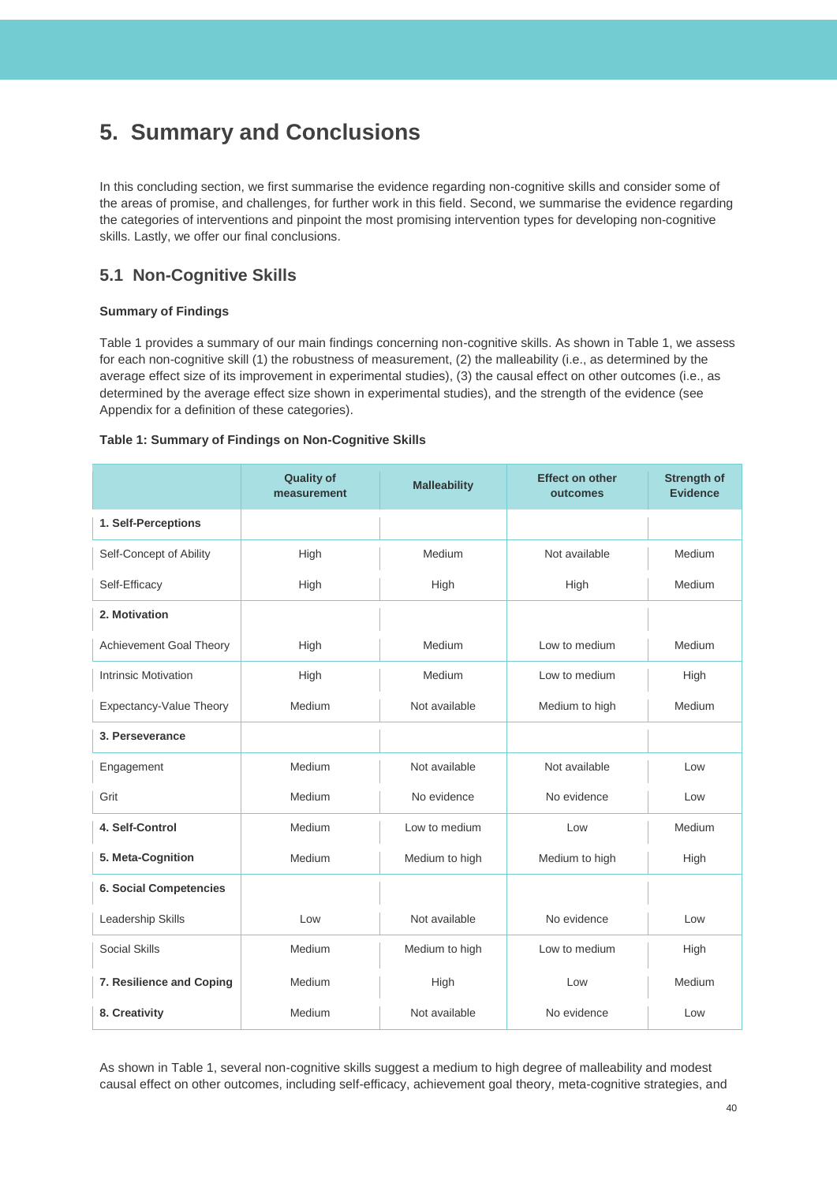# 5. Summary and Conclusions

In this concluding section, we first summarise the evidence regarding non-cognitive skills and consider some of the areas of promise, and challenges, for further work in this field. Second, we summarise the evidence regarding the categories of interventions and pinpoint the most promising intervention types for developing non-cognitive skills. Lastly, we offer our final conclusions.

## 5.1 Non-Cognitive Skills

### Summary of Findings

Table 1 provides a summary of our main findings concerning non-cognitive skills. As shown in Table 1, we assess for each non-cognitive skill (1) the robustness of measurement, (2) the malleability (i.e., as determined by the average effect size of its improvement in experimental studies), (3) the causal effect on other outcomes (i.e., as determined by the average effect size shown in experimental studies), and the strength of the evidence (see Appendix for a definition of these categories).

**Table 1: Summary of Findings on Non-Cognitive Skills**

| | Quality of measurement | Malleability | Effect on other outcomes | Strength of Evidence |
|---|---|---|---|---|
| **1. Self-Perceptions** | | | | |
| Self-Concept of Ability | High | Medium | Not available | Medium |
| Self-Efficacy | High | High | High | Medium |
| **2. Motivation** | | | | |
| Achievement Goal Theory | High | Medium | Low to medium | Medium |
| Intrinsic Motivation | High | Medium | Low to medium | High |
| Expectancy-Value Theory | Medium | Not available | Medium to high | Medium |
| **3. Perseverance** | | | | |
| Engagement | Medium | Not available | Not available | Low |
| Grit | Medium | No evidence | No evidence | Low |
| **4. Self-Control** | Medium | Low to medium | Low | Medium |
| **5. Meta-Cognition** | Medium | Medium to high | Medium to high | High |
| **6. Social Competencies** | | | | |
| Leadership Skills | Low | Not available | No evidence | Low |
| Social Skills | Medium | Medium to high | Low to medium | High |
| **7. Resilience and Coping** | Medium | High | Low | Medium |
| **8. Creativity** | Medium | Not available | No evidence | Low |

As shown in Table 1, several non-cognitive skills suggest a medium to high degree of malleability and modest causal effect on other outcomes, including self-efficacy, achievement goal theory, meta-cognitive strategies, and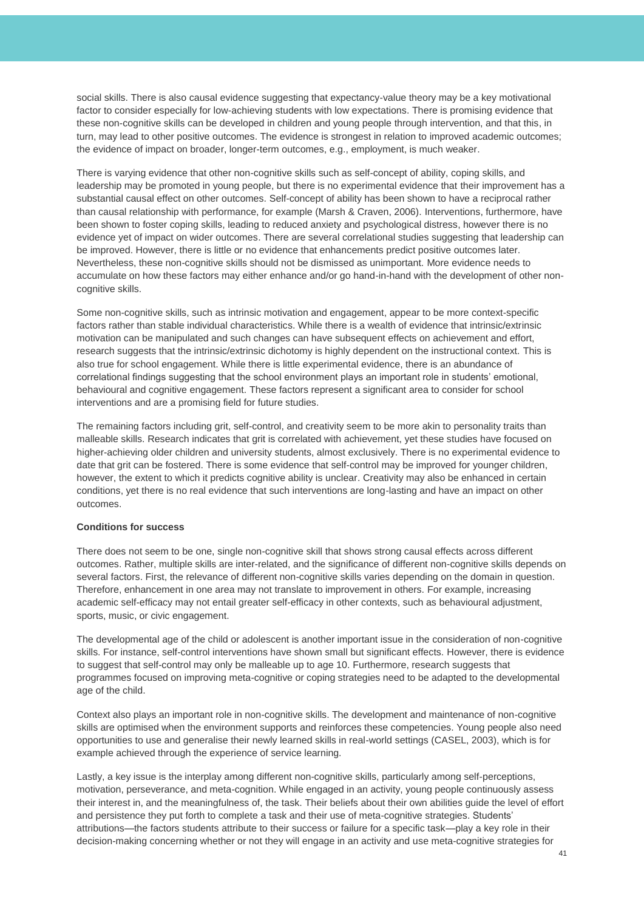social skills. There is also causal evidence suggesting that expectancy-value theory may be a key motivational factor to consider especially for low-achieving students with low expectations. There is promising evidence that these non-cognitive skills can be developed in children and young people through intervention, and that this, in turn, may lead to other positive outcomes. The evidence is strongest in relation to improved academic outcomes; the evidence of impact on broader, longer-term outcomes, e.g., employment, is much weaker.

There is varying evidence that other non-cognitive skills such as self-concept of ability, coping skills, and leadership may be promoted in young people, but there is no experimental evidence that their improvement has a substantial causal effect on other outcomes. Self-concept of ability has been shown to have a reciprocal rather than causal relationship with performance, for example (Marsh & Craven, 2006). Interventions, furthermore, have been shown to foster coping skills, leading to reduced anxiety and psychological distress, however there is no evidence yet of impact on wider outcomes. There are several correlational studies suggesting that leadership can be improved. However, there is little or no evidence that enhancements predict positive outcomes later. Nevertheless, these non-cognitive skills should not be dismissed as unimportant. More evidence needs to accumulate on how these factors may either enhance and/or go hand-in-hand with the development of other non-cognitive skills.

Some non-cognitive skills, such as intrinsic motivation and engagement, appear to be more context-specific factors rather than stable individual characteristics. While there is a wealth of evidence that intrinsic/extrinsic motivation can be manipulated and such changes can have subsequent effects on achievement and effort, research suggests that the intrinsic/extrinsic dichotomy is highly dependent on the instructional context. This is also true for school engagement. While there is little experimental evidence, there is an abundance of correlational findings suggesting that the school environment plays an important role in students' emotional, behavioural and cognitive engagement. These factors represent a significant area to consider for school interventions and are a promising field for future studies.

The remaining factors including grit, self-control, and creativity seem to be more akin to personality traits than malleable skills. Research indicates that grit is correlated with achievement, yet these studies have focused on higher-achieving older children and university students, almost exclusively. There is no experimental evidence to date that grit can be fostered. There is some evidence that self-control may be improved for younger children, however, the extent to which it predicts cognitive ability is unclear. Creativity may also be enhanced in certain conditions, yet there is no real evidence that such interventions are long-lasting and have an impact on other outcomes.

**Conditions for success**

There does not seem to be one, single non-cognitive skill that shows strong causal effects across different outcomes. Rather, multiple skills are inter-related, and the significance of different non-cognitive skills depends on several factors. First, the relevance of different non-cognitive skills varies depending on the domain in question. Therefore, enhancement in one area may not translate to improvement in others. For example, increasing academic self-efficacy may not entail greater self-efficacy in other contexts, such as behavioural adjustment, sports, music, or civic engagement.

The developmental age of the child or adolescent is another important issue in the consideration of non-cognitive skills. For instance, self-control interventions have shown small but significant effects. However, there is evidence to suggest that self-control may only be malleable up to age 10. Furthermore, research suggests that programmes focused on improving meta-cognitive or coping strategies need to be adapted to the developmental age of the child.

Context also plays an important role in non-cognitive skills. The development and maintenance of non-cognitive skills are optimised when the environment supports and reinforces these competencies. Young people also need opportunities to use and generalise their newly learned skills in real-world settings (CASEL, 2003), which is for example achieved through the experience of service learning.

Lastly, a key issue is the interplay among different non-cognitive skills, particularly among self-perceptions, motivation, perseverance, and meta-cognition. While engaged in an activity, young people continuously assess their interest in, and the meaningfulness of, the task. Their beliefs about their own abilities guide the level of effort and persistence they put forth to complete a task and their use of meta-cognitive strategies. Students' attributions—the factors students attribute to their success or failure for a specific task—play a key role in their decision-making concerning whether or not they will engage in an activity and use meta-cognitive strategies for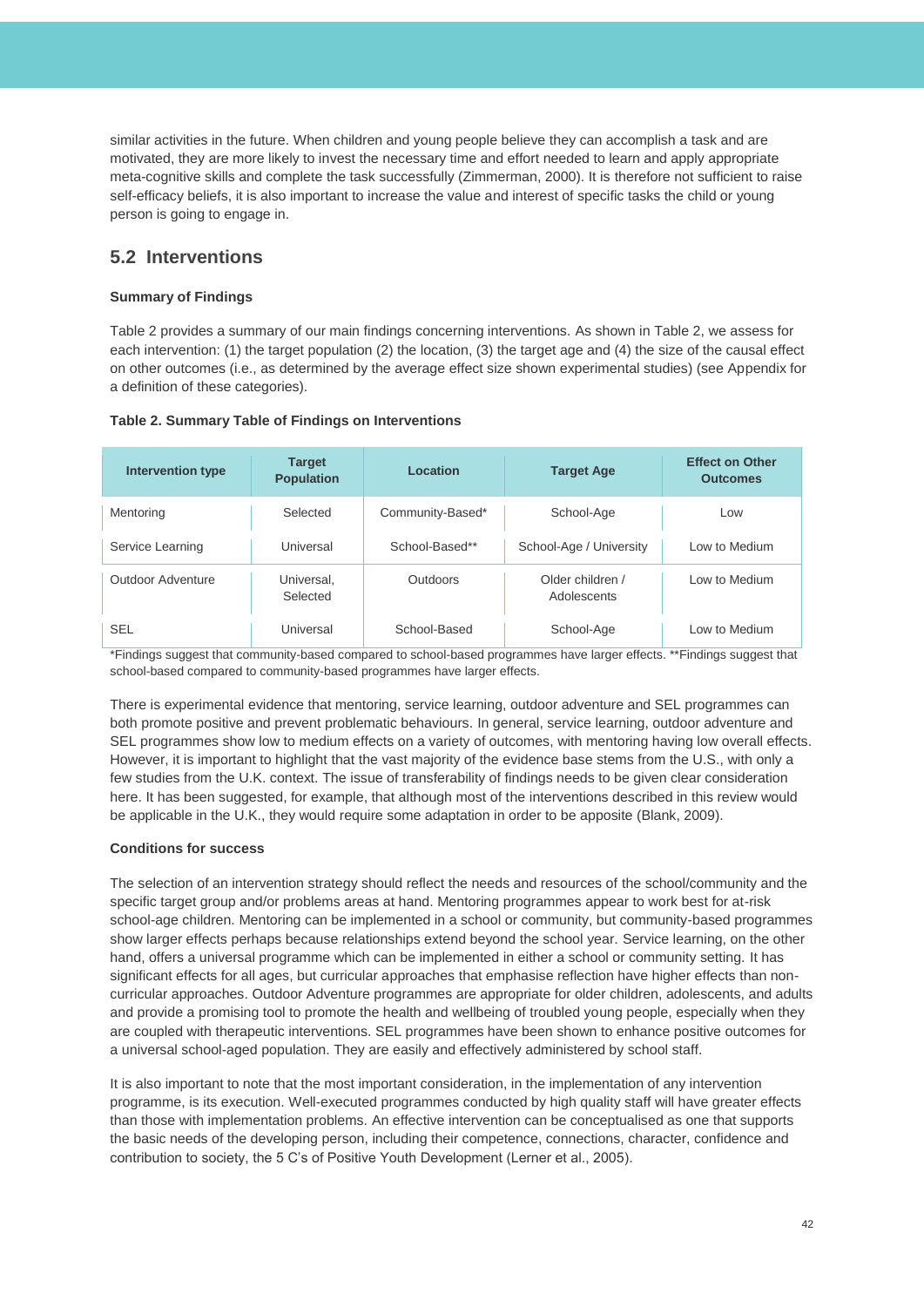similar activities in the future. When children and young people believe they can accomplish a task and are motivated, they are more likely to invest the necessary time and effort needed to learn and apply appropriate meta-cognitive skills and complete the task successfully (Zimmerman, 2000). It is therefore not sufficient to raise self-efficacy beliefs, it is also important to increase the value and interest of specific tasks the child or young person is going to engage in.

## 5.2 Interventions

**Summary of Findings**

Table 2 provides a summary of our main findings concerning interventions. As shown in Table 2, we assess for each intervention: (1) the target population (2) the location, (3) the target age and (4) the size of the causal effect on other outcomes (i.e., as determined by the average effect size shown experimental studies) (see Appendix for a definition of these categories).

**Table 2. Summary Table of Findings on Interventions**

| Intervention type | Target Population | Location | Target Age | Effect on Other Outcomes |
|---|---|---|---|---|
| Mentoring | Selected | Community-Based* | School-Age | Low |
| Service Learning | Universal | School-Based** | School-Age / University | Low to Medium |
| Outdoor Adventure | Universal, Selected | Outdoors | Older children / Adolescents | Low to Medium |
| SEL | Universal | School-Based | School-Age | Low to Medium |

*Findings suggest that community-based compared to school-based programmes have larger effects. **Findings suggest that school-based compared to community-based programmes have larger effects.

There is experimental evidence that mentoring, service learning, outdoor adventure and SEL programmes can both promote positive and prevent problematic behaviours. In general, service learning, outdoor adventure and SEL programmes show low to medium effects on a variety of outcomes, with mentoring having low overall effects. However, it is important to highlight that the vast majority of the evidence base stems from the U.S., with only a few studies from the U.K. context. The issue of transferability of findings needs to be given clear consideration here. It has been suggested, for example, that although most of the interventions described in this review would be applicable in the U.K., they would require some adaptation in order to be apposite (Blank, 2009).

**Conditions for success**

The selection of an intervention strategy should reflect the needs and resources of the school/community and the specific target group and/or problems areas at hand. Mentoring programmes appear to work best for at-risk school-age children. Mentoring can be implemented in a school or community, but community-based programmes show larger effects perhaps because relationships extend beyond the school year. Service learning, on the other hand, offers a universal programme which can be implemented in either a school or community setting. It has significant effects for all ages, but curricular approaches that emphasise reflection have higher effects than non-curricular approaches. Outdoor Adventure programmes are appropriate for older children, adolescents, and adults and provide a promising tool to promote the health and wellbeing of troubled young people, especially when they are coupled with therapeutic interventions. SEL programmes have been shown to enhance positive outcomes for a universal school-aged population. They are easily and effectively administered by school staff.

It is also important to note that the most important consideration, in the implementation of any intervention programme, is its execution. Well-executed programmes conducted by high quality staff will have greater effects than those with implementation problems. An effective intervention can be conceptualised as one that supports the basic needs of the developing person, including their competence, connections, character, confidence and contribution to society, the 5 C's of Positive Youth Development (Lerner et al., 2005).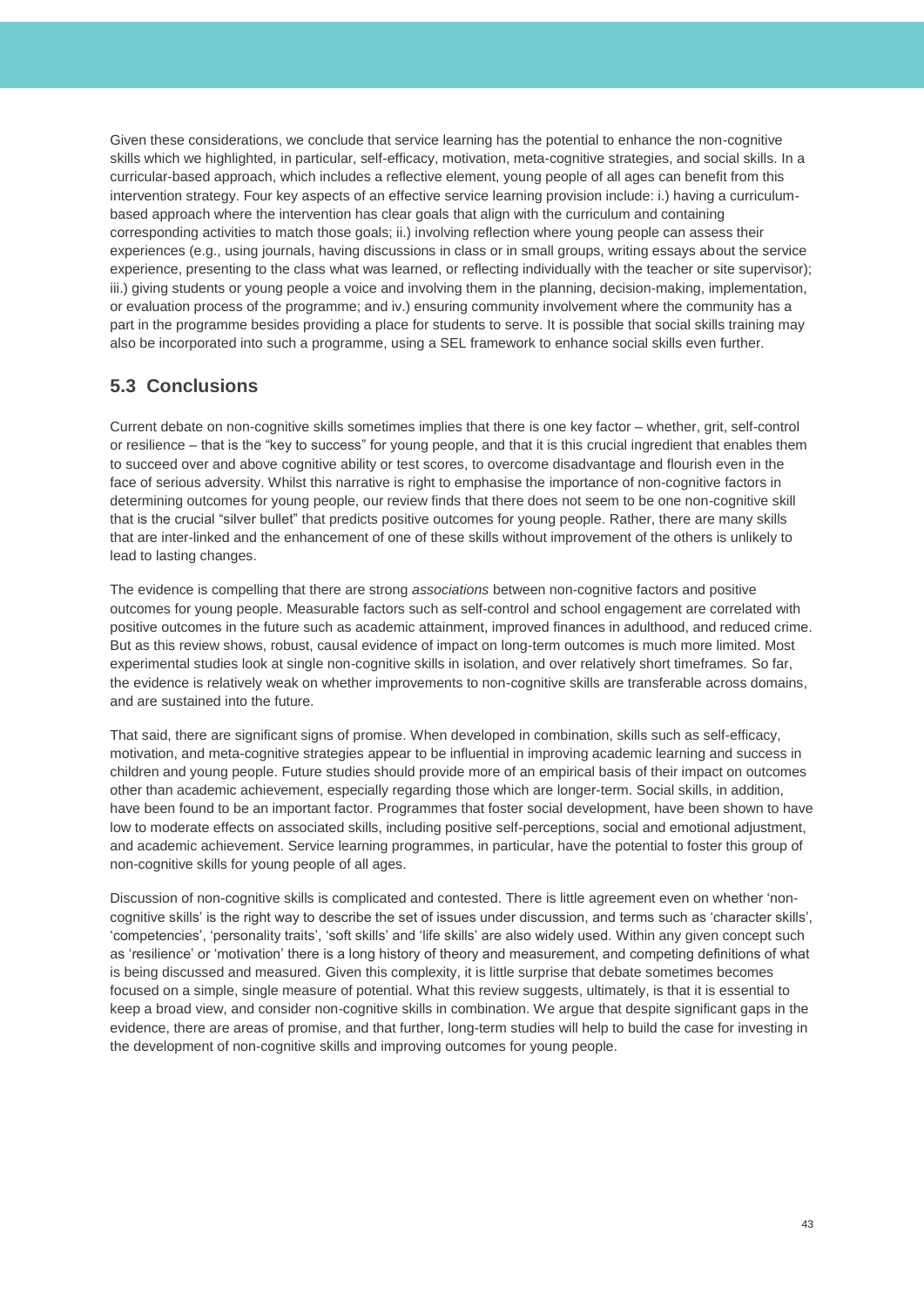Given these considerations, we conclude that service learning has the potential to enhance the non-cognitive skills which we highlighted, in particular, self-efficacy, motivation, meta-cognitive strategies, and social skills. In a curricular-based approach, which includes a reflective element, young people of all ages can benefit from this intervention strategy. Four key aspects of an effective service learning provision include: i.) having a curriculum-based approach where the intervention has clear goals that align with the curriculum and containing corresponding activities to match those goals; ii.) involving reflection where young people can assess their experiences (e.g., using journals, having discussions in class or in small groups, writing essays about the service experience, presenting to the class what was learned, or reflecting individually with the teacher or site supervisor); iii.) giving students or young people a voice and involving them in the planning, decision-making, implementation, or evaluation process of the programme; and iv.) ensuring community involvement where the community has a part in the programme besides providing a place for students to serve. It is possible that social skills training may also be incorporated into such a programme, using a SEL framework to enhance social skills even further.

## 5.3 Conclusions

Current debate on non-cognitive skills sometimes implies that there is one key factor – whether, grit, self-control or resilience – that is the "key to success" for young people, and that it is this crucial ingredient that enables them to succeed over and above cognitive ability or test scores, to overcome disadvantage and flourish even in the face of serious adversity. Whilst this narrative is right to emphasise the importance of non-cognitive factors in determining outcomes for young people, our review finds that there does not seem to be one non-cognitive skill that is the crucial "silver bullet" that predicts positive outcomes for young people. Rather, there are many skills that are inter-linked and the enhancement of one of these skills without improvement of the others is unlikely to lead to lasting changes.

The evidence is compelling that there are strong *associations* between non-cognitive factors and positive outcomes for young people. Measurable factors such as self-control and school engagement are correlated with positive outcomes in the future such as academic attainment, improved finances in adulthood, and reduced crime. But as this review shows, robust, causal evidence of impact on long-term outcomes is much more limited. Most experimental studies look at single non-cognitive skills in isolation, and over relatively short timeframes. So far, the evidence is relatively weak on whether improvements to non-cognitive skills are transferable across domains, and are sustained into the future.

That said, there are significant signs of promise. When developed in combination, skills such as self-efficacy, motivation, and meta-cognitive strategies appear to be influential in improving academic learning and success in children and young people. Future studies should provide more of an empirical basis of their impact on outcomes other than academic achievement, especially regarding those which are longer-term. Social skills, in addition, have been found to be an important factor. Programmes that foster social development, have been shown to have low to moderate effects on associated skills, including positive self-perceptions, social and emotional adjustment, and academic achievement. Service learning programmes, in particular, have the potential to foster this group of non-cognitive skills for young people of all ages.

Discussion of non-cognitive skills is complicated and contested. There is little agreement even on whether 'non-cognitive skills' is the right way to describe the set of issues under discussion, and terms such as 'character skills', 'competencies', 'personality traits', 'soft skills' and 'life skills' are also widely used. Within any given concept such as 'resilience' or 'motivation' there is a long history of theory and measurement, and competing definitions of what is being discussed and measured. Given this complexity, it is little surprise that debate sometimes becomes focused on a simple, single measure of potential. What this review suggests, ultimately, is that it is essential to keep a broad view, and consider non-cognitive skills in combination. We argue that despite significant gaps in the evidence, there are areas of promise, and that further, long-term studies will help to build the case for investing in the development of non-cognitive skills and improving outcomes for young people.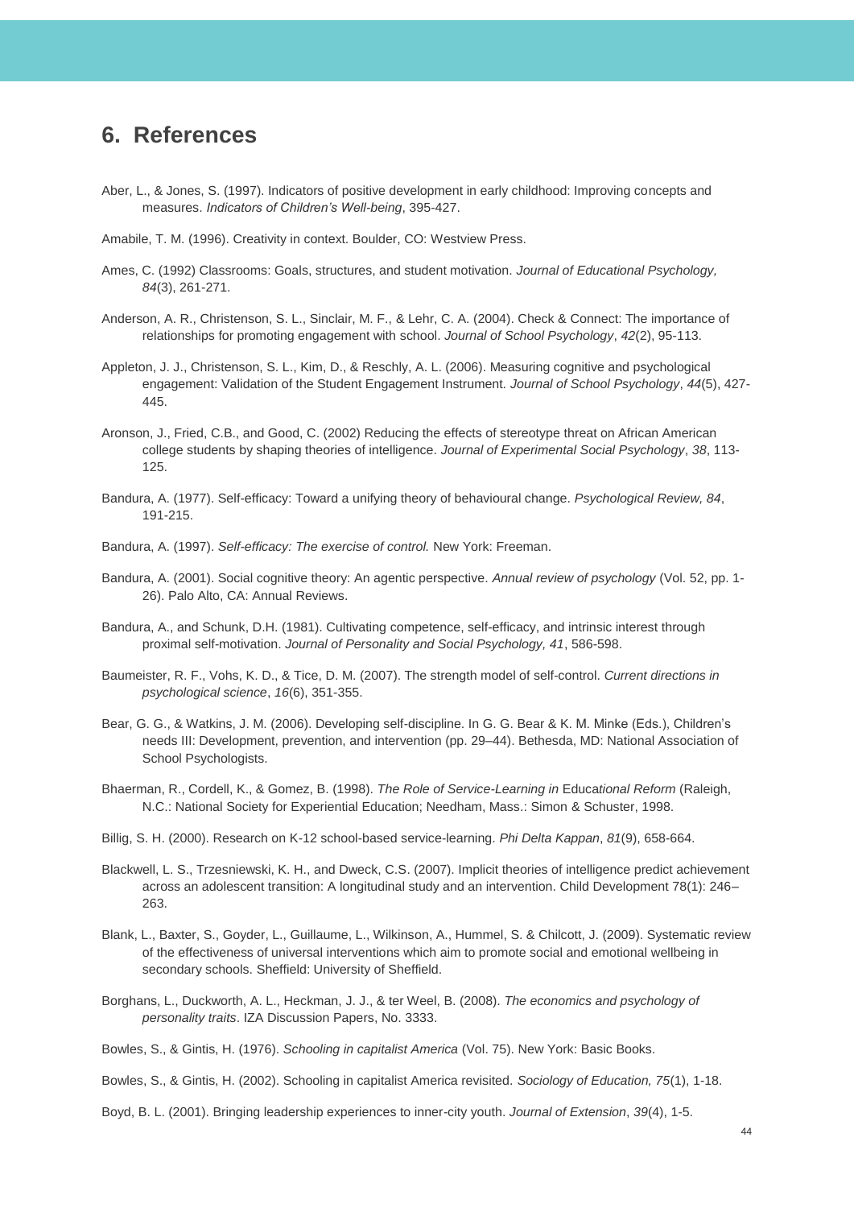# 6. References

Aber, L., & Jones, S. (1997). Indicators of positive development in early childhood: Improving concepts and measures. *Indicators of Children's Well-being*, 395-427.

Amabile, T. M. (1996). Creativity in context. Boulder, CO: Westview Press.

Ames, C. (1992) Classrooms: Goals, structures, and student motivation. *Journal of Educational Psychology, 84*(3), 261-271.

Anderson, A. R., Christenson, S. L., Sinclair, M. F., & Lehr, C. A. (2004). Check & Connect: The importance of relationships for promoting engagement with school. *Journal of School Psychology*, *42*(2), 95-113.

Appleton, J. J., Christenson, S. L., Kim, D., & Reschly, A. L. (2006). Measuring cognitive and psychological engagement: Validation of the Student Engagement Instrument. *Journal of School Psychology*, *44*(5), 427-445.

Aronson, J., Fried, C.B., and Good, C. (2002) Reducing the effects of stereotype threat on African American college students by shaping theories of intelligence. *Journal of Experimental Social Psychology*, *38*, 113-125.

Bandura, A. (1977). Self-efficacy: Toward a unifying theory of behavioural change. *Psychological Review, 84*, 191-215.

Bandura, A. (1997). *Self-efficacy: The exercise of control.* New York: Freeman.

Bandura, A. (2001). Social cognitive theory: An agentic perspective. *Annual review of psychology* (Vol. 52, pp. 1-26). Palo Alto, CA: Annual Reviews.

Bandura, A., and Schunk, D.H. (1981). Cultivating competence, self-efficacy, and intrinsic interest through proximal self-motivation. *Journal of Personality and Social Psychology, 41*, 586-598.

Baumeister, R. F., Vohs, K. D., & Tice, D. M. (2007). The strength model of self-control. *Current directions in psychological science*, *16*(6), 351-355.

Bear, G. G., & Watkins, J. M. (2006). Developing self-discipline. In G. G. Bear & K. M. Minke (Eds.), Children's needs III: Development, prevention, and intervention (pp. 29–44). Bethesda, MD: National Association of School Psychologists.

Bhaerman, R., Cordell, K., & Gomez, B. (1998). *The Role of Service-Learning in* Educa*tional Reform* (Raleigh, N.C.: National Society for Experiential Education; Needham, Mass.: Simon & Schuster, 1998.

Billig, S. H. (2000). Research on K-12 school-based service-learning. *Phi Delta Kappan*, *81*(9), 658-664.

Blackwell, L. S., Trzesniewski, K. H., and Dweck, C.S. (2007). Implicit theories of intelligence predict achievement across an adolescent transition: A longitudinal study and an intervention. Child Development 78(1): 246–263.

Blank, L., Baxter, S., Goyder, L., Guillaume, L., Wilkinson, A., Hummel, S. & Chilcott, J. (2009). Systematic review of the effectiveness of universal interventions which aim to promote social and emotional wellbeing in secondary schools. Sheffield: University of Sheffield.

Borghans, L., Duckworth, A. L., Heckman, J. J., & ter Weel, B. (2008). *The economics and psychology of personality traits*. IZA Discussion Papers, No. 3333.

Bowles, S., & Gintis, H. (1976). *Schooling in capitalist America* (Vol. 75). New York: Basic Books.

Bowles, S., & Gintis, H. (2002). Schooling in capitalist America revisited. *Sociology of Education, 75*(1), 1-18.

Boyd, B. L. (2001). Bringing leadership experiences to inner-city youth. *Journal of Extension*, *39*(4), 1-5.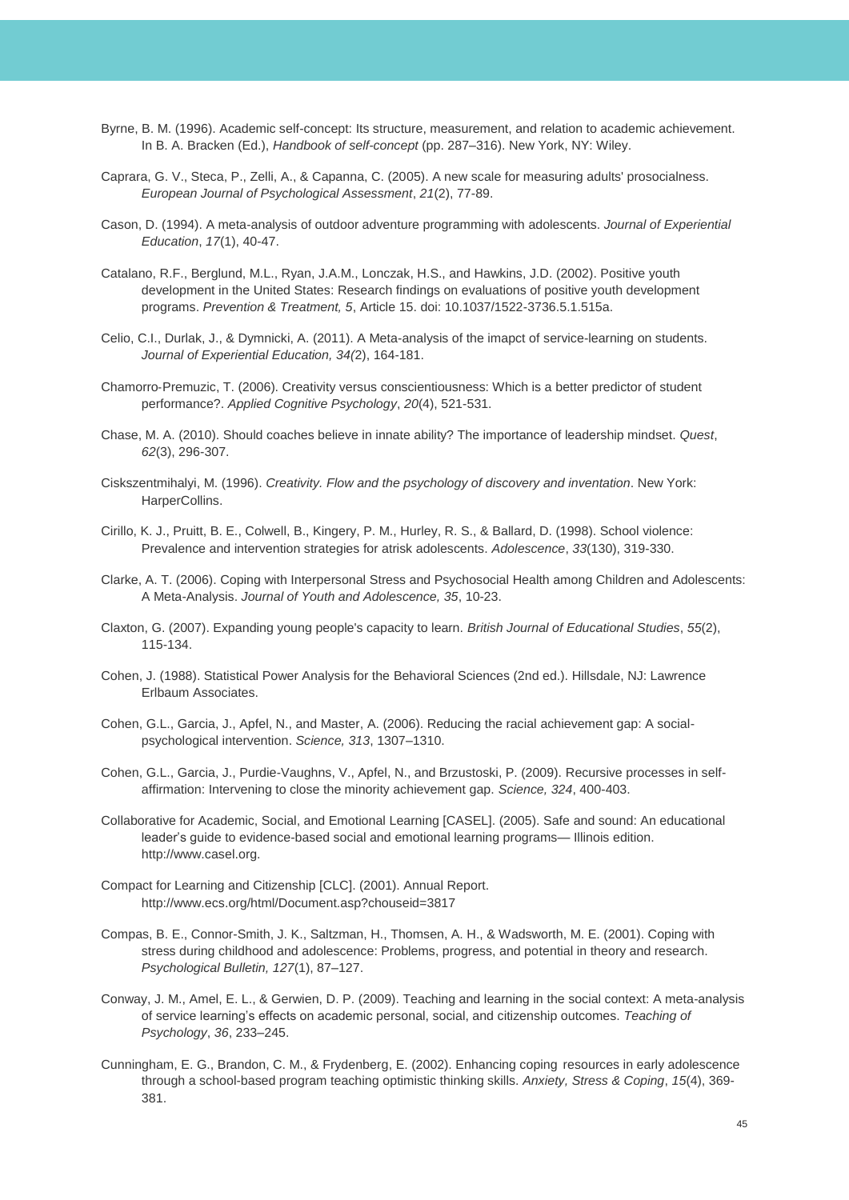Byrne, B. M. (1996). Academic self-concept: Its structure, measurement, and relation to academic achievement. In B. A. Bracken (Ed.), *Handbook of self-concept* (pp. 287–316). New York, NY: Wiley.

Caprara, G. V., Steca, P., Zelli, A., & Capanna, C. (2005). A new scale for measuring adults' prosocialness. *European Journal of Psychological Assessment*, *21*(2), 77-89.

Cason, D. (1994). A meta-analysis of outdoor adventure programming with adolescents. *Journal of Experiential Education*, *17*(1), 40-47.

Catalano, R.F., Berglund, M.L., Ryan, J.A.M., Lonczak, H.S., and Hawkins, J.D. (2002). Positive youth development in the United States: Research findings on evaluations of positive youth development programs. *Prevention & Treatment, 5*, Article 15. doi: 10.1037/1522-3736.5.1.515a.

Celio, C.I., Durlak, J., & Dymnicki, A. (2011). A Meta-analysis of the imapct of service-learning on students. *Journal of Experiential Education, 34(*2), 164-181.

Chamorro-Premuzic, T. (2006). Creativity versus conscientiousness: Which is a better predictor of student performance?. *Applied Cognitive Psychology*, *20*(4), 521-531.

Chase, M. A. (2010). Should coaches believe in innate ability? The importance of leadership mindset. *Quest*, *62*(3), 296-307.

Ciskszentmihalyi, M. (1996). *Creativity. Flow and the psychology of discovery and invention*. New York: HarperCollins.

Cirillo, K. J., Pruitt, B. E., Colwell, B., Kingery, P. M., Hurley, R. S., & Ballard, D. (1998). School violence: Prevalence and intervention strategies for atrisk adolescents. *Adolescence*, *33*(130), 319-330.

Clarke, A. T. (2006). Coping with Interpersonal Stress and Psychosocial Health among Children and Adolescents: A Meta-Analysis. *Journal of Youth and Adolescence, 35*, 10-23.

Claxton, G. (2007). Expanding young people's capacity to learn. *British Journal of Educational Studies*, *55*(2), 115-134.

Cohen, J. (1988). Statistical Power Analysis for the Behavioral Sciences (2nd ed.). Hillsdale, NJ: Lawrence Erlbaum Associates.

Cohen, G.L., Garcia, J., Apfel, N., and Master, A. (2006). Reducing the racial achievement gap: A social-psychological intervention. *Science, 313*, 1307–1310.

Cohen, G.L., Garcia, J., Purdie-Vaughns, V., Apfel, N., and Brzustoski, P. (2009). Recursive processes in self-affirmation: Intervening to close the minority achievement gap. *Science, 324*, 400-403.

Collaborative for Academic, Social, and Emotional Learning [CASEL]. (2005). Safe and sound: An educational leader's guide to evidence-based social and emotional learning programs— Illinois edition. http://www.casel.org.

Compact for Learning and Citizenship [CLC]. (2001). Annual Report. http://www.ecs.org/html/Document.asp?chouseid=3817

Compas, B. E., Connor-Smith, J. K., Saltzman, H., Thomsen, A. H., & Wadsworth, M. E. (2001). Coping with stress during childhood and adolescence: Problems, progress, and potential in theory and research. *Psychological Bulletin, 127*(1), 87–127.

Conway, J. M., Amel, E. L., & Gerwien, D. P. (2009). Teaching and learning in the social context: A meta-analysis of service learning's effects on academic personal, social, and citizenship outcomes. *Teaching of Psychology*, *36*, 233–245.

Cunningham, E. G., Brandon, C. M., & Frydenberg, E. (2002). Enhancing coping resources in early adolescence through a school-based program teaching optimistic thinking skills. *Anxiety, Stress & Coping*, *15*(4), 369-381.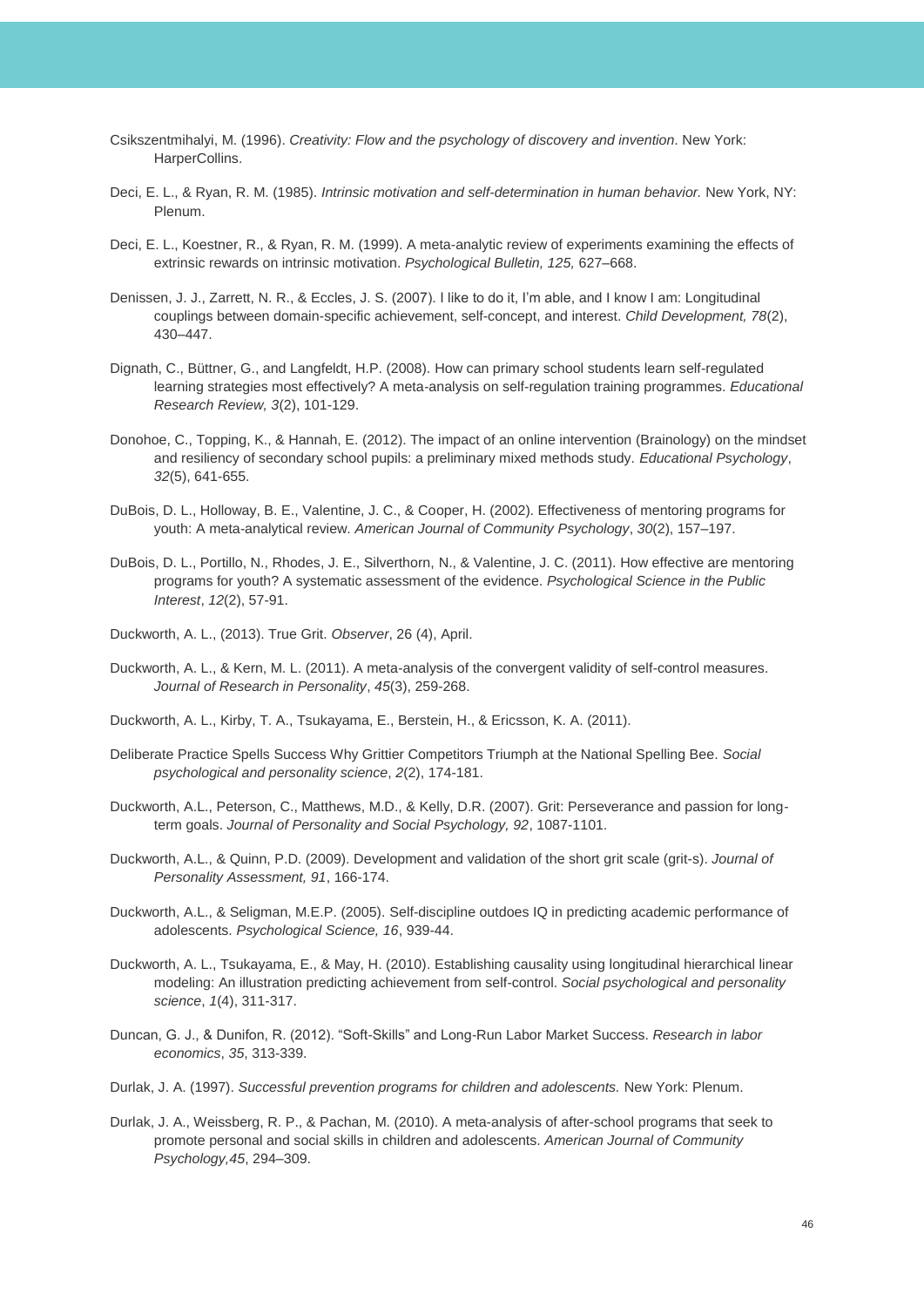Csikszentmihalyi, M. (1996). *Creativity: Flow and the psychology of discovery and invention*. New York: HarperCollins.

Deci, E. L., & Ryan, R. M. (1985). *Intrinsic motivation and self-determination in human behavior.* New York, NY: Plenum.

Deci, E. L., Koestner, R., & Ryan, R. M. (1999). A meta-analytic review of experiments examining the effects of extrinsic rewards on intrinsic motivation. *Psychological Bulletin, 125,* 627–668.

Denissen, J. J., Zarrett, N. R., & Eccles, J. S. (2007). I like to do it, I'm able, and I know I am: Longitudinal couplings between domain-specific achievement, self-concept, and interest. *Child Development, 78*(2), 430–447.

Dignath, C., Büttner, G., and Langfeldt, H.P. (2008). How can primary school students learn self-regulated learning strategies most effectively? A meta-analysis on self-regulation training programmes. *Educational Research Review, 3*(2), 101-129.

Donohoe, C., Topping, K., & Hannah, E. (2012). The impact of an online intervention (Brainology) on the mindset and resiliency of secondary school pupils: a preliminary mixed methods study. *Educational Psychology*, *32*(5), 641-655.

DuBois, D. L., Holloway, B. E., Valentine, J. C., & Cooper, H. (2002). Effectiveness of mentoring programs for youth: A meta-analytical review. *American Journal of Community Psychology*, *30*(2), 157–197.

DuBois, D. L., Portillo, N., Rhodes, J. E., Silverthorn, N., & Valentine, J. C. (2011). How effective are mentoring programs for youth? A systematic assessment of the evidence. *Psychological Science in the Public Interest*, *12*(2), 57-91.

Duckworth, A. L., (2013). True Grit. *Observer*, 26 (4), April.

Duckworth, A. L., & Kern, M. L. (2011). A meta-analysis of the convergent validity of self-control measures. *Journal of Research in Personality*, *45*(3), 259-268.

Duckworth, A. L., Kirby, T. A., Tsukayama, E., Berstein, H., & Ericsson, K. A. (2011).

Deliberate Practice Spells Success Why Grittier Competitors Triumph at the National Spelling Bee. *Social psychological and personality science*, *2*(2), 174-181.

Duckworth, A.L., Peterson, C., Matthews, M.D., & Kelly, D.R. (2007). Grit: Perseverance and passion for long-term goals. *Journal of Personality and Social Psychology, 92*, 1087-1101.

Duckworth, A.L., & Quinn, P.D. (2009). Development and validation of the short grit scale (grit-s). *Journal of Personality Assessment, 91*, 166-174.

Duckworth, A.L., & Seligman, M.E.P. (2005). Self-discipline outdoes IQ in predicting academic performance of adolescents. *Psychological Science, 16*, 939-44.

Duckworth, A. L., Tsukayama, E., & May, H. (2010). Establishing causality using longitudinal hierarchical linear modeling: An illustration predicting achievement from self-control. *Social psychological and personality science*, *1*(4), 311-317.

Duncan, G. J., & Dunifon, R. (2012). "Soft-Skills" and Long-Run Labor Market Success. *Research in labor economics*, *35*, 313-339.

Durlak, J. A. (1997). *Successful prevention programs for children and adolescents.* New York: Plenum.

Durlak, J. A., Weissberg, R. P., & Pachan, M. (2010). A meta-analysis of after-school programs that seek to promote personal and social skills in children and adolescents. *American Journal of Community Psychology,45*, 294–309.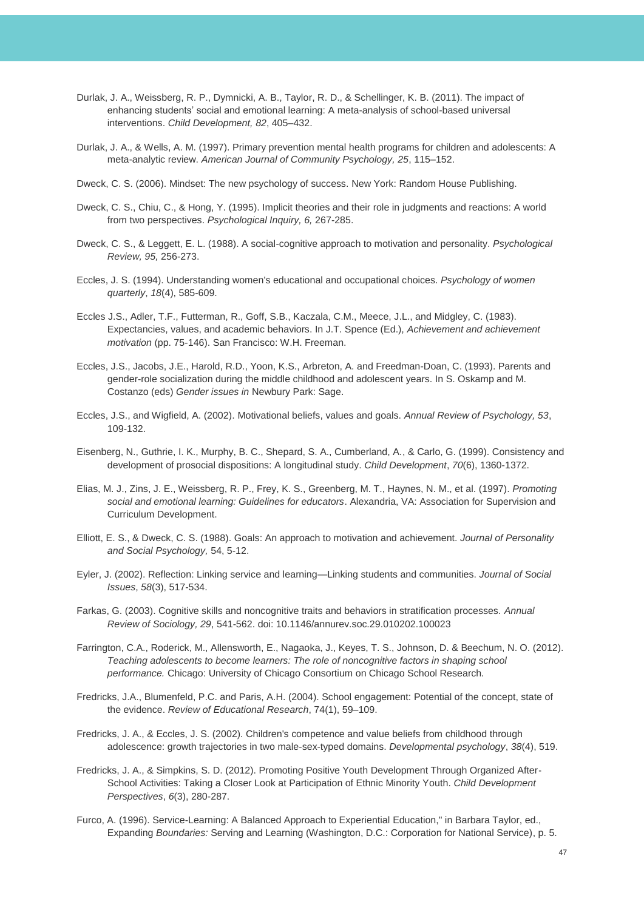Durlak, J. A., Weissberg, R. P., Dymnicki, A. B., Taylor, R. D., & Schellinger, K. B. (2011). The impact of enhancing students' social and emotional learning: A meta-analysis of school-based universal interventions. *Child Development, 82*, 405–432.

Durlak, J. A., & Wells, A. M. (1997). Primary prevention mental health programs for children and adolescents: A meta-analytic review. *American Journal of Community Psychology, 25*, 115–152.

Dweck, C. S. (2006). Mindset: The new psychology of success. New York: Random House Publishing.

Dweck, C. S., Chiu, C., & Hong, Y. (1995). Implicit theories and their role in judgments and reactions: A world from two perspectives. *Psychological Inquiry, 6,* 267-285.

Dweck, C. S., & Leggett, E. L. (1988). A social-cognitive approach to motivation and personality. *Psychological Review, 95,* 256-273.

Eccles, J. S. (1994). Understanding women's educational and occupational choices. *Psychology of women quarterly*, *18*(4), 585-609.

Eccles J.S., Adler, T.F., Futterman, R., Goff, S.B., Kaczala, C.M., Meece, J.L., and Midgley, C. (1983). Expectancies, values, and academic behaviors. In J.T. Spence (Ed.), *Achievement and achievement motivation* (pp. 75-146). San Francisco: W.H. Freeman.

Eccles, J.S., Jacobs, J.E., Harold, R.D., Yoon, K.S., Arbreton, A. and Freedman-Doan, C. (1993). Parents and gender-role socialization during the middle childhood and adolescent years. In S. Oskamp and M. Costanzo (eds) *Gender issues in* Newbury Park: Sage.

Eccles, J.S., and Wigfield, A. (2002). Motivational beliefs, values and goals. *Annual Review of Psychology, 53*, 109-132.

Eisenberg, N., Guthrie, I. K., Murphy, B. C., Shepard, S. A., Cumberland, A., & Carlo, G. (1999). Consistency and development of prosocial dispositions: A longitudinal study. *Child Development*, *70*(6), 1360-1372.

Elias, M. J., Zins, J. E., Weissberg, R. P., Frey, K. S., Greenberg, M. T., Haynes, N. M., et al. (1997). *Promoting social and emotional learning: Guidelines for educators*. Alexandria, VA: Association for Supervision and Curriculum Development.

Elliott, E. S., & Dweck, C. S. (1988). Goals: An approach to motivation and achievement. *Journal of Personality and Social Psychology,* 54, 5-12.

Eyler, J. (2002). Reflection: Linking service and learning—Linking students and communities. *Journal of Social Issues*, *58*(3), 517-534.

Farkas, G. (2003). Cognitive skills and noncognitive traits and behaviors in stratification processes. *Annual Review of Sociology, 29*, 541-562. doi: 10.1146/annurev.soc.29.010202.100023

Farrington, C.A., Roderick, M., Allensworth, E., Nagaoka, J., Keyes, T. S., Johnson, D. & Beechum, N. O. (2012). *Teaching adolescents to become learners: The role of noncognitive factors in shaping school performance.* Chicago: University of Chicago Consortium on Chicago School Research.

Fredricks, J.A., Blumenfeld, P.C. and Paris, A.H. (2004). School engagement: Potential of the concept, state of the evidence. *Review of Educational Research*, 74(1), 59–109.

Fredricks, J. A., & Eccles, J. S. (2002). Children's competence and value beliefs from childhood through adolescence: growth trajectories in two male-sex-typed domains. *Developmental psychology*, *38*(4), 519.

Fredricks, J. A., & Simpkins, S. D. (2012). Promoting Positive Youth Development Through Organized After-School Activities: Taking a Closer Look at Participation of Ethnic Minority Youth. *Child Development Perspectives*, *6*(3), 280-287.

Furco, A. (1996). Service-Learning: A Balanced Approach to Experiential Education," in Barbara Taylor, ed., Expanding *Boundaries:* Serving and Learning (Washington, D.C.: Corporation for National Service), p. 5.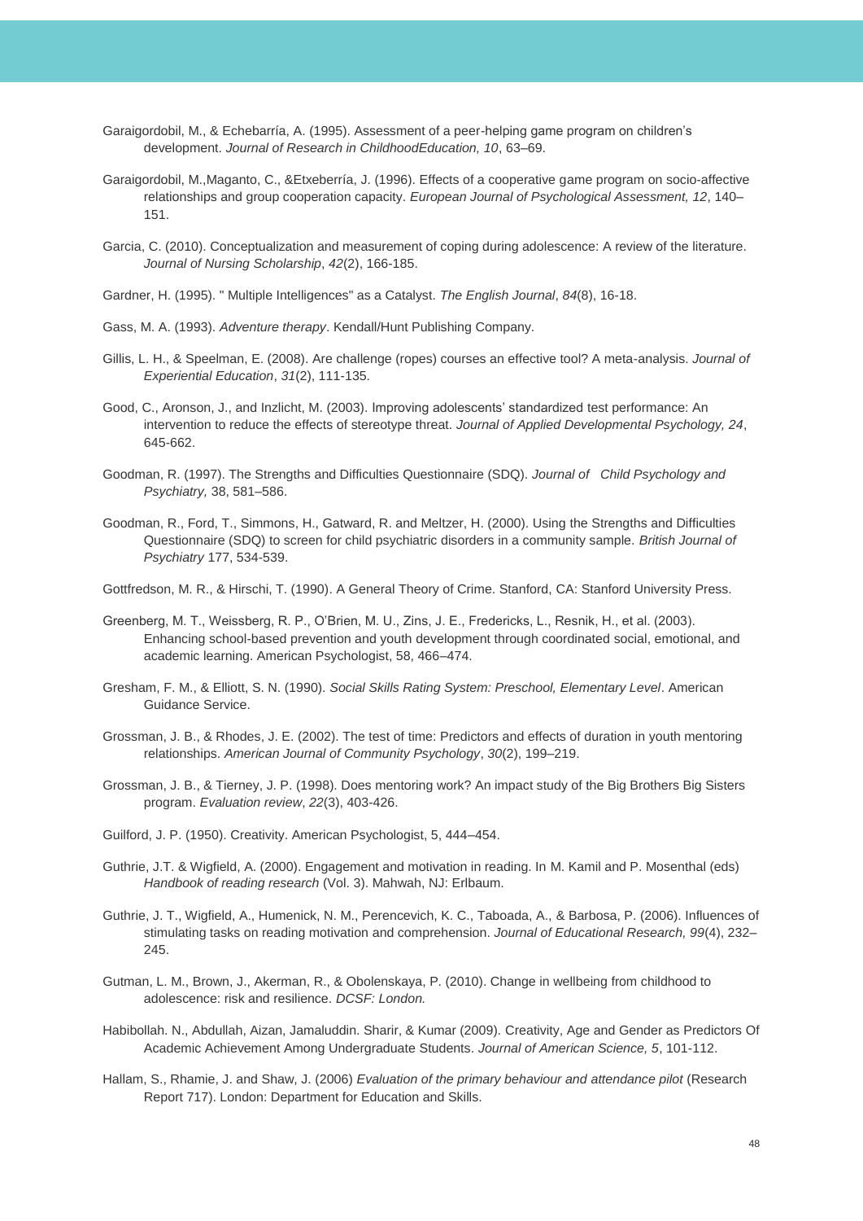Garaigordobil, M., & Echebarría, A. (1995). Assessment of a peer-helping game program on children's development. *Journal of Research in ChildhoodEducation, 10*, 63–69.

Garaigordobil, M.,Maganto, C., &Etxeberría, J. (1996). Effects of a cooperative game program on socio-affective relationships and group cooperation capacity. *European Journal of Psychological Assessment, 12*, 140–151.

Garcia, C. (2010). Conceptualization and measurement of coping during adolescence: A review of the literature. *Journal of Nursing Scholarship*, *42*(2), 166-185.

Gardner, H. (1995). " Multiple Intelligences" as a Catalyst. *The English Journal*, *84*(8), 16-18.

Gass, M. A. (1993). *Adventure therapy*. Kendall/Hunt Publishing Company.

Gillis, L. H., & Speelman, E. (2008). Are challenge (ropes) courses an effective tool? A meta-analysis. *Journal of Experiential Education*, *31*(2), 111-135.

Good, C., Aronson, J., and Inzlicht, M. (2003). Improving adolescents' standardized test performance: An intervention to reduce the effects of stereotype threat. *Journal of Applied Developmental Psychology, 24*, 645-662.

Goodman, R. (1997). The Strengths and Difficulties Questionnaire (SDQ). *Journal of Child Psychology and Psychiatry,* 38, 581–586.

Goodman, R., Ford, T., Simmons, H., Gatward, R. and Meltzer, H. (2000). Using the Strengths and Difficulties Questionnaire (SDQ) to screen for child psychiatric disorders in a community sample. *British Journal of Psychiatry* 177, 534-539.

Gottfredson, M. R., & Hirschi, T. (1990). A General Theory of Crime. Stanford, CA: Stanford University Press.

Greenberg, M. T., Weissberg, R. P., O'Brien, M. U., Zins, J. E., Fredericks, L., Resnik, H., et al. (2003). Enhancing school-based prevention and youth development through coordinated social, emotional, and academic learning. American Psychologist, 58, 466–474.

Gresham, F. M., & Elliott, S. N. (1990). *Social Skills Rating System: Preschool, Elementary Level*. American Guidance Service.

Grossman, J. B., & Rhodes, J. E. (2002). The test of time: Predictors and effects of duration in youth mentoring relationships. *American Journal of Community Psychology*, *30*(2), 199–219.

Grossman, J. B., & Tierney, J. P. (1998). Does mentoring work? An impact study of the Big Brothers Big Sisters program. *Evaluation review*, *22*(3), 403-426.

Guilford, J. P. (1950). Creativity. American Psychologist, 5, 444–454.

Guthrie, J.T. & Wigfield, A. (2000). Engagement and motivation in reading. In M. Kamil and P. Mosenthal (eds) *Handbook of reading research* (Vol. 3). Mahwah, NJ: Erlbaum.

Guthrie, J. T., Wigfield, A., Humenick, N. M., Perencevich, K. C., Taboada, A., & Barbosa, P. (2006). Influences of stimulating tasks on reading motivation and comprehension. *Journal of Educational Research, 99*(4), 232–245.

Gutman, L. M., Brown, J., Akerman, R., & Obolenskaya, P. (2010). Change in wellbeing from childhood to adolescence: risk and resilience. *DCSF: London.*

Habibollah. N., Abdullah, Aizan, Jamaluddin. Sharir, & Kumar (2009). Creativity, Age and Gender as Predictors Of Academic Achievement Among Undergraduate Students. *Journal of American Science, 5*, 101-112.

Hallam, S., Rhamie, J. and Shaw, J. (2006) *Evaluation of the primary behaviour and attendance pilot* (Research Report 717). London: Department for Education and Skills.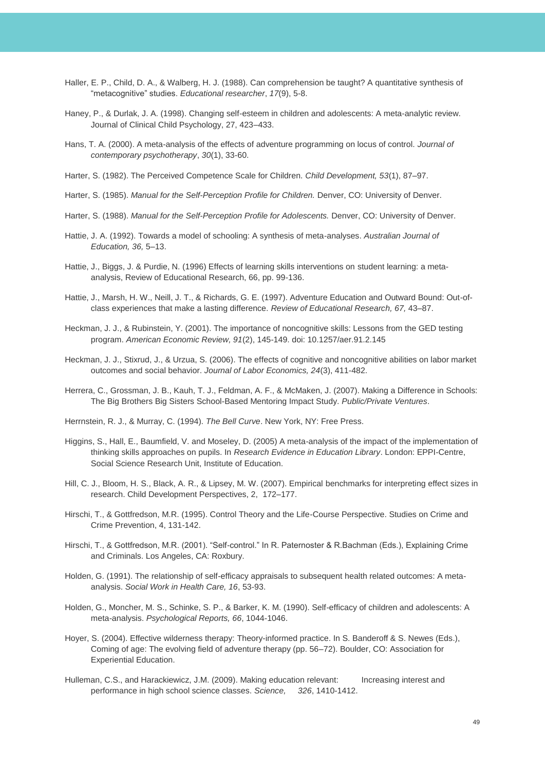Haller, E. P., Child, D. A., & Walberg, H. J. (1988). Can comprehension be taught? A quantitative synthesis of "metacognitive" studies. *Educational researcher*, *17*(9), 5-8.

Haney, P., & Durlak, J. A. (1998). Changing self-esteem in children and adolescents: A meta-analytic review. Journal of Clinical Child Psychology, 27, 423–433.

Hans, T. A. (2000). A meta-analysis of the effects of adventure programming on locus of control. *Journal of contemporary psychotherapy*, *30*(1), 33-60.

Harter, S. (1982). The Perceived Competence Scale for Children. *Child Development, 53*(1), 87–97.

Harter, S. (1985). *Manual for the Self-Perception Profile for Children.* Denver, CO: University of Denver.

Harter, S. (1988). *Manual for the Self-Perception Profile for Adolescents.* Denver, CO: University of Denver.

Hattie, J. A. (1992). Towards a model of schooling: A synthesis of meta-analyses. *Australian Journal of Education, 36,* 5–13.

Hattie, J., Biggs, J. & Purdie, N. (1996) Effects of learning skills interventions on student learning: a meta-analysis, Review of Educational Research, 66, pp. 99-136.

Hattie, J., Marsh, H. W., Neill, J. T., & Richards, G. E. (1997). Adventure Education and Outward Bound: Out-of-class experiences that make a lasting difference. *Review of Educational Research, 67,* 43–87.

Heckman, J. J., & Rubinstein, Y. (2001). The importance of noncognitive skills: Lessons from the GED testing program. *American Economic Review, 91*(2), 145-149. doi: 10.1257/aer.91.2.145

Heckman, J. J., Stixrud, J., & Urzua, S. (2006). The effects of cognitive and noncognitive abilities on labor market outcomes and social behavior. *Journal of Labor Economics, 24*(3), 411-482.

Herrera, C., Grossman, J. B., Kauh, T. J., Feldman, A. F., & McMaken, J. (2007). Making a Difference in Schools: The Big Brothers Big Sisters School-Based Mentoring Impact Study. *Public/Private Ventures*.

Herrnstein, R. J., & Murray, C. (1994). *The Bell Curve*. New York, NY: Free Press.

Higgins, S., Hall, E., Baumfield, V. and Moseley, D. (2005) A meta-analysis of the impact of the implementation of thinking skills approaches on pupils. In *Research Evidence in Education Library*. London: EPPI-Centre, Social Science Research Unit, Institute of Education.

Hill, C. J., Bloom, H. S., Black, A. R., & Lipsey, M. W. (2007). Empirical benchmarks for interpreting effect sizes in research. Child Development Perspectives, 2, 172–177.

Hirschi, T., & Gottfredson, M.R. (1995). Control Theory and the Life-Course Perspective. Studies on Crime and Crime Prevention, 4, 131-142.

Hirschi, T., & Gottfredson, M.R. (2001). "Self-control." In R. Paternoster & R.Bachman (Eds.), Explaining Crime and Criminals. Los Angeles, CA: Roxbury.

Holden, G. (1991). The relationship of self-efficacy appraisals to subsequent health related outcomes: A meta-analysis. *Social Work in Health Care, 16*, 53-93.

Holden, G., Moncher, M. S., Schinke, S. P., & Barker, K. M. (1990). Self-efficacy of children and adolescents: A meta-analysis. *Psychological Reports, 66*, 1044-1046.

Hoyer, S. (2004). Effective wilderness therapy: Theory-informed practice. In S. Banderoff & S. Newes (Eds.), Coming of age: The evolving field of adventure therapy (pp. 56–72). Boulder, CO: Association for Experiential Education.

Hulleman, C.S., and Harackiewicz, J.M. (2009). Making education relevant: Increasing interest and performance in high school science classes. *Science, 326*, 1410-1412.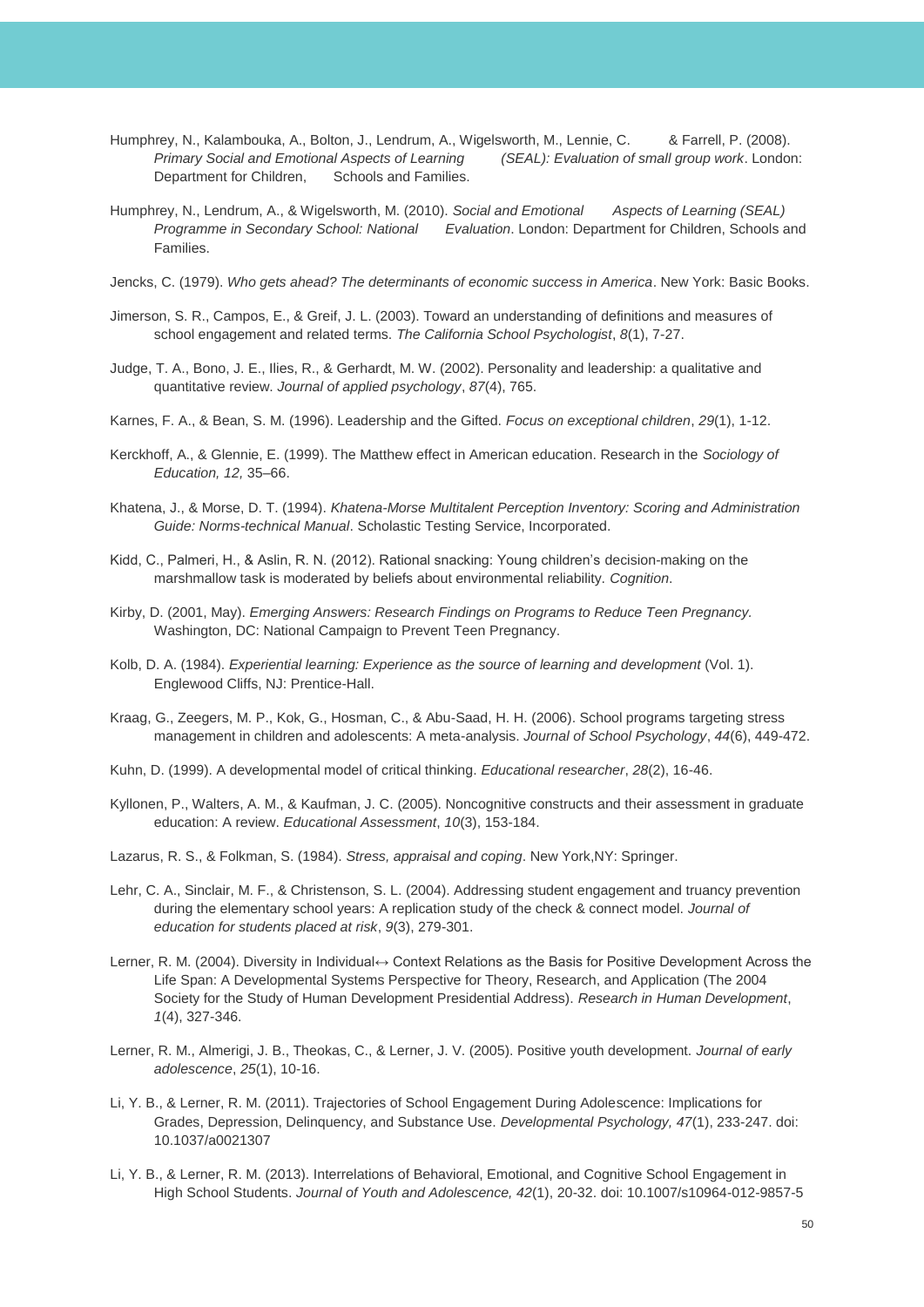Humphrey, N., Kalambouka, A., Bolton, J., Lendrum, A., Wigelsworth, M., Lennie, C. & Farrell, P. (2008). *Primary Social and Emotional Aspects of Learning (SEAL): Evaluation of small group work*. London: Department for Children, Schools and Families.

Humphrey, N., Lendrum, A., & Wigelsworth, M. (2010). *Social and Emotional Aspects of Learning (SEAL) Programme in Secondary School: National Evaluation*. London: Department for Children, Schools and Families.

Jencks, C. (1979). *Who gets ahead? The determinants of economic success in America*. New York: Basic Books.

Jimerson, S. R., Campos, E., & Greif, J. L. (2003). Toward an understanding of definitions and measures of school engagement and related terms. *The California School Psychologist*, *8*(1), 7-27.

Judge, T. A., Bono, J. E., Ilies, R., & Gerhardt, M. W. (2002). Personality and leadership: a qualitative and quantitative review. *Journal of applied psychology*, *87*(4), 765.

Karnes, F. A., & Bean, S. M. (1996). Leadership and the Gifted. *Focus on exceptional children*, *29*(1), 1-12.

Kerckhoff, A., & Glennie, E. (1999). The Matthew effect in American education. Research in the *Sociology of Education, 12,* 35–66.

Khatena, J., & Morse, D. T. (1994). *Khatena-Morse Multitalent Perception Inventory: Scoring and Administration Guide: Norms-technical Manual*. Scholastic Testing Service, Incorporated.

Kidd, C., Palmeri, H., & Aslin, R. N. (2012). Rational snacking: Young children's decision-making on the marshmallow task is moderated by beliefs about environmental reliability. *Cognition*.

Kirby, D. (2001, May). *Emerging Answers: Research Findings on Programs to Reduce Teen Pregnancy.* Washington, DC: National Campaign to Prevent Teen Pregnancy.

Kolb, D. A. (1984). *Experiential learning: Experience as the source of learning and development* (Vol. 1). Englewood Cliffs, NJ: Prentice-Hall.

Kraag, G., Zeegers, M. P., Kok, G., Hosman, C., & Abu-Saad, H. H. (2006). School programs targeting stress management in children and adolescents: A meta-analysis. *Journal of School Psychology*, *44*(6), 449-472.

Kuhn, D. (1999). A developmental model of critical thinking. *Educational researcher*, *28*(2), 16-46.

Kyllonen, P., Walters, A. M., & Kaufman, J. C. (2005). Noncognitive constructs and their assessment in graduate education: A review. *Educational Assessment*, *10*(3), 153-184.

Lazarus, R. S., & Folkman, S. (1984). *Stress, appraisal and coping*. New York,NY: Springer.

Lehr, C. A., Sinclair, M. F., & Christenson, S. L. (2004). Addressing student engagement and truancy prevention during the elementary school years: A replication study of the check & connect model. *Journal of education for students placed at risk*, *9*(3), 279-301.

Lerner, R. M. (2004). Diversity in Individual↔ Context Relations as the Basis for Positive Development Across the Life Span: A Developmental Systems Perspective for Theory, Research, and Application (The 2004 Society for the Study of Human Development Presidential Address). *Research in Human Development*, *1*(4), 327-346.

Lerner, R. M., Almerigi, J. B., Theokas, C., & Lerner, J. V. (2005). Positive youth development. *Journal of early adolescence*, *25*(1), 10-16.

Li, Y. B., & Lerner, R. M. (2011). Trajectories of School Engagement During Adolescence: Implications for Grades, Depression, Delinquency, and Substance Use. *Developmental Psychology, 47*(1), 233-247. doi: 10.1037/a0021307

Li, Y. B., & Lerner, R. M. (2013). Interrelations of Behavioral, Emotional, and Cognitive School Engagement in High School Students. *Journal of Youth and Adolescence, 42*(1), 20-32. doi: 10.1007/s10964-012-9857-5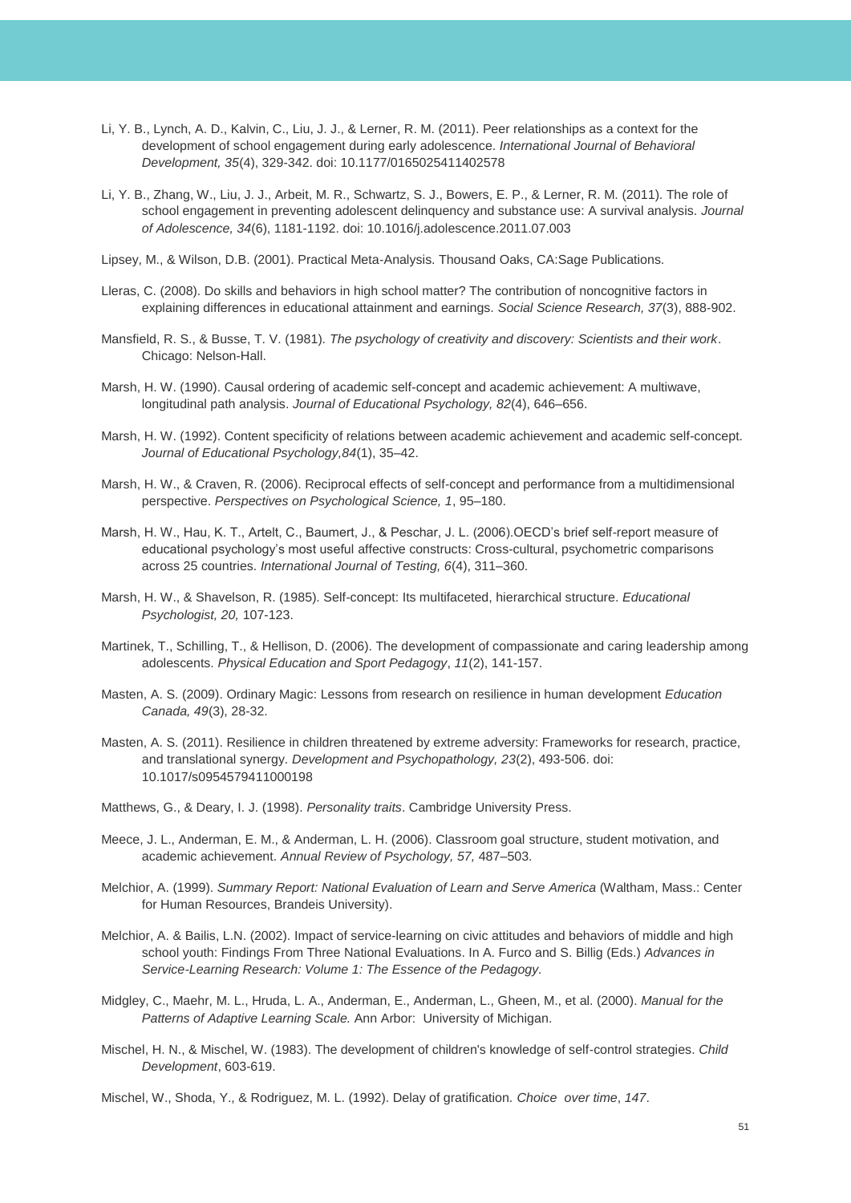Li, Y. B., Lynch, A. D., Kalvin, C., Liu, J. J., & Lerner, R. M. (2011). Peer relationships as a context for the development of school engagement during early adolescence. *International Journal of Behavioral Development, 35*(4), 329-342. doi: 10.1177/0165025411402578

Li, Y. B., Zhang, W., Liu, J. J., Arbeit, M. R., Schwartz, S. J., Bowers, E. P., & Lerner, R. M. (2011). The role of school engagement in preventing adolescent delinquency and substance use: A survival analysis. *Journal of Adolescence, 34*(6), 1181-1192. doi: 10.1016/j.adolescence.2011.07.003

Lipsey, M., & Wilson, D.B. (2001). Practical Meta-Analysis. Thousand Oaks, CA:Sage Publications.

Lleras, C. (2008). Do skills and behaviors in high school matter? The contribution of noncognitive factors in explaining differences in educational attainment and earnings. *Social Science Research, 37*(3), 888-902.

Mansfield, R. S., & Busse, T. V. (1981). *The psychology of creativity and discovery: Scientists and their work*. Chicago: Nelson-Hall.

Marsh, H. W. (1990). Causal ordering of academic self-concept and academic achievement: A multiwave, longitudinal path analysis. *Journal of Educational Psychology, 82*(4), 646–656.

Marsh, H. W. (1992). Content specificity of relations between academic achievement and academic self-concept. *Journal of Educational Psychology,84*(1), 35–42.

Marsh, H. W., & Craven, R. (2006). Reciprocal effects of self-concept and performance from a multidimensional perspective. *Perspectives on Psychological Science, 1*, 95–180.

Marsh, H. W., Hau, K. T., Artelt, C., Baumert, J., & Peschar, J. L. (2006).OECD's brief self-report measure of educational psychology's most useful affective constructs: Cross-cultural, psychometric comparisons across 25 countries. *International Journal of Testing, 6*(4), 311–360.

Marsh, H. W., & Shavelson, R. (1985). Self-concept: Its multifaceted, hierarchical structure. *Educational Psychologist, 20,* 107-123.

Martinek, T., Schilling, T., & Hellison, D. (2006). The development of compassionate and caring leadership among adolescents. *Physical Education and Sport Pedagogy*, *11*(2), 141-157.

Masten, A. S. (2009). Ordinary Magic: Lessons from research on resilience in human development *Education Canada, 49*(3), 28-32.

Masten, A. S. (2011). Resilience in children threatened by extreme adversity: Frameworks for research, practice, and translational synergy. *Development and Psychopathology, 23*(2), 493-506. doi: 10.1017/s0954579411000198

Matthews, G., & Deary, I. J. (1998). *Personality traits*. Cambridge University Press.

Meece, J. L., Anderman, E. M., & Anderman, L. H. (2006). Classroom goal structure, student motivation, and academic achievement. *Annual Review of Psychology, 57,* 487–503.

Melchior, A. (1999). *Summary Report: National Evaluation of Learn and Serve America* (Waltham, Mass.: Center for Human Resources, Brandeis University).

Melchior, A. & Bailis, L.N. (2002). Impact of service-learning on civic attitudes and behaviors of middle and high school youth: Findings From Three National Evaluations. In A. Furco and S. Billig (Eds.) *Advances in Service-Learning Research: Volume 1: The Essence of the Pedagogy.*

Midgley, C., Maehr, M. L., Hruda, L. A., Anderman, E., Anderman, L., Gheen, M., et al. (2000). *Manual for the Patterns of Adaptive Learning Scale.* Ann Arbor: University of Michigan.

Mischel, H. N., & Mischel, W. (1983). The development of children's knowledge of self-control strategies. *Child Development*, 603-619.

Mischel, W., Shoda, Y., & Rodriguez, M. L. (1992). Delay of gratification. *Choice over time*, *147*.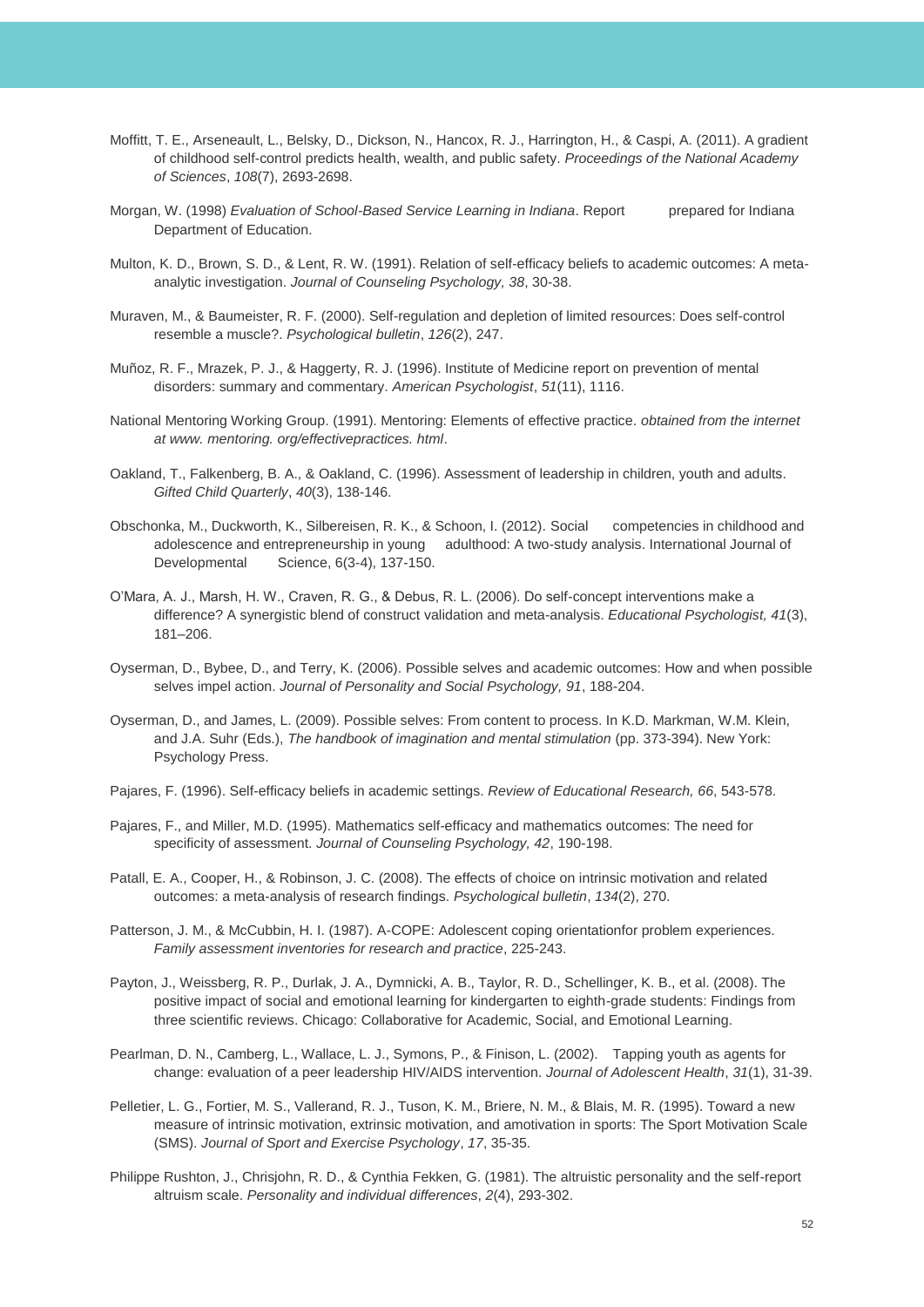Moffitt, T. E., Arseneault, L., Belsky, D., Dickson, N., Hancox, R. J., Harrington, H., & Caspi, A. (2011). A gradient of childhood self-control predicts health, wealth, and public safety. *Proceedings of the National Academy of Sciences*, *108*(7), 2693-2698.

Morgan, W. (1998) *Evaluation of School-Based Service Learning in Indiana*. Report prepared for Indiana Department of Education.

Multon, K. D., Brown, S. D., & Lent, R. W. (1991). Relation of self-efficacy beliefs to academic outcomes: A meta-analytic investigation. *Journal of Counseling Psychology, 38*, 30-38.

Muraven, M., & Baumeister, R. F. (2000). Self-regulation and depletion of limited resources: Does self-control resemble a muscle?. *Psychological bulletin*, *126*(2), 247.

Muñoz, R. F., Mrazek, P. J., & Haggerty, R. J. (1996). Institute of Medicine report on prevention of mental disorders: summary and commentary. *American Psychologist*, *51*(11), 1116.

National Mentoring Working Group. (1991). Mentoring: Elements of effective practice. *obtained from the internet at www. mentoring. org/effectivepractices. html*.

Oakland, T., Falkenberg, B. A., & Oakland, C. (1996). Assessment of leadership in children, youth and adults. *Gifted Child Quarterly*, *40*(3), 138-146.

Obschonka, M., Duckworth, K., Silbereisen, R. K., & Schoon, I. (2012). Social competencies in childhood and adolescence and entrepreneurship in young adulthood: A two-study analysis. International Journal of Developmental Science, 6(3-4), 137-150.

O'Mara, A. J., Marsh, H. W., Craven, R. G., & Debus, R. L. (2006). Do self-concept interventions make a difference? A synergistic blend of construct validation and meta-analysis. *Educational Psychologist, 41*(3), 181–206.

Oyserman, D., Bybee, D., and Terry, K. (2006). Possible selves and academic outcomes: How and when possible selves impel action. *Journal of Personality and Social Psychology, 91*, 188-204.

Oyserman, D., and James, L. (2009). Possible selves: From content to process. In K.D. Markman, W.M. Klein, and J.A. Suhr (Eds.), *The handbook of imagination and mental stimulation* (pp. 373-394). New York: Psychology Press.

Pajares, F. (1996). Self-efficacy beliefs in academic settings. *Review of Educational Research, 66*, 543-578.

Pajares, F., and Miller, M.D. (1995). Mathematics self-efficacy and mathematics outcomes: The need for specificity of assessment. *Journal of Counseling Psychology, 42*, 190-198.

Patall, E. A., Cooper, H., & Robinson, J. C. (2008). The effects of choice on intrinsic motivation and related outcomes: a meta-analysis of research findings. *Psychological bulletin*, *134*(2), 270.

Patterson, J. M., & McCubbin, H. I. (1987). A-COPE: Adolescent coping orientationfor problem experiences. *Family assessment inventories for research and practice*, 225-243.

Payton, J., Weissberg, R. P., Durlak, J. A., Dymnicki, A. B., Taylor, R. D., Schellinger, K. B., et al. (2008). The positive impact of social and emotional learning for kindergarten to eighth-grade students: Findings from three scientific reviews. Chicago: Collaborative for Academic, Social, and Emotional Learning.

Pearlman, D. N., Camberg, L., Wallace, L. J., Symons, P., & Finison, L. (2002). Tapping youth as agents for change: evaluation of a peer leadership HIV/AIDS intervention. *Journal of Adolescent Health*, *31*(1), 31-39.

Pelletier, L. G., Fortier, M. S., Vallerand, R. J., Tuson, K. M., Briere, N. M., & Blais, M. R. (1995). Toward a new measure of intrinsic motivation, extrinsic motivation, and amotivation in sports: The Sport Motivation Scale (SMS). *Journal of Sport and Exercise Psychology*, *17*, 35-35.

Philippe Rushton, J., Chrisjohn, R. D., & Cynthia Fekken, G. (1981). The altruistic personality and the self-report altruism scale. *Personality and individual differences*, *2*(4), 293-302.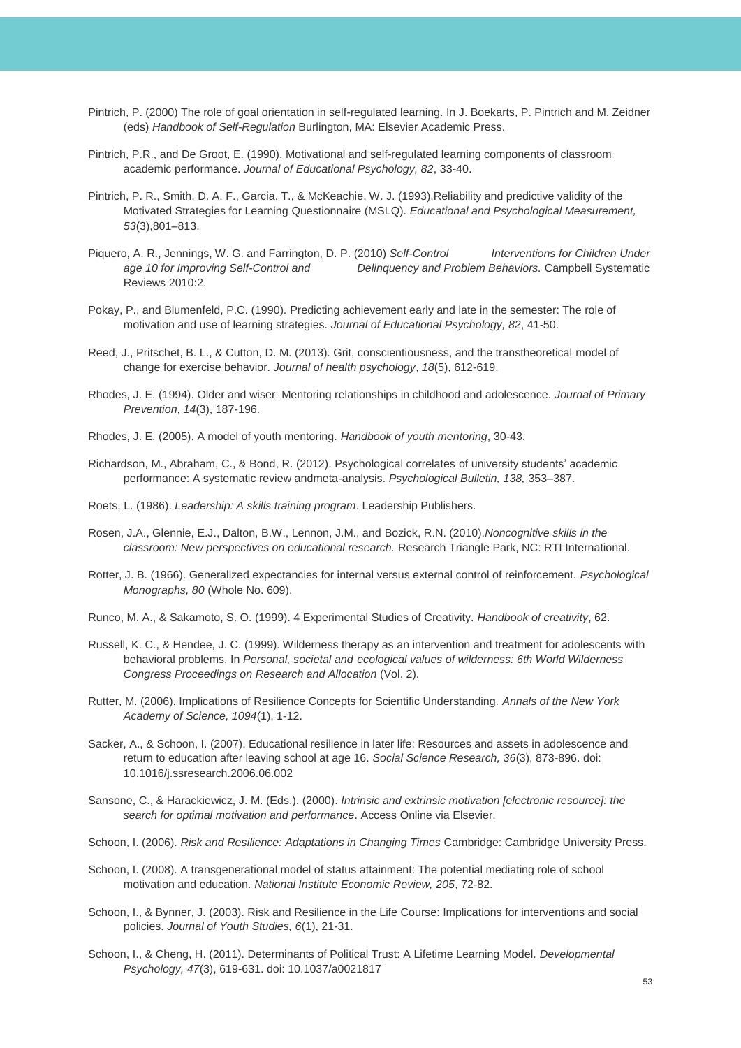Pintrich, P. (2000) The role of goal orientation in self-regulated learning. In J. Boekarts, P. Pintrich and M. Zeidner (eds) *Handbook of Self-Regulation* Burlington, MA: Elsevier Academic Press.

Pintrich, P.R., and De Groot, E. (1990). Motivational and self-regulated learning components of classroom academic performance. *Journal of Educational Psychology, 82*, 33-40.

Pintrich, P. R., Smith, D. A. F., Garcia, T., & McKeachie, W. J. (1993).Reliability and predictive validity of the Motivated Strategies for Learning Questionnaire (MSLQ). *Educational and Psychological Measurement, 53*(3),801–813.

Piquero, A. R., Jennings, W. G. and Farrington, D. P. (2010) *Self-Control Interventions for Children Under age 10 for Improving Self-Control and Delinquency and Problem Behaviors.* Campbell Systematic Reviews 2010:2.

Pokay, P., and Blumenfeld, P.C. (1990). Predicting achievement early and late in the semester: The role of motivation and use of learning strategies. *Journal of Educational Psychology, 82*, 41-50.

Reed, J., Pritschet, B. L., & Cutton, D. M. (2013). Grit, conscientiousness, and the transtheoretical model of change for exercise behavior. *Journal of health psychology*, *18*(5), 612-619.

Rhodes, J. E. (1994). Older and wiser: Mentoring relationships in childhood and adolescence. *Journal of Primary Prevention*, *14*(3), 187-196.

Rhodes, J. E. (2005). A model of youth mentoring. *Handbook of youth mentoring*, 30-43.

Richardson, M., Abraham, C., & Bond, R. (2012). Psychological correlates of university students' academic performance: A systematic review andmeta-analysis. *Psychological Bulletin, 138,* 353–387.

Roets, L. (1986). *Leadership: A skills training program*. Leadership Publishers.

Rosen, J.A., Glennie, E.J., Dalton, B.W., Lennon, J.M., and Bozick, R.N. (2010).*Noncognitive skills in the classroom: New perspectives on educational research.* Research Triangle Park, NC: RTI International.

Rotter, J. B. (1966). Generalized expectancies for internal versus external control of reinforcement. *Psychological Monographs, 80* (Whole No. 609).

Runco, M. A., & Sakamoto, S. O. (1999). 4 Experimental Studies of Creativity. *Handbook of creativity*, 62.

Russell, K. C., & Hendee, J. C. (1999). Wilderness therapy as an intervention and treatment for adolescents with behavioral problems. In *Personal, societal and ecological values of wilderness: 6th World Wilderness Congress Proceedings on Research and Allocation* (Vol. 2).

Rutter, M. (2006). Implications of Resilience Concepts for Scientific Understanding. *Annals of the New York Academy of Science, 1094*(1), 1-12.

Sacker, A., & Schoon, I. (2007). Educational resilience in later life: Resources and assets in adolescence and return to education after leaving school at age 16. *Social Science Research, 36*(3), 873-896. doi: 10.1016/j.ssresearch.2006.06.002

Sansone, C., & Harackiewicz, J. M. (Eds.). (2000). *Intrinsic and extrinsic motivation [electronic resource]: the search for optimal motivation and performance*. Access Online via Elsevier.

Schoon, I. (2006). *Risk and Resilience: Adaptations in Changing Times* Cambridge: Cambridge University Press.

Schoon, I. (2008). A transgenerational model of status attainment: The potential mediating role of school motivation and education. *National Institute Economic Review, 205*, 72-82.

Schoon, I., & Bynner, J. (2003). Risk and Resilience in the Life Course: Implications for interventions and social policies. *Journal of Youth Studies, 6*(1), 21-31.

Schoon, I., & Cheng, H. (2011). Determinants of Political Trust: A Lifetime Learning Model. *Developmental Psychology, 47*(3), 619-631. doi: 10.1037/a0021817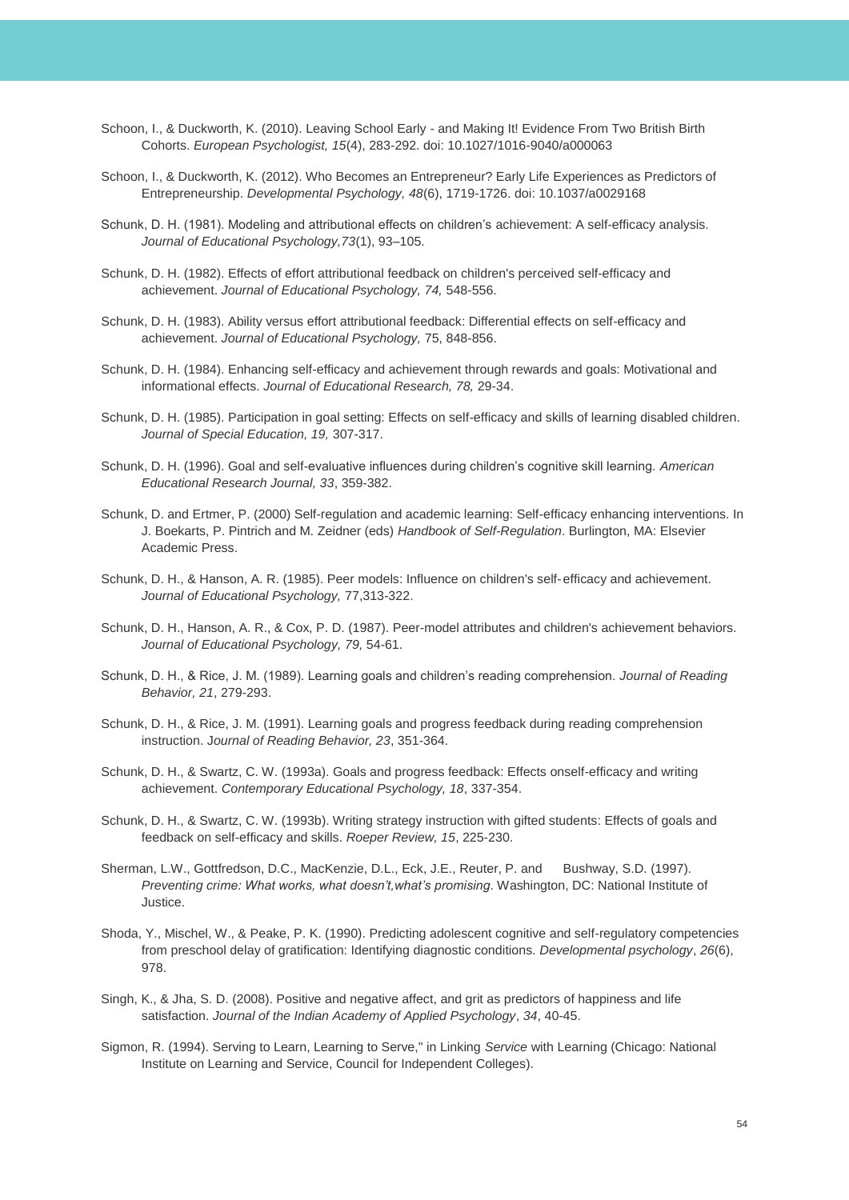Schoon, I., & Duckworth, K. (2010). Leaving School Early - and Making It! Evidence From Two British Birth Cohorts. *European Psychologist, 15*(4), 283-292. doi: 10.1027/1016-9040/a000063

Schoon, I., & Duckworth, K. (2012). Who Becomes an Entrepreneur? Early Life Experiences as Predictors of Entrepreneurship. *Developmental Psychology, 48*(6), 1719-1726. doi: 10.1037/a0029168

Schunk, D. H. (1981). Modeling and attributional effects on children's achievement: A self-efficacy analysis. *Journal of Educational Psychology,73*(1), 93–105.

Schunk, D. H. (1982). Effects of effort attributional feedback on children's perceived self-efficacy and achievement. *Journal of Educational Psychology, 74,* 548-556.

Schunk, D. H. (1983). Ability versus effort attributional feedback: Differential effects on self-efficacy and achievement. *Journal of Educational Psychology,* 75, 848-856.

Schunk, D. H. (1984). Enhancing self-efficacy and achievement through rewards and goals: Motivational and informational effects. *Journal of Educational Research, 78,* 29-34.

Schunk, D. H. (1985). Participation in goal setting: Effects on self-efficacy and skills of learning disabled children. *Journal of Special Education, 19,* 307-317.

Schunk, D. H. (1996). Goal and self-evaluative influences during children's cognitive skill learning. *American Educational Research Journal, 33*, 359-382.

Schunk, D. and Ertmer, P. (2000) Self-regulation and academic learning: Self-efficacy enhancing interventions. In J. Boekarts, P. Pintrich and M. Zeidner (eds) *Handbook of Self-Regulation*. Burlington, MA: Elsevier Academic Press.

Schunk, D. H., & Hanson, A. R. (1985). Peer models: Influence on children's self-efficacy and achievement. *Journal of Educational Psychology,* 77,313-322.

Schunk, D. H., Hanson, A. R., & Cox, P. D. (1987). Peer-model attributes and children's achievement behaviors. *Journal of Educational Psychology, 79,* 54-61.

Schunk, D. H., & Rice, J. M. (1989). Learning goals and children's reading comprehension. *Journal of Reading Behavior, 21*, 279-293.

Schunk, D. H., & Rice, J. M. (1991). Learning goals and progress feedback during reading comprehension instruction. *Journal of Reading Behavior, 23*, 351-364.

Schunk, D. H., & Swartz, C. W. (1993a). Goals and progress feedback: Effects onself-efficacy and writing achievement. *Contemporary Educational Psychology, 18*, 337-354.

Schunk, D. H., & Swartz, C. W. (1993b). Writing strategy instruction with gifted students: Effects of goals and feedback on self-efficacy and skills. *Roeper Review, 15*, 225-230.

Sherman, L.W., Gottfredson, D.C., MacKenzie, D.L., Eck, J.E., Reuter, P. and Bushway, S.D. (1997). *Preventing crime: What works, what doesn't,what's promising*. Washington, DC: National Institute of Justice.

Shoda, Y., Mischel, W., & Peake, P. K. (1990). Predicting adolescent cognitive and self-regulatory competencies from preschool delay of gratification: Identifying diagnostic conditions. *Developmental psychology*, *26*(6), 978.

Singh, K., & Jha, S. D. (2008). Positive and negative affect, and grit as predictors of happiness and life satisfaction. *Journal of the Indian Academy of Applied Psychology*, *34*, 40-45.

Sigmon, R. (1994). Serving to Learn, Learning to Serve," in Linking *Service* with Learning (Chicago: National Institute on Learning and Service, Council for Independent Colleges).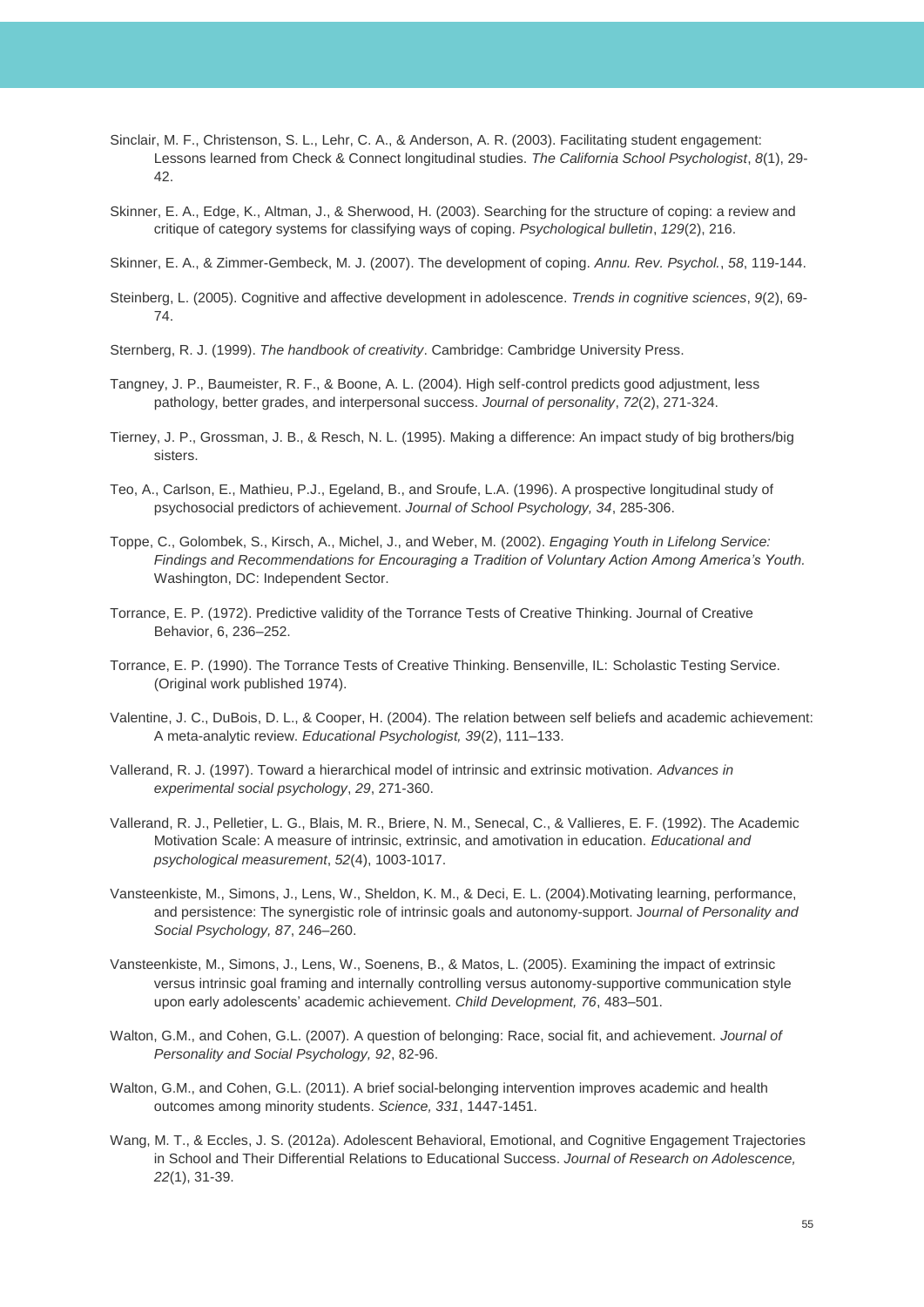Sinclair, M. F., Christenson, S. L., Lehr, C. A., & Anderson, A. R. (2003). Facilitating student engagement: Lessons learned from Check & Connect longitudinal studies. *The California School Psychologist*, *8*(1), 29-42.

Skinner, E. A., Edge, K., Altman, J., & Sherwood, H. (2003). Searching for the structure of coping: a review and critique of category systems for classifying ways of coping. *Psychological bulletin*, *129*(2), 216.

Skinner, E. A., & Zimmer-Gembeck, M. J. (2007). The development of coping. *Annu. Rev. Psychol.*, *58*, 119-144.

Steinberg, L. (2005). Cognitive and affective development in adolescence. *Trends in cognitive sciences*, *9*(2), 69-74.

Sternberg, R. J. (1999). *The handbook of creativity*. Cambridge: Cambridge University Press.

Tangney, J. P., Baumeister, R. F., & Boone, A. L. (2004). High self‐control predicts good adjustment, less pathology, better grades, and interpersonal success. *Journal of personality*, *72*(2), 271-324.

Tierney, J. P., Grossman, J. B., & Resch, N. L. (1995). Making a difference: An impact study of big brothers/big sisters.

Teo, A., Carlson, E., Mathieu, P.J., Egeland, B., and Sroufe, L.A. (1996). A prospective longitudinal study of psychosocial predictors of achievement. *Journal of School Psychology, 34*, 285-306.

Toppe, C., Golombek, S., Kirsch, A., Michel, J., and Weber, M. (2002). *Engaging Youth in Lifelong Service: Findings and Recommendations for Encouraging a Tradition of Voluntary Action Among America's Youth.* Washington, DC: Independent Sector.

Torrance, E. P. (1972). Predictive validity of the Torrance Tests of Creative Thinking. Journal of Creative Behavior, 6, 236–252.

Torrance, E. P. (1990). The Torrance Tests of Creative Thinking. Bensenville, IL: Scholastic Testing Service. (Original work published 1974).

Valentine, J. C., DuBois, D. L., & Cooper, H. (2004). The relation between self beliefs and academic achievement: A meta-analytic review. *Educational Psychologist, 39*(2), 111–133.

Vallerand, R. J. (1997). Toward a hierarchical model of intrinsic and extrinsic motivation. *Advances in experimental social psychology*, *29*, 271-360.

Vallerand, R. J., Pelletier, L. G., Blais, M. R., Briere, N. M., Senecal, C., & Vallieres, E. F. (1992). The Academic Motivation Scale: A measure of intrinsic, extrinsic, and amotivation in education. *Educational and psychological measurement*, *52*(4), 1003-1017.

Vansteenkiste, M., Simons, J., Lens, W., Sheldon, K. M., & Deci, E. L. (2004).Motivating learning, performance, and persistence: The synergistic role of intrinsic goals and autonomy-support. *Journal of Personality and Social Psychology, 87*, 246–260.

Vansteenkiste, M., Simons, J., Lens, W., Soenens, B., & Matos, L. (2005). Examining the impact of extrinsic versus intrinsic goal framing and internally controlling versus autonomy-supportive communication style upon early adolescents' academic achievement. *Child Development, 76*, 483–501.

Walton, G.M., and Cohen, G.L. (2007). A question of belonging: Race, social fit, and achievement. *Journal of Personality and Social Psychology, 92*, 82-96.

Walton, G.M., and Cohen, G.L. (2011). A brief social-belonging intervention improves academic and health outcomes among minority students. *Science, 331*, 1447-1451.

Wang, M. T., & Eccles, J. S. (2012a). Adolescent Behavioral, Emotional, and Cognitive Engagement Trajectories in School and Their Differential Relations to Educational Success. *Journal of Research on Adolescence, 22*(1), 31-39.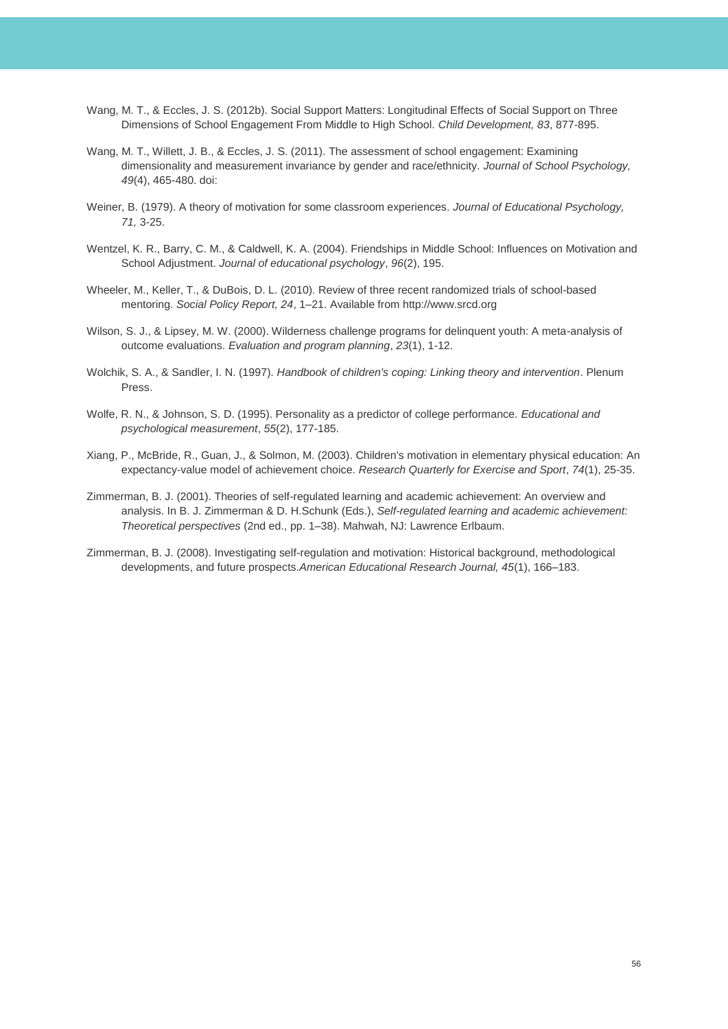Wang, M. T., & Eccles, J. S. (2012b). Social Support Matters: Longitudinal Effects of Social Support on Three Dimensions of School Engagement From Middle to High School. *Child Development, 83*, 877-895.

Wang, M. T., Willett, J. B., & Eccles, J. S. (2011). The assessment of school engagement: Examining dimensionality and measurement invariance by gender and race/ethnicity. *Journal of School Psychology, 49*(4), 465-480. doi:

Weiner, B. (1979). A theory of motivation for some classroom experiences. *Journal of Educational Psychology, 71,* 3-25.

Wentzel, K. R., Barry, C. M., & Caldwell, K. A. (2004). Friendships in Middle School: Influences on Motivation and School Adjustment. *Journal of educational psychology*, *96*(2), 195.

Wheeler, M., Keller, T., & DuBois, D. L. (2010). Review of three recent randomized trials of school-based mentoring. *Social Policy Report, 24*, 1–21. Available from http://www.srcd.org

Wilson, S. J., & Lipsey, M. W. (2000). Wilderness challenge programs for delinquent youth: A meta-analysis of outcome evaluations. *Evaluation and program planning*, *23*(1), 1-12.

Wolchik, S. A., & Sandler, I. N. (1997). *Handbook of children's coping: Linking theory and intervention*. Plenum Press.

Wolfe, R. N., & Johnson, S. D. (1995). Personality as a predictor of college performance. *Educational and psychological measurement*, *55*(2), 177-185.

Xiang, P., McBride, R., Guan, J., & Solmon, M. (2003). Children's motivation in elementary physical education: An expectancy-value model of achievement choice. *Research Quarterly for Exercise and Sport*, *74*(1), 25-35.

Zimmerman, B. J. (2001). Theories of self-regulated learning and academic achievement: An overview and analysis. In B. J. Zimmerman & D. H.Schunk (Eds.), *Self-regulated learning and academic achievement: Theoretical perspectives* (2nd ed., pp. 1–38). Mahwah, NJ: Lawrence Erlbaum.

Zimmerman, B. J. (2008). Investigating self-regulation and motivation: Historical background, methodological developments, and future prospects.*American Educational Research Journal, 45*(1), 166–183.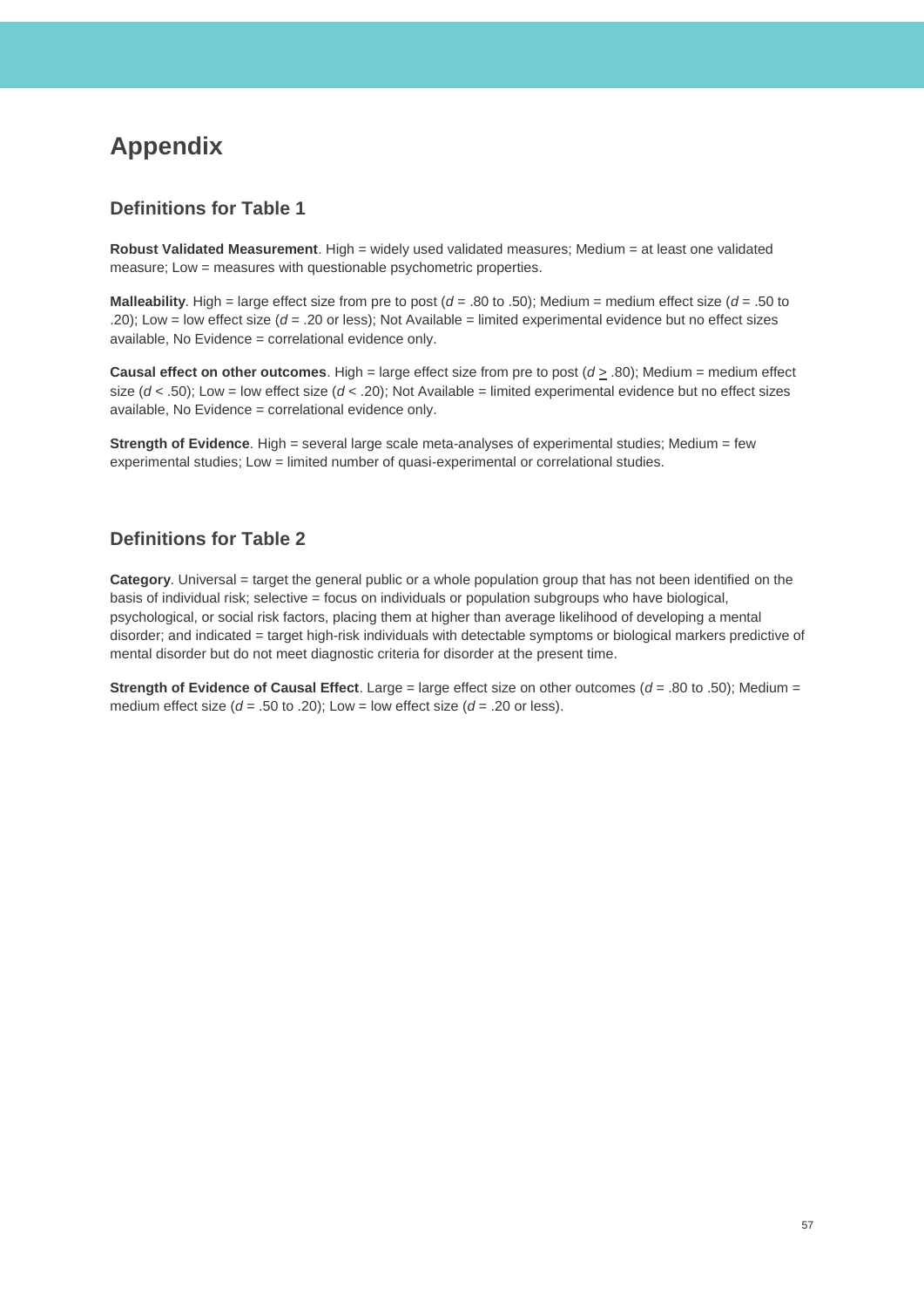# Appendix

## Definitions for Table 1

**Robust Validated Measurement**. High = widely used validated measures; Medium = at least one validated measure; Low = measures with questionable psychometric properties.

**Malleability**. High = large effect size from pre to post ($d$ = .80 to .50); Medium = medium effect size ($d$ = .50 to .20); Low = low effect size ($d$ = .20 or less); Not Available = limited experimental evidence but no effect sizes available, No Evidence = correlational evidence only.

**Causal effect on other outcomes**. High = large effect size from pre to post ($d \geq .80$); Medium = medium effect size ($d < .50$); Low = low effect size ($d < .20$); Not Available = limited experimental evidence but no effect sizes available, No Evidence = correlational evidence only.

**Strength of Evidence**. High = several large scale meta-analyses of experimental studies; Medium = few experimental studies; Low = limited number of quasi-experimental or correlational studies.

## Definitions for Table 2

**Category**. Universal = target the general public or a whole population group that has not been identified on the basis of individual risk; selective = focus on individuals or population subgroups who have biological, psychological, or social risk factors, placing them at higher than average likelihood of developing a mental disorder; and indicated = target high-risk individuals with detectable symptoms or biological markers predictive of mental disorder but do not meet diagnostic criteria for disorder at the present time.

**Strength of Evidence of Causal Effect**. Large = large effect size on other outcomes ($d$ = .80 to .50); Medium = medium effect size ($d$ = .50 to .20); Low = low effect size ($d$ = .20 or less).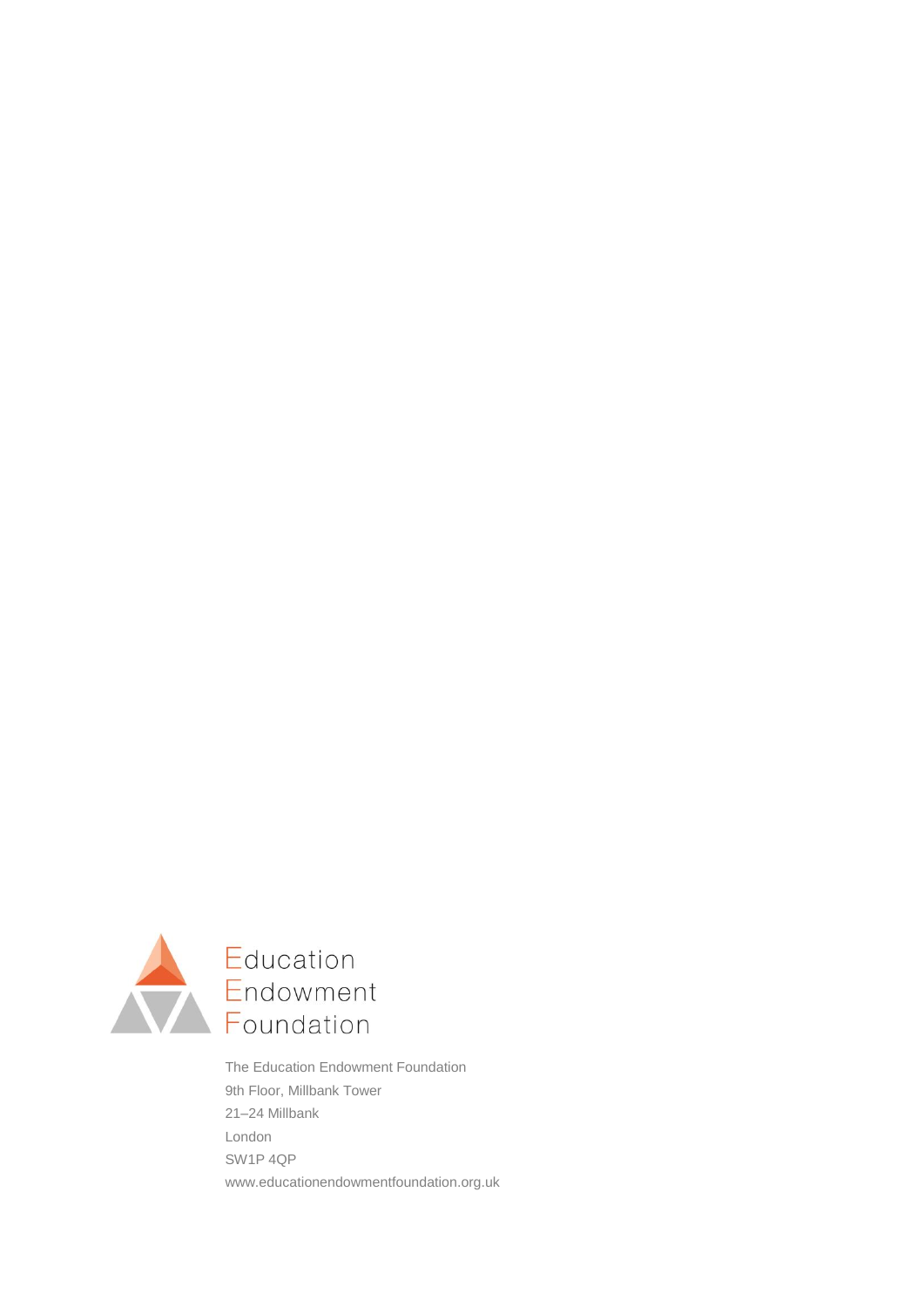Education
Endowment
Foundation

The Education Endowment Foundation
9th Floor, Millbank Tower
21–24 Millbank
London
SW1P 4QP
www.educationendowmentfoundation.org.uk